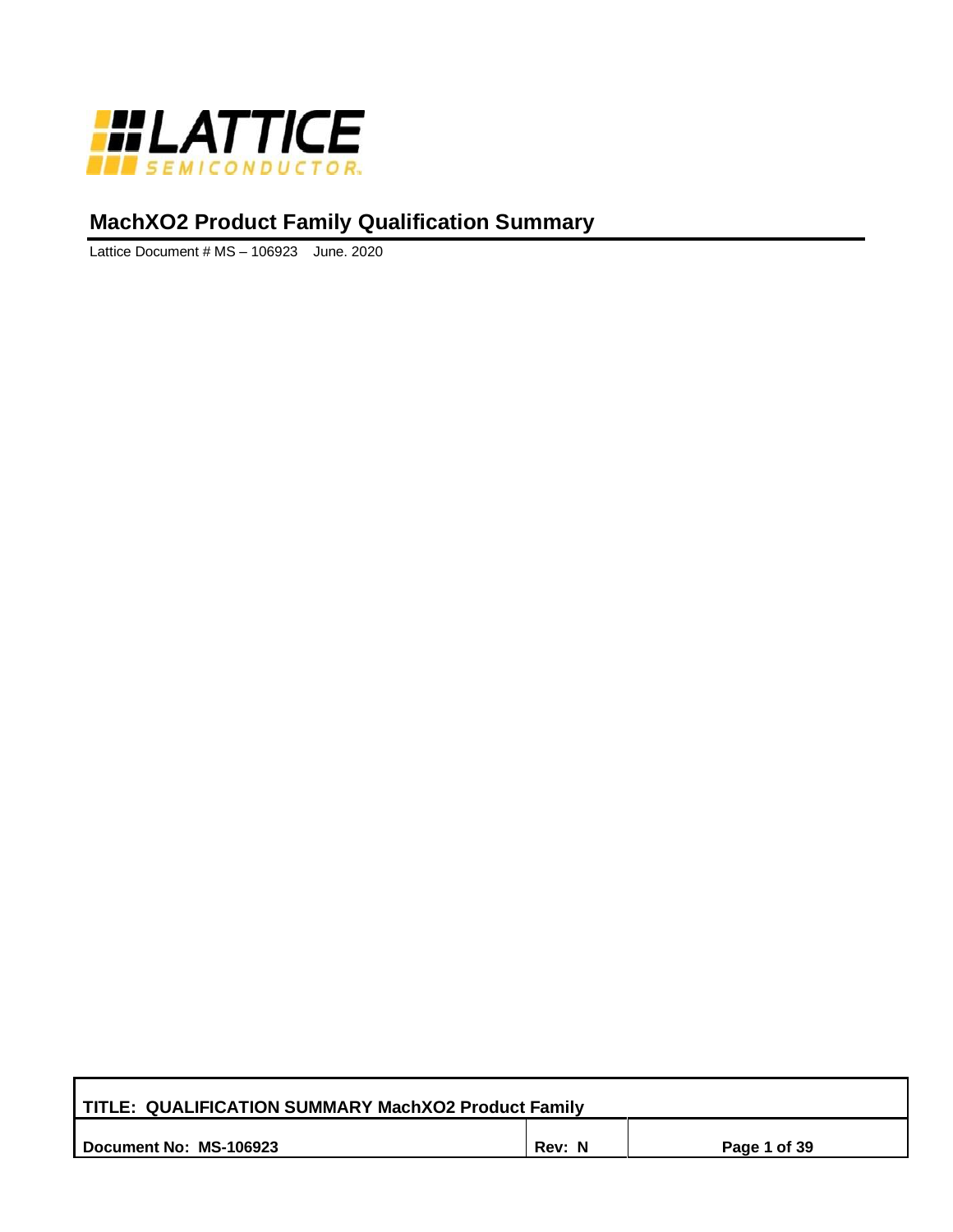# MachXO2 Product Family Qualification Summary

Lattice Document # MS – 106923 June. 2020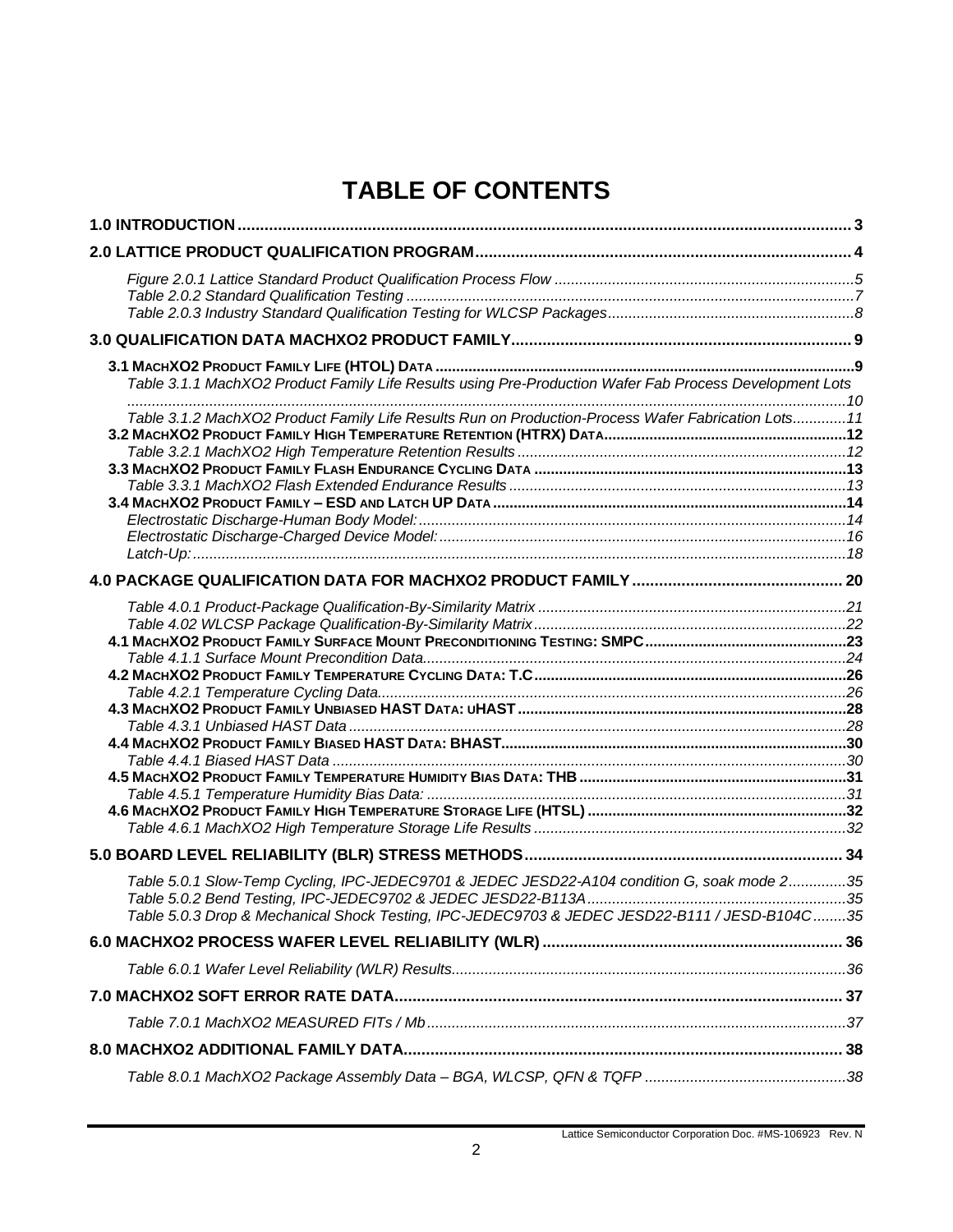# TABLE OF CONTENTS

| | |
|---|---|
| **1.0 INTRODUCTION** | **3** |
| **2.0 LATTICE PRODUCT QUALIFICATION PROGRAM** | **4** |
| *Figure 2.0.1 Lattice Standard Product Qualification Process Flow* | *5* |
| *Table 2.0.2 Standard Qualification Testing* | *7* |
| *Table 2.0.3 Industry Standard Qualification Testing for WLCSP Packages* | *8* |
| **3.0 QUALIFICATION DATA MACHXO2 PRODUCT FAMILY** | **9** |
| **3.1 MachXO2 Product Family Life (HTOL) Data** | **9** |
| *Table 3.1.1 MachXO2 Product Family Life Results using Pre-Production Wafer Fab Process Development Lots* | *10* |
| *Table 3.1.2 MachXO2 Product Family Life Results Run on Production-Process Wafer Fabrication Lots* | *11* |
| **3.2 MachXO2 Product Family High Temperature Retention (HTRX) Data** | **12** |
| *Table 3.2.1 MachXO2 High Temperature Retention Results* | *12* |
| **3.3 MachXO2 Product Family Flash Endurance Cycling Data** | **13** |
| *Table 3.3.1 MachXO2 Flash Extended Endurance Results* | *13* |
| **3.4 MachXO2 Product Family – ESD and Latch UP Data** | **14** |
| *Electrostatic Discharge-Human Body Model:* | *14* |
| *Electrostatic Discharge-Charged Device Model:* | *16* |
| *Latch-Up:* | *18* |
| **4.0 PACKAGE QUALIFICATION DATA FOR MACHXO2 PRODUCT FAMILY** | **20** |
| *Table 4.0.1 Product-Package Qualification-By-Similarity Matrix* | *21* |
| *Table 4.02 WLCSP Package Qualification-By-Similarity Matrix* | *22* |
| **4.1 MachXO2 Product Family Surface Mount Preconditioning Testing: SMPC** | **23** |
| *Table 4.1.1 Surface Mount Precondition Data* | *24* |
| **4.2 MachXO2 Product Family Temperature Cycling Data: T.C** | **26** |
| *Table 4.2.1 Temperature Cycling Data* | *26* |
| **4.3 MachXO2 Product Family Unbiased HAST Data: uHAST** | **28** |
| *Table 4.3.1 Unbiased HAST Data* | *28* |
| **4.4 MachXO2 Product Family Biased HAST Data: BHAST** | **30** |
| *Table 4.4.1 Biased HAST Data* | *30* |
| **4.5 MachXO2 Product Family Temperature Humidity Bias Data: THB** | **31** |
| *Table 4.5.1 Temperature Humidity Bias Data:* | *31* |
| **4.6 MachXO2 Product Family High Temperature Storage Life (HTSL)** | **32** |
| *Table 4.6.1 MachXO2 High Temperature Storage Life Results* | *32* |
| **5.0 BOARD LEVEL RELIABILITY (BLR) STRESS METHODS** | **34** |
| *Table 5.0.1 Slow-Temp Cycling, IPC-JEDEC9701 & JEDEC JESD22-A104 condition G, soak mode 2* | *35* |
| *Table 5.0.2 Bend Testing, IPC-JEDEC9702 & JEDEC JESD22-B113A* | *35* |
| *Table 5.0.3 Drop & Mechanical Shock Testing, IPC-JEDEC9703 & JEDEC JESD22-B111 / JESD-B104C* | *35* |
| **6.0 MACHXO2 PROCESS WAFER LEVEL RELIABILITY (WLR)** | **36** |
| *Table 6.0.1 Wafer Level Reliability (WLR) Results* | *36* |
| **7.0 MACHXO2 SOFT ERROR RATE DATA** | **37** |
| *Table 7.0.1 MachXO2 MEASURED FITs / Mb* | *37* |
| **8.0 MACHXO2 ADDITIONAL FAMILY DATA** | **38** |
| *Table 8.0.1 MachXO2 Package Assembly Data – BGA, WLCSP, QFN & TQFP* | *38* |

Lattice Semiconductor Corporation Doc. #MS-106923 Rev. N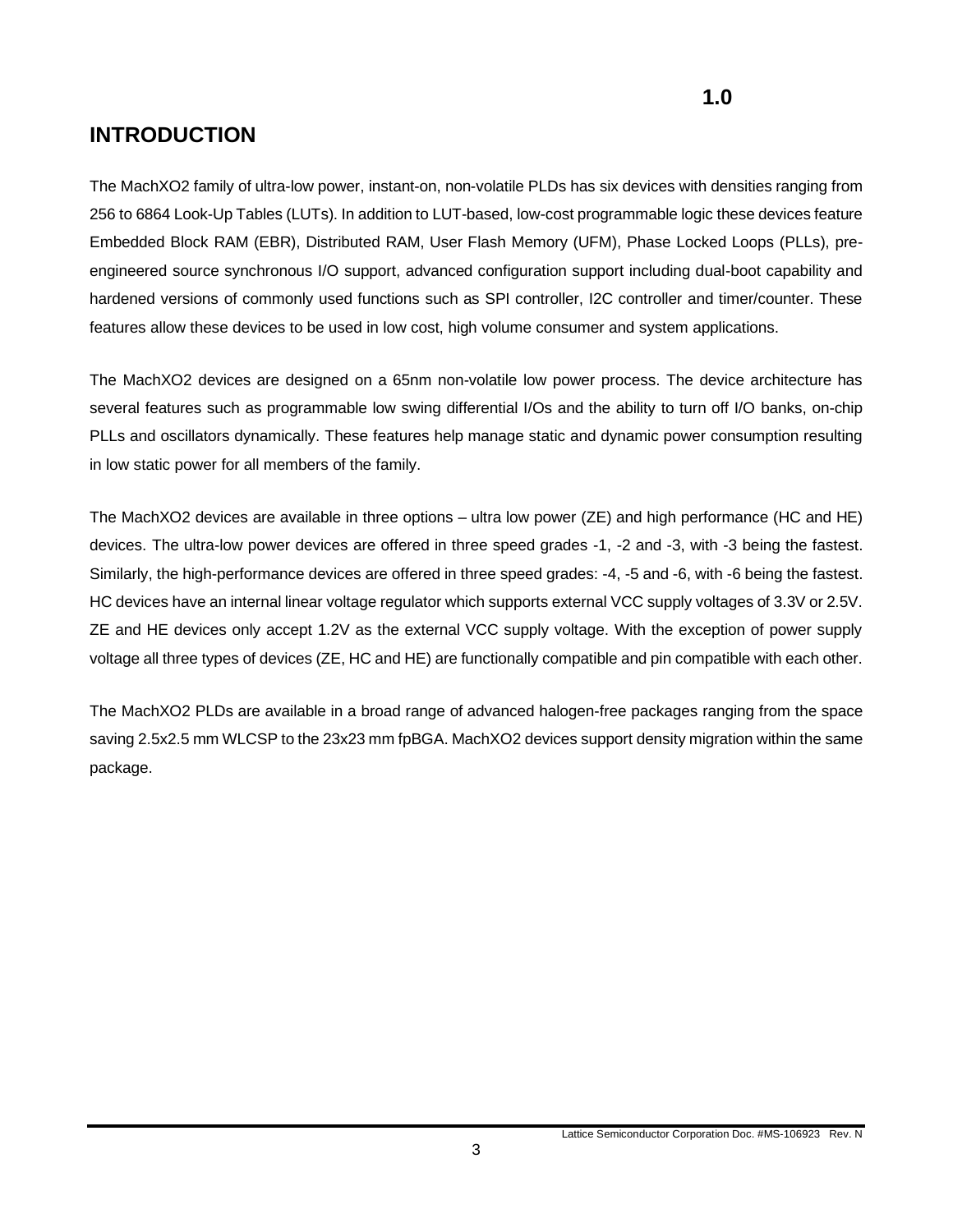# 1.0 INTRODUCTION

The MachXO2 family of ultra-low power, instant-on, non-volatile PLDs has six devices with densities ranging from 256 to 6864 Look-Up Tables (LUTs). In addition to LUT-based, low-cost programmable logic these devices feature Embedded Block RAM (EBR), Distributed RAM, User Flash Memory (UFM), Phase Locked Loops (PLLs), pre-engineered source synchronous I/O support, advanced configuration support including dual-boot capability and hardened versions of commonly used functions such as SPI controller, I2C controller and timer/counter. These features allow these devices to be used in low cost, high volume consumer and system applications.

The MachXO2 devices are designed on a 65nm non-volatile low power process. The device architecture has several features such as programmable low swing differential I/Os and the ability to turn off I/O banks, on-chip PLLs and oscillators dynamically. These features help manage static and dynamic power consumption resulting in low static power for all members of the family.

The MachXO2 devices are available in three options – ultra low power (ZE) and high performance (HC and HE) devices. The ultra-low power devices are offered in three speed grades -1, -2 and -3, with -3 being the fastest. Similarly, the high-performance devices are offered in three speed grades: -4, -5 and -6, with -6 being the fastest. HC devices have an internal linear voltage regulator which supports external VCC supply voltages of 3.3V or 2.5V. ZE and HE devices only accept 1.2V as the external VCC supply voltage. With the exception of power supply voltage all three types of devices (ZE, HC and HE) are functionally compatible and pin compatible with each other.

The MachXO2 PLDs are available in a broad range of advanced halogen-free packages ranging from the space saving 2.5x2.5 mm WLCSP to the 23x23 mm fpBGA. MachXO2 devices support density migration within the same package.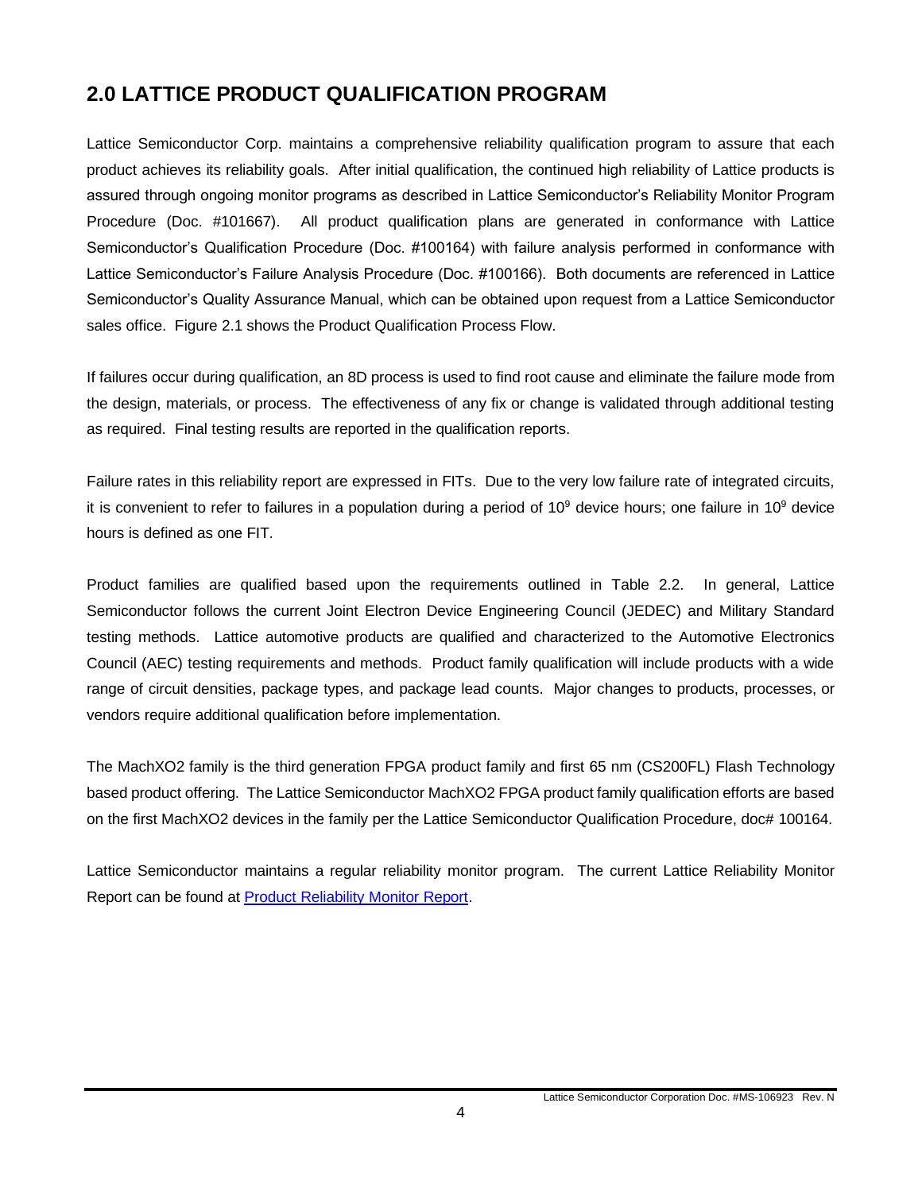## 2.0 LATTICE PRODUCT QUALIFICATION PROGRAM

Lattice Semiconductor Corp. maintains a comprehensive reliability qualification program to assure that each product achieves its reliability goals. After initial qualification, the continued high reliability of Lattice products is assured through ongoing monitor programs as described in Lattice Semiconductor's Reliability Monitor Program Procedure (Doc. #101667). All product qualification plans are generated in conformance with Lattice Semiconductor's Qualification Procedure (Doc. #100164) with failure analysis performed in conformance with Lattice Semiconductor's Failure Analysis Procedure (Doc. #100166). Both documents are referenced in Lattice Semiconductor's Quality Assurance Manual, which can be obtained upon request from a Lattice Semiconductor sales office. Figure 2.1 shows the Product Qualification Process Flow.

If failures occur during qualification, an 8D process is used to find root cause and eliminate the failure mode from the design, materials, or process. The effectiveness of any fix or change is validated through additional testing as required. Final testing results are reported in the qualification reports.

Failure rates in this reliability report are expressed in FITs. Due to the very low failure rate of integrated circuits, it is convenient to refer to failures in a population during a period of $10^9$ device hours; one failure in $10^9$ device hours is defined as one FIT.

Product families are qualified based upon the requirements outlined in Table 2.2. In general, Lattice Semiconductor follows the current Joint Electron Device Engineering Council (JEDEC) and Military Standard testing methods. Lattice automotive products are qualified and characterized to the Automotive Electronics Council (AEC) testing requirements and methods. Product family qualification will include products with a wide range of circuit densities, package types, and package lead counts. Major changes to products, processes, or vendors require additional qualification before implementation.

The MachXO2 family is the third generation FPGA product family and first 65 nm (CS200FL) Flash Technology based product offering. The Lattice Semiconductor MachXO2 FPGA product family qualification efforts are based on the first MachXO2 devices in the family per the Lattice Semiconductor Qualification Procedure, doc# 100164.

Lattice Semiconductor maintains a regular reliability monitor program. The current Lattice Reliability Monitor Report can be found at Product Reliability Monitor Report.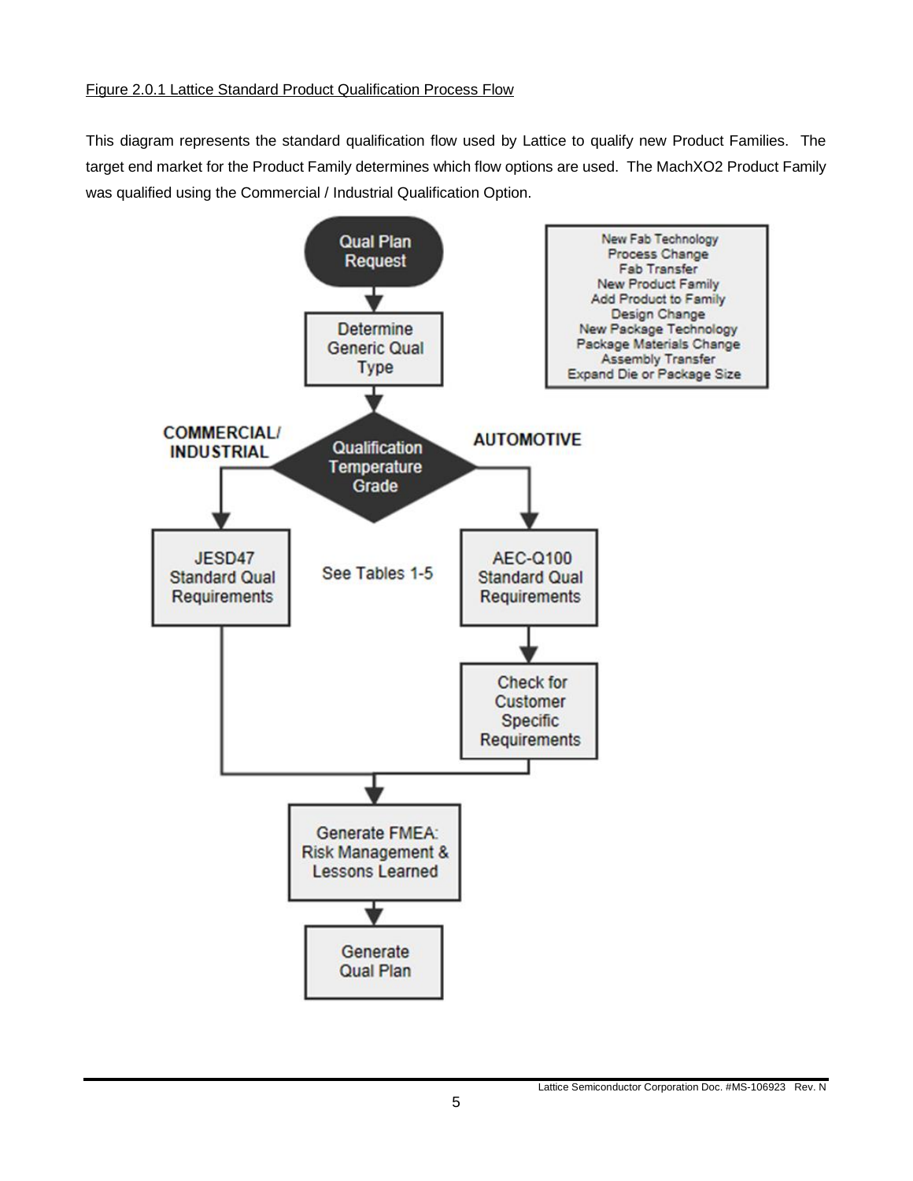Figure 2.0.1 Lattice Standard Product Qualification Process Flow

This diagram represents the standard qualification flow used by Lattice to qualify new Product Families. The target end market for the Product Family determines which flow options are used. The MachXO2 Product Family was qualified using the Commercial / Industrial Qualification Option.

Qual Plan Request

Determine Generic Qual Type

New Fab Technology
Process Change
Fab Transfer
New Product Family
Add Product to Family
Design Change
New Package Technology
Package Materials Change
Assembly Transfer
Expand Die or Package Size

Qualification Temperature Grade

COMMERCIAL/ INDUSTRIAL

AUTOMOTIVE

JESD47 Standard Qual Requirements

See Tables 1-5

AEC-Q100 Standard Qual Requirements

Check for Customer Specific Requirements

Generate FMEA: Risk Management & Lessons Learned

Generate Qual Plan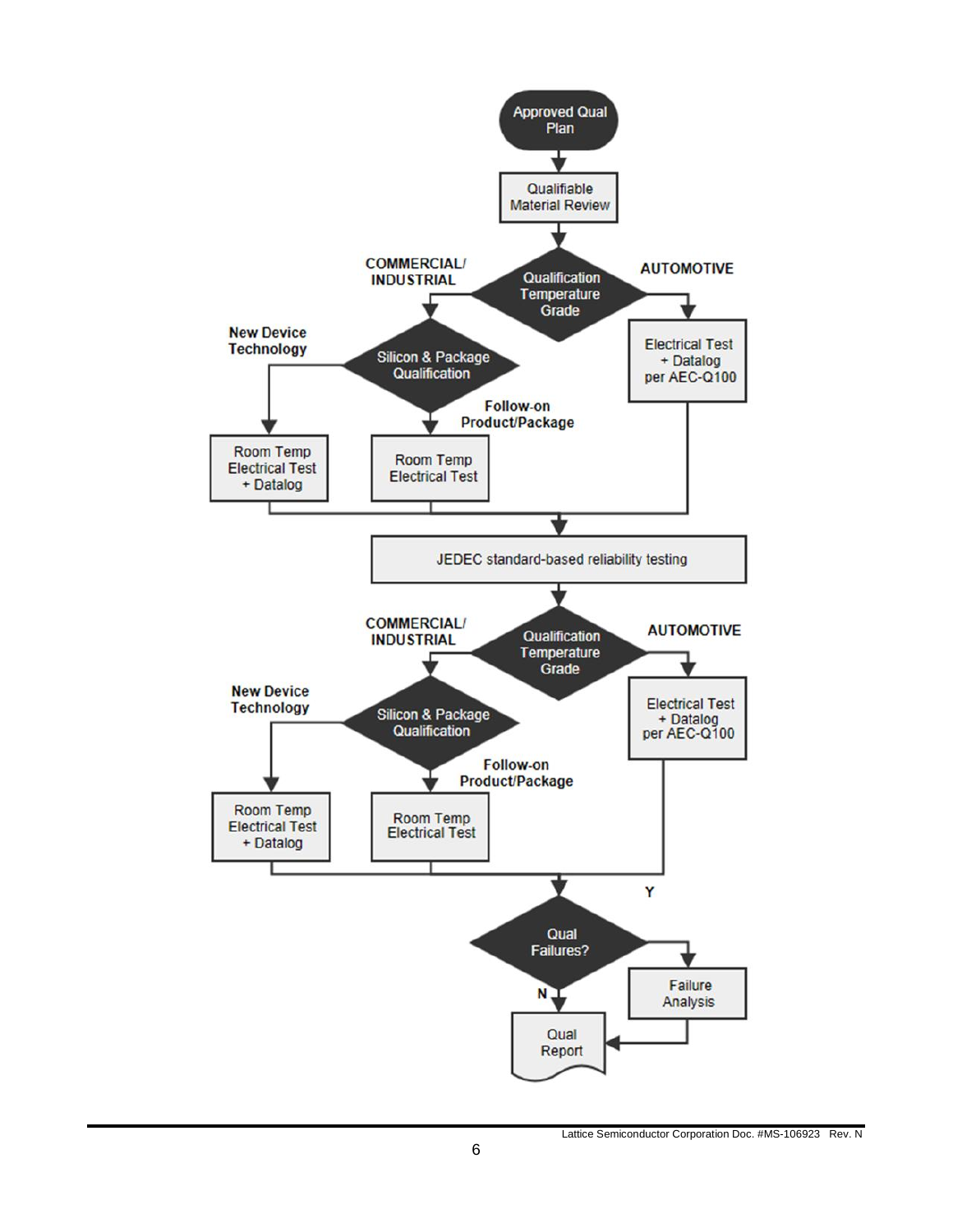Approved Qual Plan

Qualifiable Material Review

Qualification Temperature Grade

- COMMERCIAL/ INDUSTRIAL
  - Silicon & Package Qualification
    - New Device Technology: Room Temp Electrical Test + Datalog
    - Follow-on Product/Package: Room Temp Electrical Test
- AUTOMOTIVE
  - Electrical Test + Datalog per AEC-Q100

JEDEC standard-based reliability testing

Qualification Temperature Grade

- COMMERCIAL/ INDUSTRIAL
  - Silicon & Package Qualification
    - New Device Technology: Room Temp Electrical Test + Datalog
    - Follow-on Product/Package: Room Temp Electrical Test
- AUTOMOTIVE
  - Electrical Test + Datalog per AEC-Q100

Qual Failures?

- Y: Failure Analysis → Qual Report
- N: Qual Report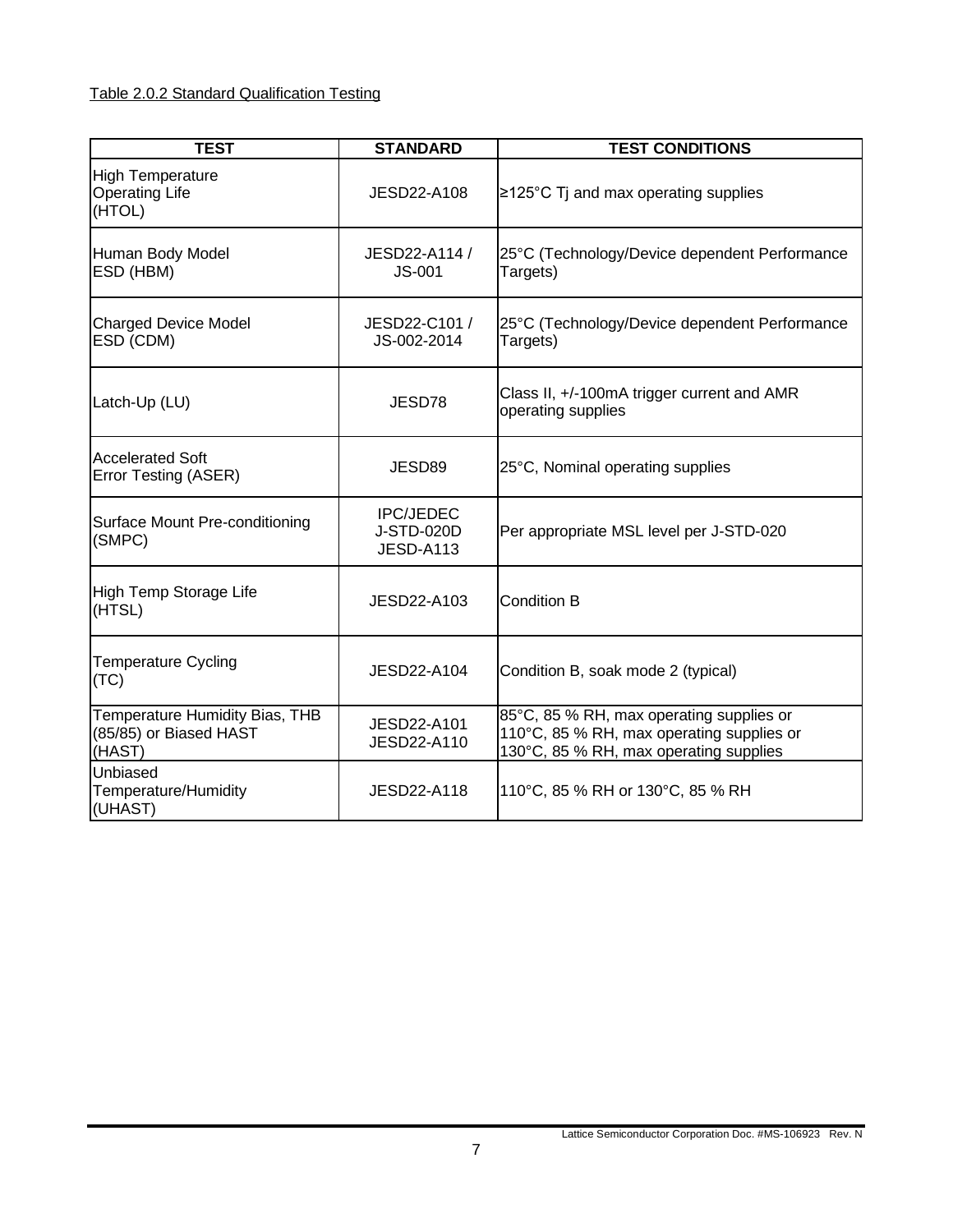Table 2.0.2 Standard Qualification Testing

| TEST | STANDARD | TEST CONDITIONS |
| --- | --- | --- |
| High Temperature Operating Life (HTOL) | JESD22-A108 | ≥125°C Tj and max operating supplies |
| Human Body Model ESD (HBM) | JESD22-A114 / JS-001 | 25°C (Technology/Device dependent Performance Targets) |
| Charged Device Model ESD (CDM) | JESD22-C101 / JS-002-2014 | 25°C (Technology/Device dependent Performance Targets) |
| Latch-Up (LU) | JESD78 | Class II, +/-100mA trigger current and AMR operating supplies |
| Accelerated Soft Error Testing (ASER) | JESD89 | 25°C, Nominal operating supplies |
| Surface Mount Pre-conditioning (SMPC) | IPC/JEDEC J-STD-020D JESD-A113 | Per appropriate MSL level per J-STD-020 |
| High Temp Storage Life (HTSL) | JESD22-A103 | Condition B |
| Temperature Cycling (TC) | JESD22-A104 | Condition B, soak mode 2 (typical) |
| Temperature Humidity Bias, THB (85/85) or Biased HAST (HAST) | JESD22-A101 JESD22-A110 | 85°C, 85 % RH, max operating supplies or 110°C, 85 % RH, max operating supplies or 130°C, 85 % RH, max operating supplies |
| Unbiased Temperature/Humidity (UHAST) | JESD22-A118 | 110°C, 85 % RH or 130°C, 85 % RH |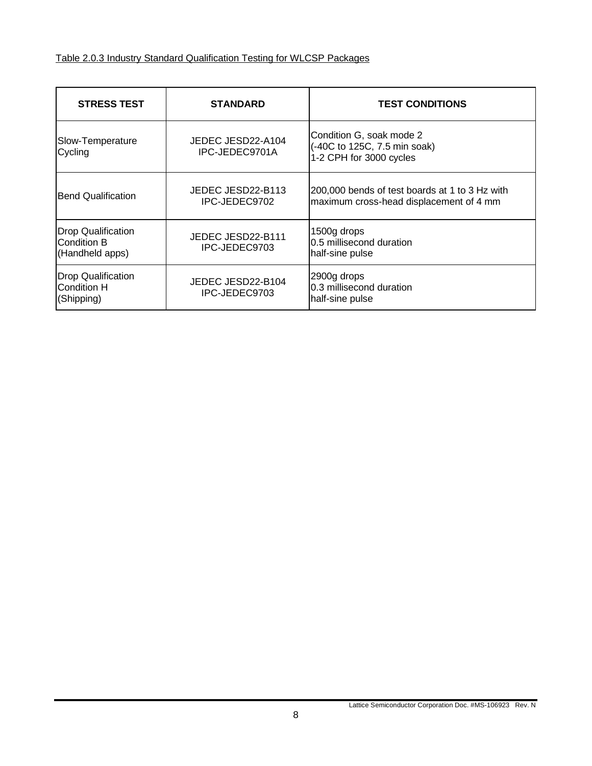Table 2.0.3 Industry Standard Qualification Testing for WLCSP Packages

| STRESS TEST | STANDARD | TEST CONDITIONS |
|---|---|---|
| Slow-Temperature Cycling | JEDEC JESD22-A104<br>IPC-JEDEC9701A | Condition G, soak mode 2<br>(-40C to 125C, 7.5 min soak)<br>1-2 CPH for 3000 cycles |
| Bend Qualification | JEDEC JESD22-B113<br>IPC-JEDEC9702 | 200,000 bends of test boards at 1 to 3 Hz with maximum cross-head displacement of 4 mm |
| Drop Qualification Condition B (Handheld apps) | JEDEC JESD22-B111<br>IPC-JEDEC9703 | 1500g drops<br>0.5 millisecond duration<br>half-sine pulse |
| Drop Qualification Condition H (Shipping) | JEDEC JESD22-B104<br>IPC-JEDEC9703 | 2900g drops<br>0.3 millisecond duration<br>half-sine pulse |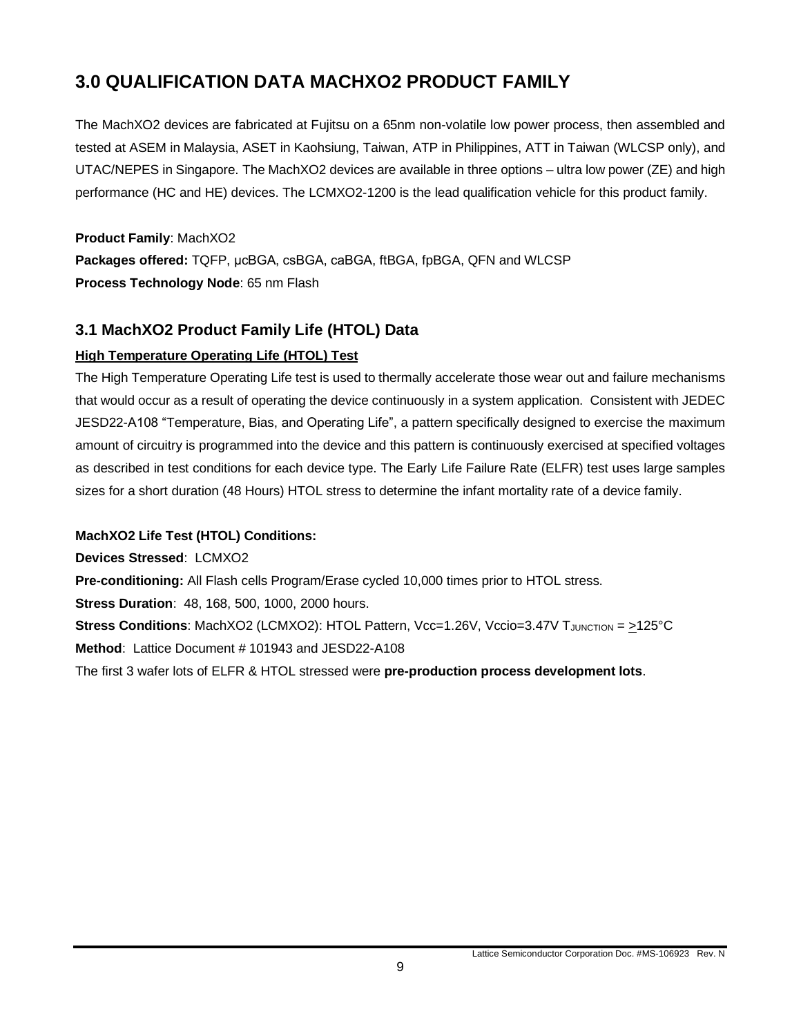# 3.0 QUALIFICATION DATA MACHXO2 PRODUCT FAMILY

The MachXO2 devices are fabricated at Fujitsu on a 65nm non-volatile low power process, then assembled and tested at ASEM in Malaysia, ASET in Kaohsiung, Taiwan, ATP in Philippines, ATT in Taiwan (WLCSP only), and UTAC/NEPES in Singapore. The MachXO2 devices are available in three options – ultra low power (ZE) and high performance (HC and HE) devices. The LCMXO2-1200 is the lead qualification vehicle for this product family.

**Product Family**: MachXO2

**Packages offered:** TQFP, µcBGA, csBGA, caBGA, ftBGA, fpBGA, QFN and WLCSP

**Process Technology Node**: 65 nm Flash

## 3.1 MachXO2 Product Family Life (HTOL) Data

**High Temperature Operating Life (HTOL) Test**

The High Temperature Operating Life test is used to thermally accelerate those wear out and failure mechanisms that would occur as a result of operating the device continuously in a system application. Consistent with JEDEC JESD22-A108 "Temperature, Bias, and Operating Life", a pattern specifically designed to exercise the maximum amount of circuitry is programmed into the device and this pattern is continuously exercised at specified voltages as described in test conditions for each device type. The Early Life Failure Rate (ELFR) test uses large samples sizes for a short duration (48 Hours) HTOL stress to determine the infant mortality rate of a device family.

**MachXO2 Life Test (HTOL) Conditions:**

**Devices Stressed**: LCMXO2

**Pre-conditioning:** All Flash cells Program/Erase cycled 10,000 times prior to HTOL stress.

**Stress Duration**: 48, 168, 500, 1000, 2000 hours.

**Stress Conditions**: MachXO2 (LCMXO2): HTOL Pattern, Vcc=1.26V, Vccio=3.47V $T_{JUNCTION}$ = $\geq$125°C

**Method**: Lattice Document # 101943 and JESD22-A108

The first 3 wafer lots of ELFR & HTOL stressed were **pre-production process development lots**.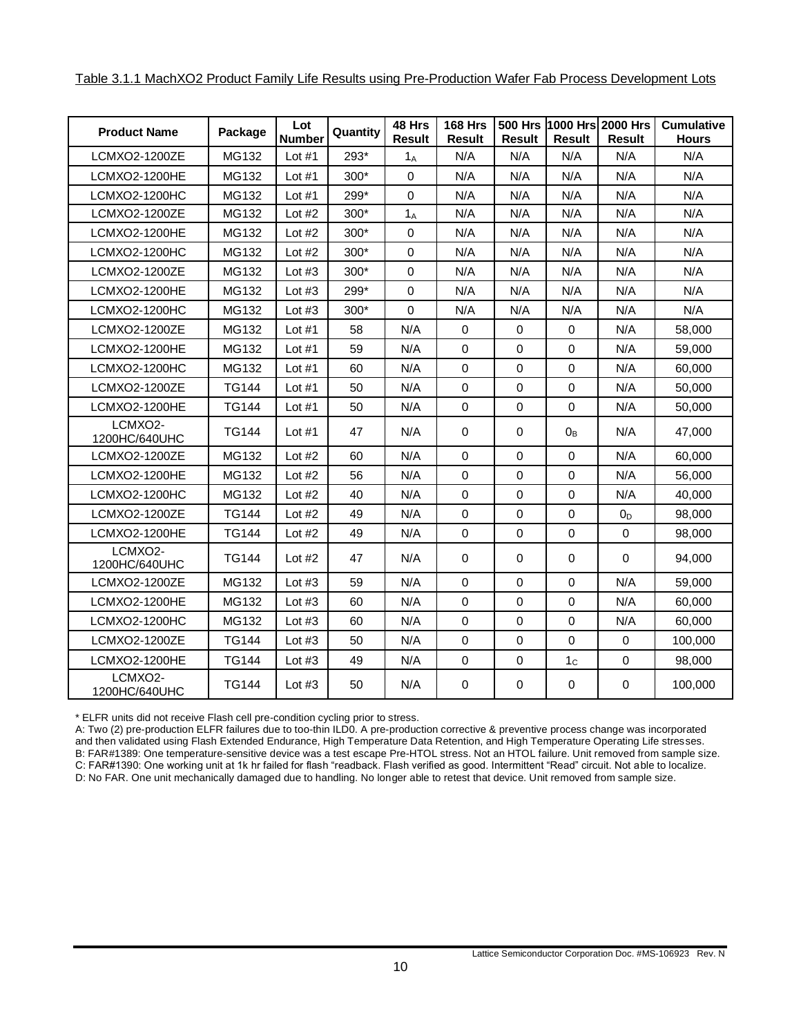Table 3.1.1 MachXO2 Product Family Life Results using Pre-Production Wafer Fab Process Development Lots

| Product Name | Package | Lot Number | Quantity | 48 Hrs Result | 168 Hrs Result | 500 Hrs Result | 1000 Hrs Result | 2000 Hrs Result | Cumulative Hours |
|---|---|---|---|---|---|---|---|---|---|
| LCMXO2-1200ZE | MG132 | Lot #1 | 293* | $1_A$ | N/A | N/A | N/A | N/A | N/A |
| LCMXO2-1200HE | MG132 | Lot #1 | 300* | 0 | N/A | N/A | N/A | N/A | N/A |
| LCMXO2-1200HC | MG132 | Lot #1 | 299* | 0 | N/A | N/A | N/A | N/A | N/A |
| LCMXO2-1200ZE | MG132 | Lot #2 | 300* | $1_A$ | N/A | N/A | N/A | N/A | N/A |
| LCMXO2-1200HE | MG132 | Lot #2 | 300* | 0 | N/A | N/A | N/A | N/A | N/A |
| LCMXO2-1200HC | MG132 | Lot #2 | 300* | 0 | N/A | N/A | N/A | N/A | N/A |
| LCMXO2-1200ZE | MG132 | Lot #3 | 300* | 0 | N/A | N/A | N/A | N/A | N/A |
| LCMXO2-1200HE | MG132 | Lot #3 | 299* | 0 | N/A | N/A | N/A | N/A | N/A |
| LCMXO2-1200HC | MG132 | Lot #3 | 300* | 0 | N/A | N/A | N/A | N/A | N/A |
| LCMXO2-1200ZE | MG132 | Lot #1 | 58 | N/A | 0 | 0 | 0 | N/A | 58,000 |
| LCMXO2-1200HE | MG132 | Lot #1 | 59 | N/A | 0 | 0 | 0 | N/A | 59,000 |
| LCMXO2-1200HC | MG132 | Lot #1 | 60 | N/A | 0 | 0 | 0 | N/A | 60,000 |
| LCMXO2-1200ZE | TG144 | Lot #1 | 50 | N/A | 0 | 0 | 0 | N/A | 50,000 |
| LCMXO2-1200HE | TG144 | Lot #1 | 50 | N/A | 0 | 0 | 0 | N/A | 50,000 |
| LCMXO2-1200HC/640UHC | TG144 | Lot #1 | 47 | N/A | 0 | 0 | $0_B$ | N/A | 47,000 |
| LCMXO2-1200ZE | MG132 | Lot #2 | 60 | N/A | 0 | 0 | 0 | N/A | 60,000 |
| LCMXO2-1200HE | MG132 | Lot #2 | 56 | N/A | 0 | 0 | 0 | N/A | 56,000 |
| LCMXO2-1200HC | MG132 | Lot #2 | 40 | N/A | 0 | 0 | 0 | N/A | 40,000 |
| LCMXO2-1200ZE | TG144 | Lot #2 | 49 | N/A | 0 | 0 | 0 | $0_D$ | 98,000 |
| LCMXO2-1200HE | TG144 | Lot #2 | 49 | N/A | 0 | 0 | 0 | 0 | 98,000 |
| LCMXO2-1200HC/640UHC | TG144 | Lot #2 | 47 | N/A | 0 | 0 | 0 | 0 | 94,000 |
| LCMXO2-1200ZE | MG132 | Lot #3 | 59 | N/A | 0 | 0 | 0 | N/A | 59,000 |
| LCMXO2-1200HE | MG132 | Lot #3 | 60 | N/A | 0 | 0 | 0 | N/A | 60,000 |
| LCMXO2-1200HC | MG132 | Lot #3 | 60 | N/A | 0 | 0 | 0 | N/A | 60,000 |
| LCMXO2-1200ZE | TG144 | Lot #3 | 50 | N/A | 0 | 0 | 0 | 0 | 100,000 |
| LCMXO2-1200HE | TG144 | Lot #3 | 49 | N/A | 0 | 0 | $1_C$ | 0 | 98,000 |
| LCMXO2-1200HC/640UHC | TG144 | Lot #3 | 50 | N/A | 0 | 0 | 0 | 0 | 100,000 |

\* ELFR units did not receive Flash cell pre-condition cycling prior to stress.

A: Two (2) pre-production ELFR failures due to too-thin ILD0. A pre-production corrective & preventive process change was incorporated and then validated using Flash Extended Endurance, High Temperature Data Retention, and High Temperature Operating Life stresses.

B: FAR#1389: One temperature-sensitive device was a test escape Pre-HTOL stress. Not an HTOL failure. Unit removed from sample size.

C: FAR#1390: One working unit at 1k hr failed for flash "readback. Flash verified as good. Intermittent "Read" circuit. Not able to localize.

D: No FAR. One unit mechanically damaged due to handling. No longer able to retest that device. Unit removed from sample size.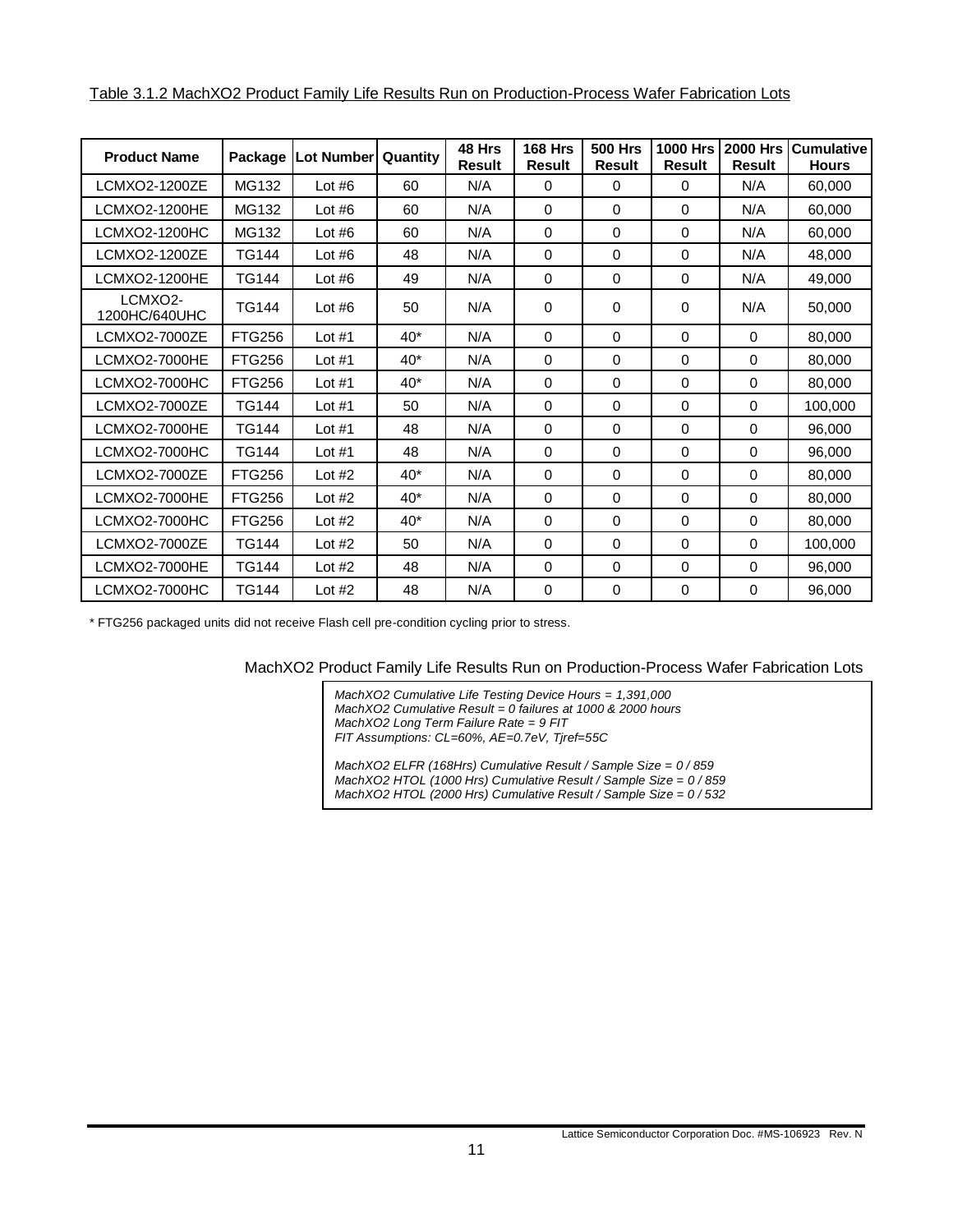Table 3.1.2 MachXO2 Product Family Life Results Run on Production-Process Wafer Fabrication Lots

| Product Name | Package | Lot Number | Quantity | 48 Hrs Result | 168 Hrs Result | 500 Hrs Result | 1000 Hrs Result | 2000 Hrs Result | Cumulative Hours |
|---|---|---|---|---|---|---|---|---|---|
| LCMXO2-1200ZE | MG132 | Lot #6 | 60 | N/A | 0 | 0 | 0 | N/A | 60,000 |
| LCMXO2-1200HE | MG132 | Lot #6 | 60 | N/A | 0 | 0 | 0 | N/A | 60,000 |
| LCMXO2-1200HC | MG132 | Lot #6 | 60 | N/A | 0 | 0 | 0 | N/A | 60,000 |
| LCMXO2-1200ZE | TG144 | Lot #6 | 48 | N/A | 0 | 0 | 0 | N/A | 48,000 |
| LCMXO2-1200HE | TG144 | Lot #6 | 49 | N/A | 0 | 0 | 0 | N/A | 49,000 |
| LCMXO2-1200HC/640UHC | TG144 | Lot #6 | 50 | N/A | 0 | 0 | 0 | N/A | 50,000 |
| LCMXO2-7000ZE | FTG256 | Lot #1 | 40* | N/A | 0 | 0 | 0 | 0 | 80,000 |
| LCMXO2-7000HE | FTG256 | Lot #1 | 40* | N/A | 0 | 0 | 0 | 0 | 80,000 |
| LCMXO2-7000HC | FTG256 | Lot #1 | 40* | N/A | 0 | 0 | 0 | 0 | 80,000 |
| LCMXO2-7000ZE | TG144 | Lot #1 | 50 | N/A | 0 | 0 | 0 | 0 | 100,000 |
| LCMXO2-7000HE | TG144 | Lot #1 | 48 | N/A | 0 | 0 | 0 | 0 | 96,000 |
| LCMXO2-7000HC | TG144 | Lot #1 | 48 | N/A | 0 | 0 | 0 | 0 | 96,000 |
| LCMXO2-7000ZE | FTG256 | Lot #2 | 40* | N/A | 0 | 0 | 0 | 0 | 80,000 |
| LCMXO2-7000HE | FTG256 | Lot #2 | 40* | N/A | 0 | 0 | 0 | 0 | 80,000 |
| LCMXO2-7000HC | FTG256 | Lot #2 | 40* | N/A | 0 | 0 | 0 | 0 | 80,000 |
| LCMXO2-7000ZE | TG144 | Lot #2 | 50 | N/A | 0 | 0 | 0 | 0 | 100,000 |
| LCMXO2-7000HE | TG144 | Lot #2 | 48 | N/A | 0 | 0 | 0 | 0 | 96,000 |
| LCMXO2-7000HC | TG144 | Lot #2 | 48 | N/A | 0 | 0 | 0 | 0 | 96,000 |

\* FTG256 packaged units did not receive Flash cell pre-condition cycling prior to stress.

MachXO2 Product Family Life Results Run on Production-Process Wafer Fabrication Lots

*MachXO2 Cumulative Life Testing Device Hours = 1,391,000*
*MachXO2 Cumulative Result = 0 failures at 1000 & 2000 hours*
*MachXO2 Long Term Failure Rate = 9 FIT*
*FIT Assumptions: CL=60%, AE=0.7eV, Tjref=55C*

*MachXO2 ELFR (168Hrs) Cumulative Result / Sample Size = 0 / 859*
*MachXO2 HTOL (1000 Hrs) Cumulative Result / Sample Size = 0 / 859*
*MachXO2 HTOL (2000 Hrs) Cumulative Result / Sample Size = 0 / 532*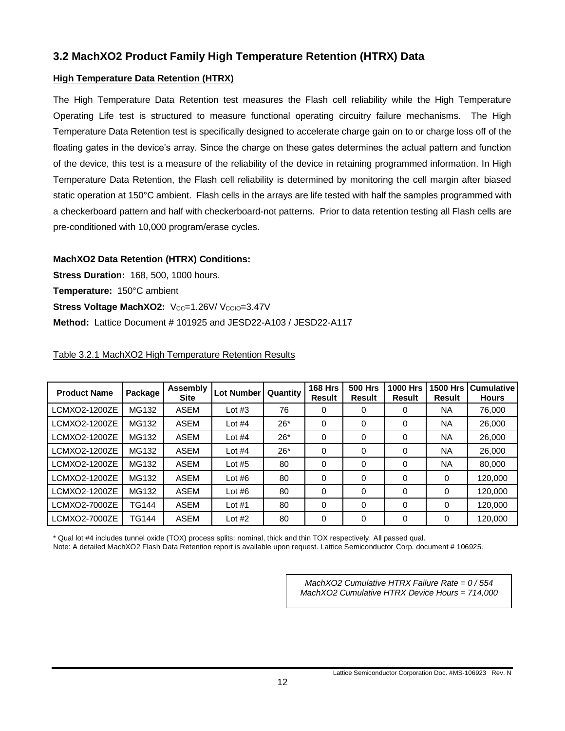## 3.2 MachXO2 Product Family High Temperature Retention (HTRX) Data

**High Temperature Data Retention (HTRX)**

The High Temperature Data Retention test measures the Flash cell reliability while the High Temperature Operating Life test is structured to measure functional operating circuitry failure mechanisms. The High Temperature Data Retention test is specifically designed to accelerate charge gain on to or charge loss off of the floating gates in the device's array. Since the charge on these gates determines the actual pattern and function of the device, this test is a measure of the reliability of the device in retaining programmed information. In High Temperature Data Retention, the Flash cell reliability is determined by monitoring the cell margin after biased static operation at 150°C ambient. Flash cells in the arrays are life tested with half the samples programmed with a checkerboard pattern and half with checkerboard-not patterns. Prior to data retention testing all Flash cells are pre-conditioned with 10,000 program/erase cycles.

**MachXO2 Data Retention (HTRX) Conditions:**

**Stress Duration:** 168, 500, 1000 hours.

**Temperature:** 150°C ambient

**Stress Voltage MachXO2:** $V_{CC}$=1.26V/ $V_{CCIO}$=3.47V

**Method:** Lattice Document # 101925 and JESD22-A103 / JESD22-A117

Table 3.2.1 MachXO2 High Temperature Retention Results

| Product Name | Package | Assembly Site | Lot Number | Quantity | 168 Hrs Result | 500 Hrs Result | 1000 Hrs Result | 1500 Hrs Result | Cumulative Hours |
|---|---|---|---|---|---|---|---|---|---|
| LCMXO2-1200ZE | MG132 | ASEM | Lot #3 | 76 | 0 | 0 | 0 | NA | 76,000 |
| LCMXO2-1200ZE | MG132 | ASEM | Lot #4 | 26* | 0 | 0 | 0 | NA | 26,000 |
| LCMXO2-1200ZE | MG132 | ASEM | Lot #4 | 26* | 0 | 0 | 0 | NA | 26,000 |
| LCMXO2-1200ZE | MG132 | ASEM | Lot #4 | 26* | 0 | 0 | 0 | NA | 26,000 |
| LCMXO2-1200ZE | MG132 | ASEM | Lot #5 | 80 | 0 | 0 | 0 | NA | 80,000 |
| LCMXO2-1200ZE | MG132 | ASEM | Lot #6 | 80 | 0 | 0 | 0 | 0 | 120,000 |
| LCMXO2-1200ZE | MG132 | ASEM | Lot #6 | 80 | 0 | 0 | 0 | 0 | 120,000 |
| LCMXO2-7000ZE | TG144 | ASEM | Lot #1 | 80 | 0 | 0 | 0 | 0 | 120,000 |
| LCMXO2-7000ZE | TG144 | ASEM | Lot #2 | 80 | 0 | 0 | 0 | 0 | 120,000 |

\* Qual lot #4 includes tunnel oxide (TOX) process splits: nominal, thick and thin TOX respectively. All passed qual.

Note: A detailed MachXO2 Flash Data Retention report is available upon request. Lattice Semiconductor Corp. document # 106925.

*MachXO2 Cumulative HTRX Failure Rate = 0 / 554*
*MachXO2 Cumulative HTRX Device Hours = 714,000*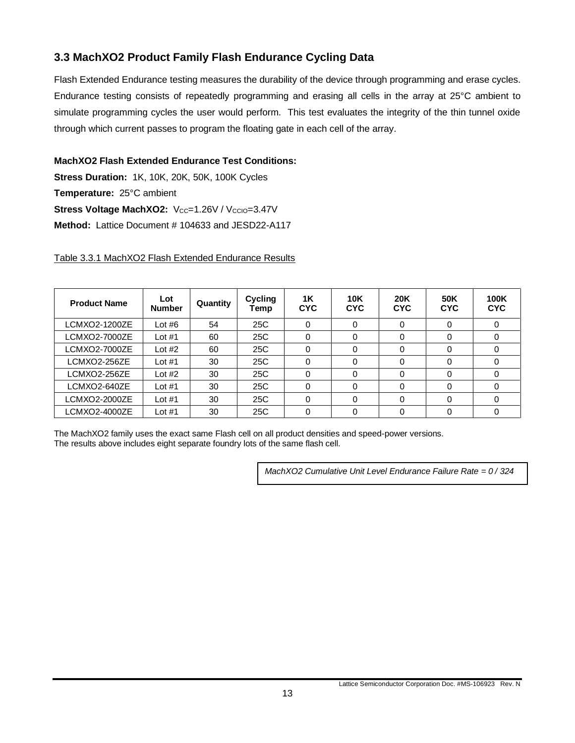## 3.3 MachXO2 Product Family Flash Endurance Cycling Data

Flash Extended Endurance testing measures the durability of the device through programming and erase cycles. Endurance testing consists of repeatedly programming and erasing all cells in the array at 25°C ambient to simulate programming cycles the user would perform. This test evaluates the integrity of the thin tunnel oxide through which current passes to program the floating gate in each cell of the array.

**MachXO2 Flash Extended Endurance Test Conditions:**

**Stress Duration:** 1K, 10K, 20K, 50K, 100K Cycles

**Temperature:** 25°C ambient

**Stress Voltage MachXO2:** $V_{CC}$=1.26V / $V_{CCIO}$=3.47V

**Method:** Lattice Document # 104633 and JESD22-A117

Table 3.3.1 MachXO2 Flash Extended Endurance Results

| Product Name | Lot Number | Quantity | Cycling Temp | 1K CYC | 10K CYC | 20K CYC | 50K CYC | 100K CYC |
|---|---|---|---|---|---|---|---|---|
| LCMXO2-1200ZE | Lot #6 | 54 | 25C | 0 | 0 | 0 | 0 | 0 |
| LCMXO2-7000ZE | Lot #1 | 60 | 25C | 0 | 0 | 0 | 0 | 0 |
| LCMXO2-7000ZE | Lot #2 | 60 | 25C | 0 | 0 | 0 | 0 | 0 |
| LCMXO2-256ZE | Lot #1 | 30 | 25C | 0 | 0 | 0 | 0 | 0 |
| LCMXO2-256ZE | Lot #2 | 30 | 25C | 0 | 0 | 0 | 0 | 0 |
| LCMXO2-640ZE | Lot #1 | 30 | 25C | 0 | 0 | 0 | 0 | 0 |
| LCMXO2-2000ZE | Lot #1 | 30 | 25C | 0 | 0 | 0 | 0 | 0 |
| LCMXO2-4000ZE | Lot #1 | 30 | 25C | 0 | 0 | 0 | 0 | 0 |

The MachXO2 family uses the exact same Flash cell on all product densities and speed-power versions.
The results above includes eight separate foundry lots of the same flash cell.

*MachXO2 Cumulative Unit Level Endurance Failure Rate = 0 / 324*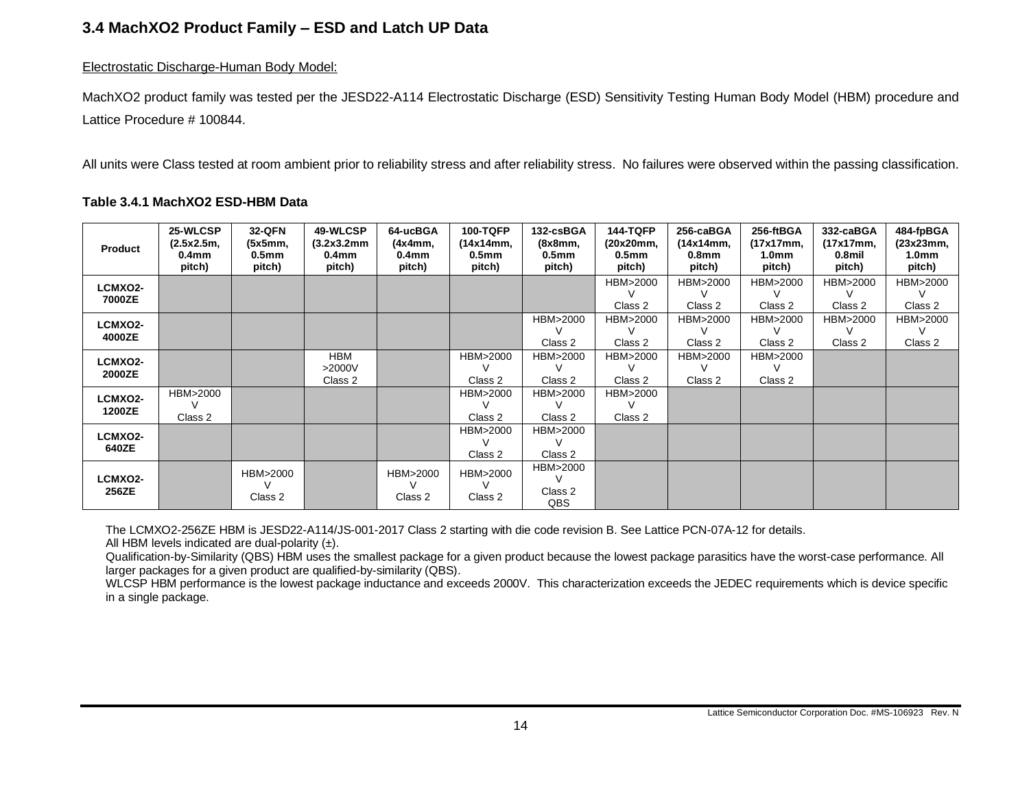## 3.4 MachXO2 Product Family – ESD and Latch UP Data

Electrostatic Discharge-Human Body Model:

MachXO2 product family was tested per the JESD22-A114 Electrostatic Discharge (ESD) Sensitivity Testing Human Body Model (HBM) procedure and Lattice Procedure # 100844.

All units were Class tested at room ambient prior to reliability stress and after reliability stress. No failures were observed within the passing classification.

**Table 3.4.1 MachXO2 ESD-HBM Data**

| Product | 25-WLCSP (2.5x2.5m, 0.4mm pitch) | 32-QFN (5x5mm, 0.5mm pitch) | 49-WLCSP (3.2x3.2mm 0.4mm pitch) | 64-ucBGA (4x4mm, 0.4mm pitch) | 100-TQFP (14x14mm, 0.5mm pitch) | 132-csBGA (8x8mm, 0.5mm pitch) | 144-TQFP (20x20mm, 0.5mm pitch) | 256-caBGA (14x14mm, 0.8mm pitch) | 256-ftBGA (17x17mm, 1.0mm pitch) | 332-caBGA (17x17mm, 0.8mil pitch) | 484-fpBGA (23x23mm, 1.0mm pitch) |
|---|---|---|---|---|---|---|---|---|---|---|---|
| LCMXO2-7000ZE | | | | | | | HBM>2000 V Class 2 | HBM>2000 V Class 2 | HBM>2000 V Class 2 | HBM>2000 V Class 2 | HBM>2000 V Class 2 |
| LCMXO2-4000ZE | | | | | | HBM>2000 V Class 2 | HBM>2000 V Class 2 | HBM>2000 V Class 2 | HBM>2000 V Class 2 | HBM>2000 V Class 2 | HBM>2000 V Class 2 |
| LCMXO2-2000ZE | | | HBM >2000V Class 2 | | HBM>2000 V Class 2 | HBM>2000 V Class 2 | HBM>2000 V Class 2 | HBM>2000 V Class 2 | HBM>2000 V Class 2 | | |
| LCMXO2-1200ZE | HBM>2000 V Class 2 | | | | HBM>2000 V Class 2 | HBM>2000 V Class 2 | HBM>2000 V Class 2 | | | | |
| LCMXO2-640ZE | | | | | HBM>2000 V Class 2 | HBM>2000 V Class 2 | | | | | |
| LCMXO2-256ZE | | HBM>2000 V Class 2 | | HBM>2000 V Class 2 | HBM>2000 V Class 2 | HBM>2000 V Class 2 QBS | | | | | |

The LCMXO2-256ZE HBM is JESD22-A114/JS-001-2017 Class 2 starting with die code revision B. See Lattice PCN-07A-12 for details.
All HBM levels indicated are dual-polarity (±).
Qualification-by-Similarity (QBS) HBM uses the smallest package for a given product because the lowest package parasitics have the worst-case performance. All larger packages for a given product are qualified-by-similarity (QBS).
WLCSP HBM performance is the lowest package inductance and exceeds 2000V. This characterization exceeds the JEDEC requirements which is device specific in a single package.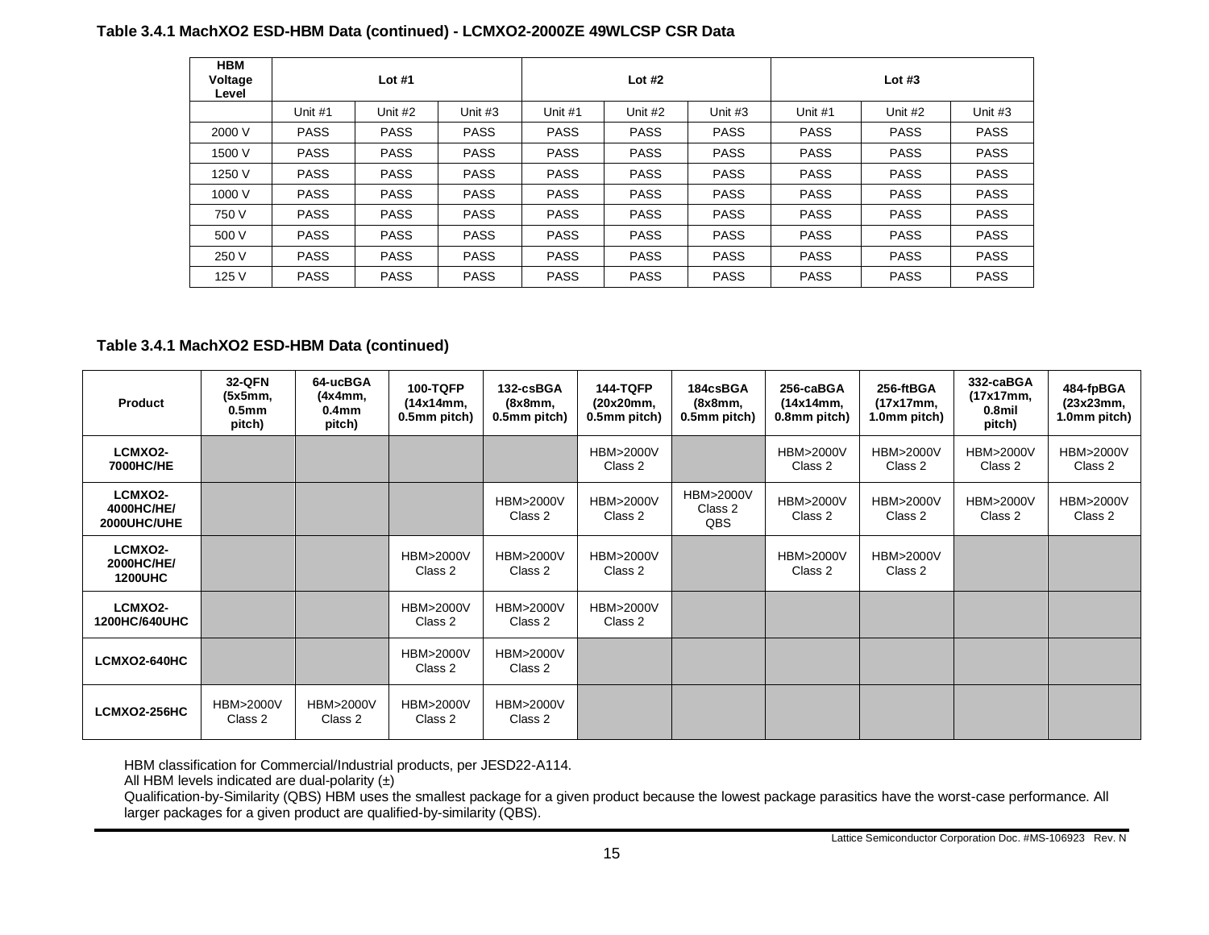**Table 3.4.1 MachXO2 ESD-HBM Data (continued) - LCMXO2-2000ZE 49WLCSP CSR Data**

| HBM Voltage Level | Lot #1 | | | Lot #2 | | | Lot #3 | | |
|---|---|---|---|---|---|---|---|---|---|
| | Unit #1 | Unit #2 | Unit #3 | Unit #1 | Unit #2 | Unit #3 | Unit #1 | Unit #2 | Unit #3 |
| 2000 V | PASS | PASS | PASS | PASS | PASS | PASS | PASS | PASS | PASS |
| 1500 V | PASS | PASS | PASS | PASS | PASS | PASS | PASS | PASS | PASS |
| 1250 V | PASS | PASS | PASS | PASS | PASS | PASS | PASS | PASS | PASS |
| 1000 V | PASS | PASS | PASS | PASS | PASS | PASS | PASS | PASS | PASS |
| 750 V | PASS | PASS | PASS | PASS | PASS | PASS | PASS | PASS | PASS |
| 500 V | PASS | PASS | PASS | PASS | PASS | PASS | PASS | PASS | PASS |
| 250 V | PASS | PASS | PASS | PASS | PASS | PASS | PASS | PASS | PASS |
| 125 V | PASS | PASS | PASS | PASS | PASS | PASS | PASS | PASS | PASS |

**Table 3.4.1 MachXO2 ESD-HBM Data (continued)**

| Product | 32-QFN (5x5mm, 0.5mm pitch) | 64-ucBGA (4x4mm, 0.4mm pitch) | 100-TQFP (14x14mm, 0.5mm pitch) | 132-csBGA (8x8mm, 0.5mm pitch) | 144-TQFP (20x20mm, 0.5mm pitch) | 184csBGA (8x8mm, 0.5mm pitch) | 256-caBGA (14x14mm, 0.8mm pitch) | 256-ftBGA (17x17mm, 1.0mm pitch) | 332-caBGA (17x17mm, 0.8mil pitch) | 484-fpBGA (23x23mm, 1.0mm pitch) |
|---|---|---|---|---|---|---|---|---|---|---|
| LCMXO2-7000HC/HE | | | | | HBM>2000V Class 2 | | HBM>2000V Class 2 | HBM>2000V Class 2 | HBM>2000V Class 2 | HBM>2000V Class 2 |
| LCMXO2-4000HC/HE/ 2000UHC/UHE | | | | HBM>2000V Class 2 | HBM>2000V Class 2 | HBM>2000V Class 2 QBS | HBM>2000V Class 2 | HBM>2000V Class 2 | HBM>2000V Class 2 | HBM>2000V Class 2 |
| LCMXO2-2000HC/HE/ 1200UHC | | | HBM>2000V Class 2 | HBM>2000V Class 2 | HBM>2000V Class 2 | | HBM>2000V Class 2 | HBM>2000V Class 2 | | |
| LCMXO2-1200HC/640UHC | | | HBM>2000V Class 2 | HBM>2000V Class 2 | HBM>2000V Class 2 | | | | | |
| LCMXO2-640HC | | | HBM>2000V Class 2 | HBM>2000V Class 2 | | | | | | |
| LCMXO2-256HC | HBM>2000V Class 2 | HBM>2000V Class 2 | HBM>2000V Class 2 | HBM>2000V Class 2 | | | | | | |

HBM classification for Commercial/Industrial products, per JESD22-A114.
All HBM levels indicated are dual-polarity (±)
Qualification-by-Similarity (QBS) HBM uses the smallest package for a given product because the lowest package parasitics have the worst-case performance. All larger packages for a given product are qualified-by-similarity (QBS).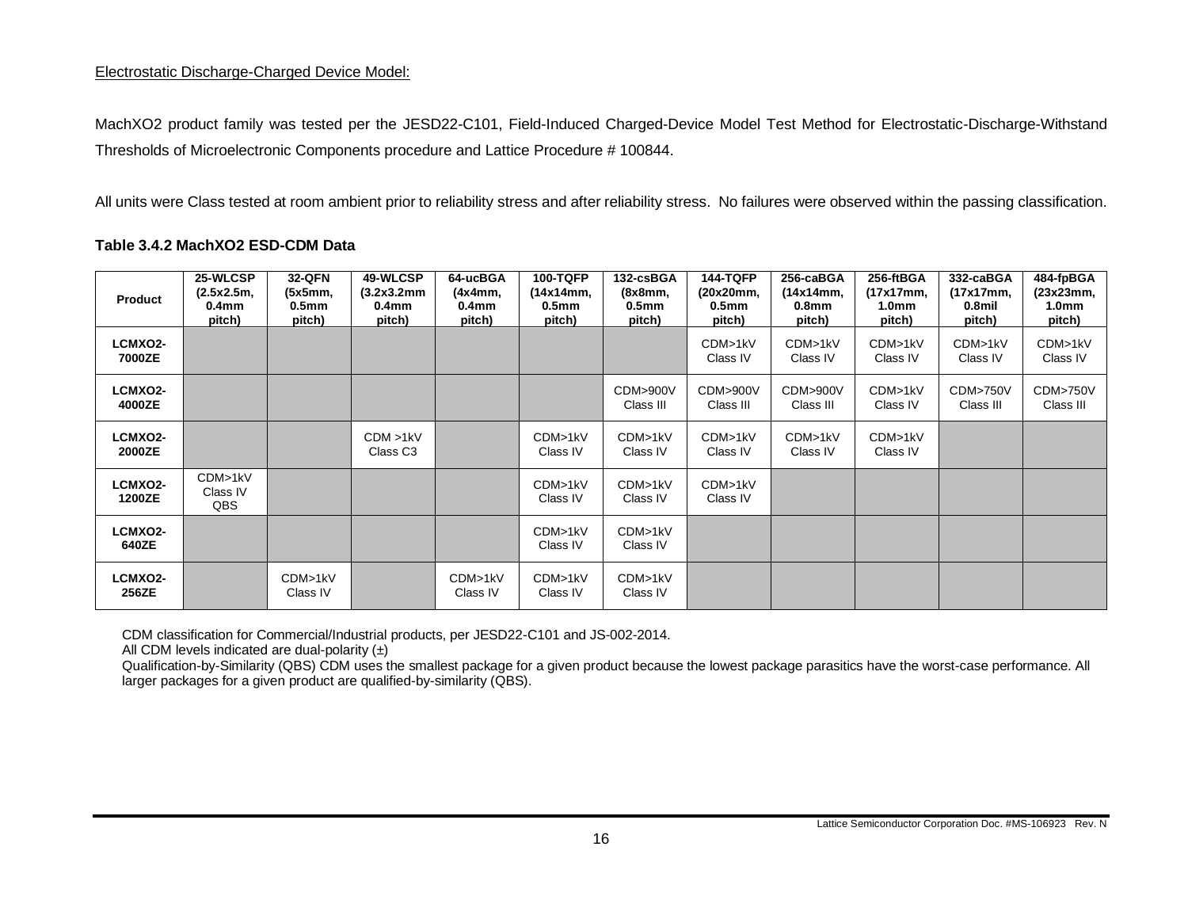Electrostatic Discharge-Charged Device Model:

MachXO2 product family was tested per the JESD22-C101, Field-Induced Charged-Device Model Test Method for Electrostatic-Discharge-Withstand Thresholds of Microelectronic Components procedure and Lattice Procedure # 100844.

All units were Class tested at room ambient prior to reliability stress and after reliability stress. No failures were observed within the passing classification.

**Table 3.4.2 MachXO2 ESD-CDM Data**

| Product | 25-WLCSP (2.5x2.5m, 0.4mm pitch) | 32-QFN (5x5mm, 0.5mm pitch) | 49-WLCSP (3.2x3.2mm 0.4mm pitch) | 64-ucBGA (4x4mm, 0.4mm pitch) | 100-TQFP (14x14mm, 0.5mm pitch) | 132-csBGA (8x8mm, 0.5mm pitch) | 144-TQFP (20x20mm, 0.5mm pitch) | 256-caBGA (14x14mm, 0.8mm pitch) | 256-ftBGA (17x17mm, 1.0mm pitch) | 332-caBGA (17x17mm, 0.8mil pitch) | 484-fpBGA (23x23mm, 1.0mm pitch) |
|---|---|---|---|---|---|---|---|---|---|---|---|
| **LCMXO2-7000ZE** | | | | | | | CDM>1kV Class IV | CDM>1kV Class IV | CDM>1kV Class IV | CDM>1kV Class IV | CDM>1kV Class IV |
| **LCMXO2-4000ZE** | | | | | | CDM>900V Class III | CDM>900V Class III | CDM>900V Class III | CDM>1kV Class IV | CDM>750V Class III | CDM>750V Class III |
| **LCMXO2-2000ZE** | | | CDM >1kV Class C3 | | CDM>1kV Class IV | CDM>1kV Class IV | CDM>1kV Class IV | CDM>1kV Class IV | CDM>1kV Class IV | | |
| **LCMXO2-1200ZE** | CDM>1kV Class IV QBS | | | | CDM>1kV Class IV | CDM>1kV Class IV | CDM>1kV Class IV | | | | |
| **LCMXO2-640ZE** | | | | | CDM>1kV Class IV | CDM>1kV Class IV | | | | | |
| **LCMXO2-256ZE** | | CDM>1kV Class IV | | CDM>1kV Class IV | CDM>1kV Class IV | CDM>1kV Class IV | | | | | |

CDM classification for Commercial/Industrial products, per JESD22-C101 and JS-002-2014.
All CDM levels indicated are dual-polarity (±)
Qualification-by-Similarity (QBS) CDM uses the smallest package for a given product because the lowest package parasitics have the worst-case performance. All larger packages for a given product are qualified-by-similarity (QBS).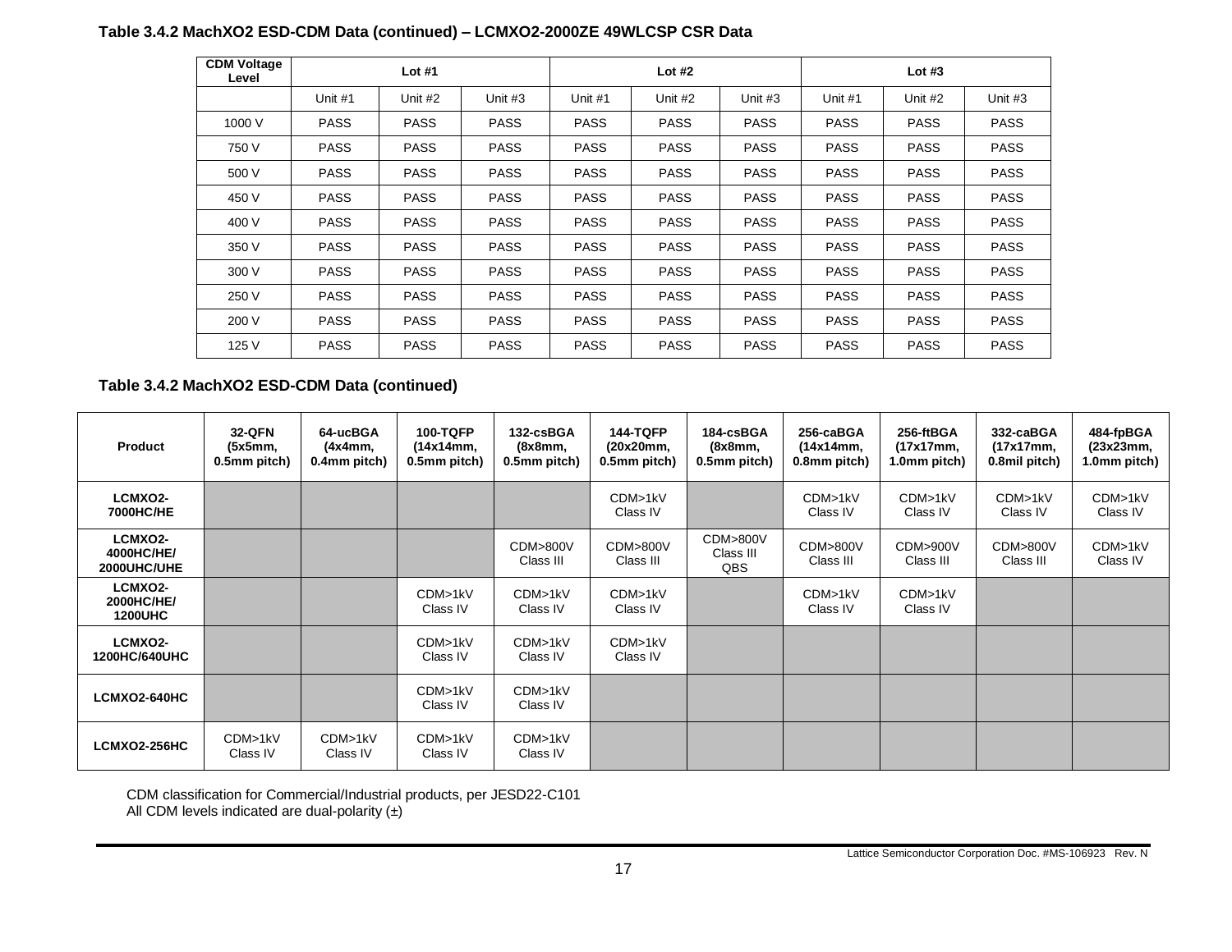**Table 3.4.2 MachXO2 ESD-CDM Data (continued) – LCMXO2-2000ZE 49WLCSP CSR Data**

| CDM Voltage Level | Lot #1 | | | Lot #2 | | | Lot #3 | | |
|---|---|---|---|---|---|---|---|---|---|
| | Unit #1 | Unit #2 | Unit #3 | Unit #1 | Unit #2 | Unit #3 | Unit #1 | Unit #2 | Unit #3 |
| 1000 V | PASS | PASS | PASS | PASS | PASS | PASS | PASS | PASS | PASS |
| 750 V | PASS | PASS | PASS | PASS | PASS | PASS | PASS | PASS | PASS |
| 500 V | PASS | PASS | PASS | PASS | PASS | PASS | PASS | PASS | PASS |
| 450 V | PASS | PASS | PASS | PASS | PASS | PASS | PASS | PASS | PASS |
| 400 V | PASS | PASS | PASS | PASS | PASS | PASS | PASS | PASS | PASS |
| 350 V | PASS | PASS | PASS | PASS | PASS | PASS | PASS | PASS | PASS |
| 300 V | PASS | PASS | PASS | PASS | PASS | PASS | PASS | PASS | PASS |
| 250 V | PASS | PASS | PASS | PASS | PASS | PASS | PASS | PASS | PASS |
| 200 V | PASS | PASS | PASS | PASS | PASS | PASS | PASS | PASS | PASS |
| 125 V | PASS | PASS | PASS | PASS | PASS | PASS | PASS | PASS | PASS |

**Table 3.4.2 MachXO2 ESD-CDM Data (continued)**

| Product | 32-QFN (5x5mm, 0.5mm pitch) | 64-ucBGA (4x4mm, 0.4mm pitch) | 100-TQFP (14x14mm, 0.5mm pitch) | 132-csBGA (8x8mm, 0.5mm pitch) | 144-TQFP (20x20mm, 0.5mm pitch) | 184-csBGA (8x8mm, 0.5mm pitch) | 256-caBGA (14x14mm, 0.8mm pitch) | 256-ftBGA (17x17mm, 1.0mm pitch) | 332-caBGA (17x17mm, 0.8mil pitch) | 484-fpBGA (23x23mm, 1.0mm pitch) |
|---|---|---|---|---|---|---|---|---|---|---|
| LCMXO2-7000HC/HE | | | | | CDM>1kV Class IV | | CDM>1kV Class IV | CDM>1kV Class IV | CDM>1kV Class IV | CDM>1kV Class IV |
| LCMXO2-4000HC/HE/2000UHC/UHE | | | | CDM>800V Class III | CDM>800V Class III | CDM>800V Class III QBS | CDM>800V Class III | CDM>900V Class III | CDM>800V Class III | CDM>1kV Class IV |
| LCMXO2-2000HC/HE/1200UHC | | | CDM>1kV Class IV | CDM>1kV Class IV | CDM>1kV Class IV | | CDM>1kV Class IV | CDM>1kV Class IV | | |
| LCMXO2-1200HC/640UHC | | | CDM>1kV Class IV | CDM>1kV Class IV | CDM>1kV Class IV | | | | | |
| LCMXO2-640HC | | | CDM>1kV Class IV | CDM>1kV Class IV | | | | | | |
| LCMXO2-256HC | CDM>1kV Class IV | CDM>1kV Class IV | CDM>1kV Class IV | CDM>1kV Class IV | | | | | | |

CDM classification for Commercial/Industrial products, per JESD22-C101
All CDM levels indicated are dual-polarity (±)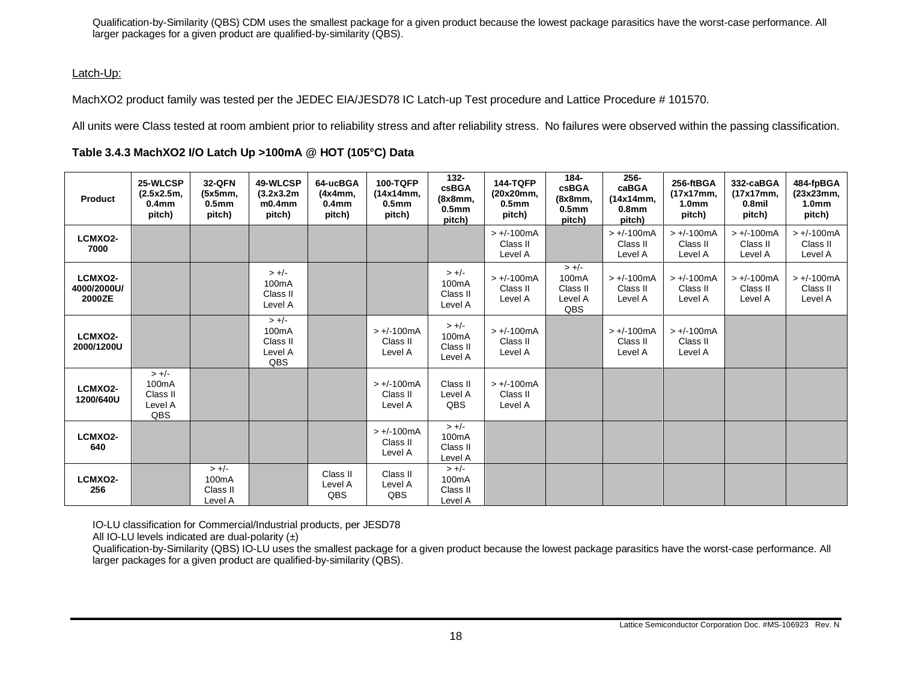Qualification-by-Similarity (QBS) CDM uses the smallest package for a given product because the lowest package parasitics have the worst-case performance. All larger packages for a given product are qualified-by-similarity (QBS).

Latch-Up:

MachXO2 product family was tested per the JEDEC EIA/JESD78 IC Latch-up Test procedure and Lattice Procedure # 101570.

All units were Class tested at room ambient prior to reliability stress and after reliability stress. No failures were observed within the passing classification.

**Table 3.4.3 MachXO2 I/O Latch Up >100mA @ HOT (105°C) Data**

| Product | 25-WLCSP (2.5x2.5m, 0.4mm pitch) | 32-QFN (5x5mm, 0.5mm pitch) | 49-WLCSP (3.2x3.2m m0.4mm pitch) | 64-ucBGA (4x4mm, 0.4mm pitch) | 100-TQFP (14x14mm, 0.5mm pitch) | 132-csBGA (8x8mm, 0.5mm pitch) | 144-TQFP (20x20mm, 0.5mm pitch) | 184-csBGA (8x8mm, 0.5mm pitch) | 256-caBGA (14x14mm, 0.8mm pitch) | 256-ftBGA (17x17mm, 1.0mm pitch) | 332-caBGA (17x17mm, 0.8mil pitch) | 484-fpBGA (23x23mm, 1.0mm pitch) |
|---|---|---|---|---|---|---|---|---|---|---|---|---|
| LCMXO2-7000 | | | | | | | > +/-100mA Class II Level A | | > +/-100mA Class II Level A | > +/-100mA Class II Level A | > +/-100mA Class II Level A | > +/-100mA Class II Level A |
| LCMXO2-4000/2000U/2000ZE | | | > +/-100mA Class II Level A | | | > +/-100mA Class II Level A | > +/-100mA Class II Level A | > +/-100mA Class II Level A QBS | > +/-100mA Class II Level A | > +/-100mA Class II Level A | > +/-100mA Class II Level A | > +/-100mA Class II Level A |
| LCMXO2-2000/1200U | | | > +/-100mA Class II Level A QBS | | > +/-100mA Class II Level A | > +/-100mA Class II Level A | > +/-100mA Class II Level A | | > +/-100mA Class II Level A | > +/-100mA Class II Level A | | |
| LCMXO2-1200/640U | > +/-100mA Class II Level A QBS | | | | > +/-100mA Class II Level A | Class II Level A QBS | > +/-100mA Class II Level A | | | | | |
| LCMXO2-640 | | | | | > +/-100mA Class II Level A | > +/-100mA Class II Level A | | | | | | |
| LCMXO2-256 | | > +/-100mA Class II Level A | | Class II Level A QBS | Class II Level A QBS | > +/-100mA Class II Level A | | | | | | |

IO-LU classification for Commercial/Industrial products, per JESD78
All IO-LU levels indicated are dual-polarity (±)
Qualification-by-Similarity (QBS) IO-LU uses the smallest package for a given product because the lowest package parasitics have the worst-case performance. All larger packages for a given product are qualified-by-similarity (QBS).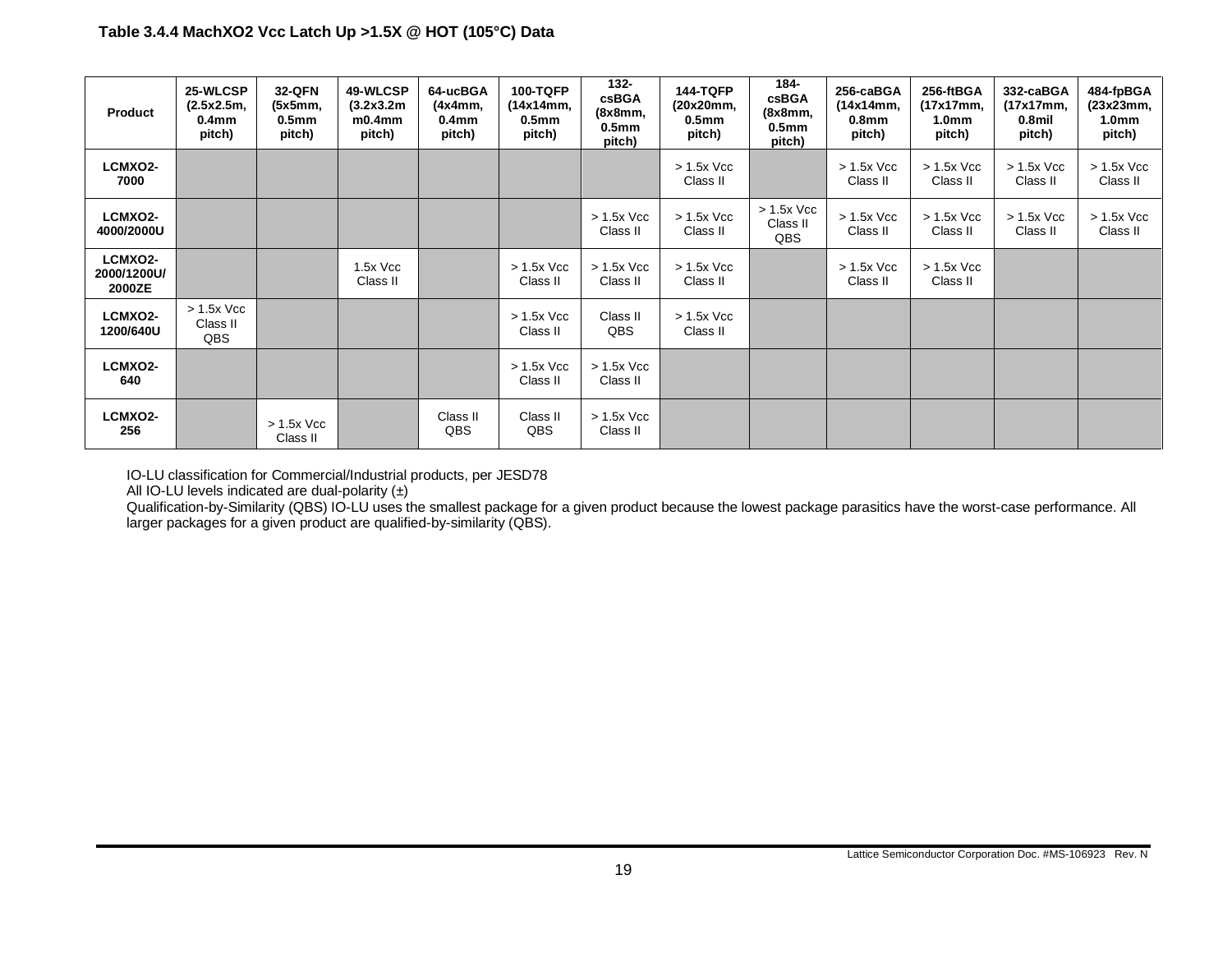**Table 3.4.4 MachXO2 Vcc Latch Up >1.5X @ HOT (105°C) Data**

| Product | 25-WLCSP (2.5x2.5m, 0.4mm pitch) | 32-QFN (5x5mm, 0.5mm pitch) | 49-WLCSP (3.2x3.2m m0.4mm pitch) | 64-ucBGA (4x4mm, 0.4mm pitch) | 100-TQFP (14x14mm, 0.5mm pitch) | 132-csBGA (8x8mm, 0.5mm pitch) | 144-TQFP (20x20mm, 0.5mm pitch) | 184-csBGA (8x8mm, 0.5mm pitch) | 256-caBGA (14x14mm, 0.8mm pitch) | 256-ftBGA (17x17mm, 1.0mm pitch) | 332-caBGA (17x17mm, 0.8mil pitch) | 484-fpBGA (23x23mm, 1.0mm pitch) |
|---|---|---|---|---|---|---|---|---|---|---|---|---|
| **LCMXO2-7000** | | | | | | | > 1.5x Vcc Class II | | > 1.5x Vcc Class II | > 1.5x Vcc Class II | > 1.5x Vcc Class II | > 1.5x Vcc Class II |
| **LCMXO2-4000/2000U** | | | | | | > 1.5x Vcc Class II | > 1.5x Vcc Class II | > 1.5x Vcc Class II QBS | > 1.5x Vcc Class II | > 1.5x Vcc Class II | > 1.5x Vcc Class II | > 1.5x Vcc Class II |
| **LCMXO2-2000/1200U/2000ZE** | | | 1.5x Vcc Class II | | > 1.5x Vcc Class II | > 1.5x Vcc Class II | > 1.5x Vcc Class II | | > 1.5x Vcc Class II | > 1.5x Vcc Class II | | |
| **LCMXO2-1200/640U** | > 1.5x Vcc Class II QBS | | | | > 1.5x Vcc Class II | Class II QBS | > 1.5x Vcc Class II | | | | | |
| **LCMXO2-640** | | | | | > 1.5x Vcc Class II | > 1.5x Vcc Class II | | | | | | |
| **LCMXO2-256** | | > 1.5x Vcc Class II | | Class II QBS | Class II QBS | > 1.5x Vcc Class II | | | | | | |

IO-LU classification for Commercial/Industrial products, per JESD78
All IO-LU levels indicated are dual-polarity (±)
Qualification-by-Similarity (QBS) IO-LU uses the smallest package for a given product because the lowest package parasitics have the worst-case performance. All larger packages for a given product are qualified-by-similarity (QBS).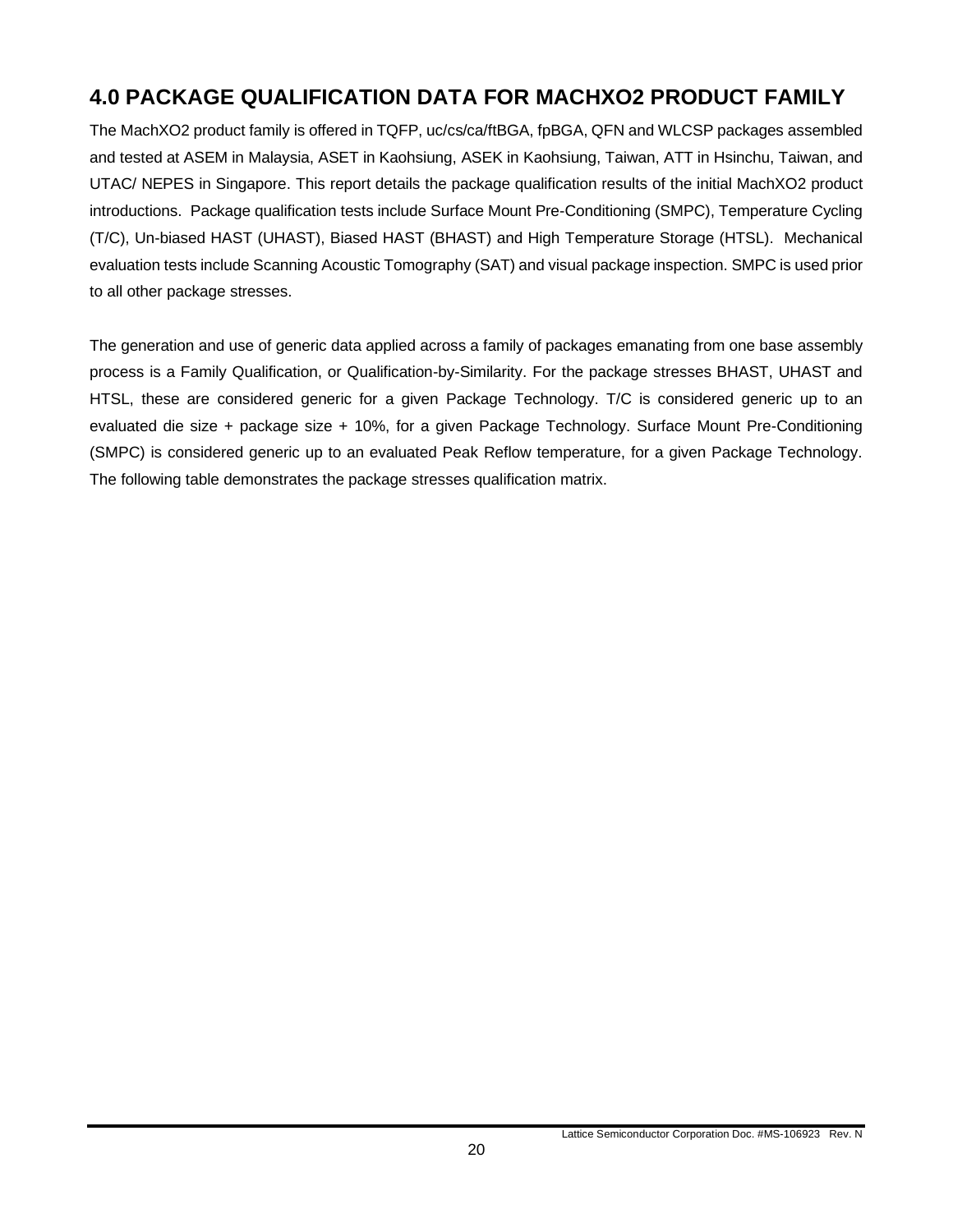## 4.0 PACKAGE QUALIFICATION DATA FOR MACHXO2 PRODUCT FAMILY

The MachXO2 product family is offered in TQFP, uc/cs/ca/ftBGA, fpBGA, QFN and WLCSP packages assembled and tested at ASEM in Malaysia, ASET in Kaohsiung, ASEK in Kaohsiung, Taiwan, ATT in Hsinchu, Taiwan, and UTAC/ NEPES in Singapore. This report details the package qualification results of the initial MachXO2 product introductions. Package qualification tests include Surface Mount Pre-Conditioning (SMPC), Temperature Cycling (T/C), Un-biased HAST (UHAST), Biased HAST (BHAST) and High Temperature Storage (HTSL). Mechanical evaluation tests include Scanning Acoustic Tomography (SAT) and visual package inspection. SMPC is used prior to all other package stresses.

The generation and use of generic data applied across a family of packages emanating from one base assembly process is a Family Qualification, or Qualification-by-Similarity. For the package stresses BHAST, UHAST and HTSL, these are considered generic for a given Package Technology. T/C is considered generic up to an evaluated die size + package size + 10%, for a given Package Technology. Surface Mount Pre-Conditioning (SMPC) is considered generic up to an evaluated Peak Reflow temperature, for a given Package Technology. The following table demonstrates the package stresses qualification matrix.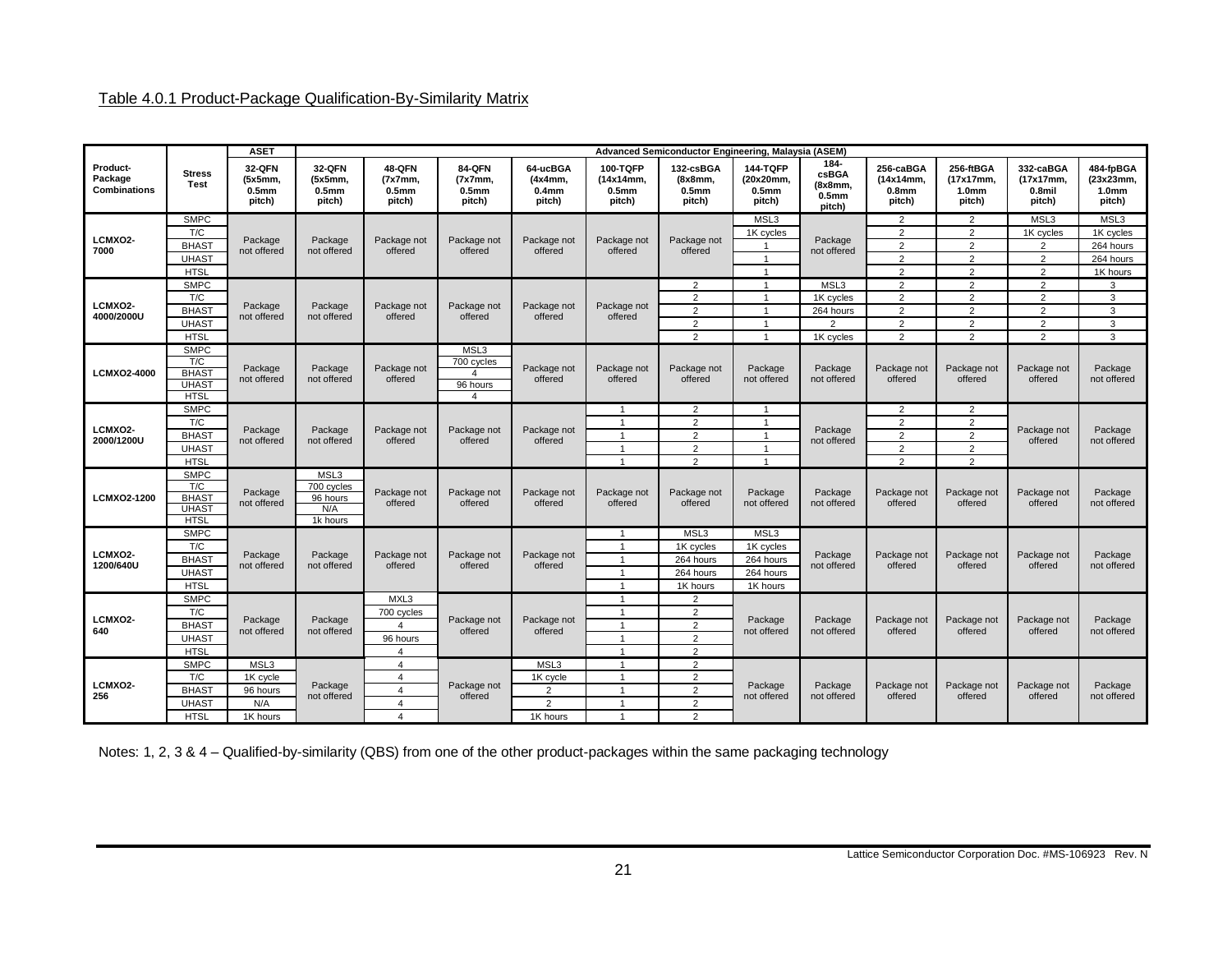Table 4.0.1 Product-Package Qualification-By-Similarity Matrix

| Product-Package Combinations | Stress Test | ASET | Advanced Semiconductor Engineering, Malaysia (ASEM) | | | | | | | | | | | |
|---|---|---|---|---|---|---|---|---|---|---|---|---|---|---|
| | | 32-QFN (5x5mm, 0.5mm pitch) | 32-QFN (5x5mm, 0.5mm pitch) | 48-QFN (7x7mm, 0.5mm pitch) | 84-QFN (7x7mm, 0.5mm pitch) | 64-ucBGA (4x4mm, 0.4mm pitch) | 100-TQFP (14x14mm, 0.5mm pitch) | 132-csBGA (8x8mm, 0.5mm pitch) | 144-TQFP (20x20mm, 0.5mm pitch) | 184-csBGA (8x8mm, 0.5mm pitch) | 256-caBGA (14x14mm, 0.8mm pitch) | 256-ftBGA (17x17mm, 1.0mm pitch) | 332-caBGA (17x17mm, 0.8mil pitch) | 484-fpBGA (23x23mm, 1.0mm pitch) |
| LCMXO2-7000 | SMPC | Package not offered | Package not offered | Package not offered | Package not offered | Package not offered | Package not offered | Package not offered | MSL3 | Package not offered | 2 | 2 | MSL3 | MSL3 |
| | T/C | | | | | | | | 1K cycles | | 2 | 2 | 1K cycles | 1K cycles |
| | BHAST | | | | | | | | 1 | | 2 | 2 | 2 | 264 hours |
| | UHAST | | | | | | | | 1 | | 2 | 2 | 2 | 264 hours |
| | HTSL | | | | | | | | 1 | | 2 | 2 | 2 | 1K hours |
| LCMXO2-4000/2000U | SMPC | Package not offered | Package not offered | Package not offered | Package not offered | Package not offered | Package not offered | 2 | 1 | MSL3 | 2 | 2 | 2 | 3 |
| | T/C | | | | | | | 2 | 1 | 1K cycles | 2 | 2 | 2 | 3 |
| | BHAST | | | | | | | 2 | 1 | 264 hours | 2 | 2 | 2 | 3 |
| | UHAST | | | | | | | 2 | 1 | 2 | 2 | 2 | 2 | 3 |
| | HTSL | | | | | | | 2 | 1 | 1K cycles | 2 | 2 | 2 | 3 |
| LCMXO2-4000 | SMPC | Package not offered | Package not offered | Package not offered | MSL3 | Package not offered | Package not offered | Package not offered | Package not offered | Package not offered | Package not offered | Package not offered | Package not offered | Package not offered |
| | T/C | | | | 700 cycles | | | | | | | | | |
| | BHAST | | | | 4 | | | | | | | | | |
| | UHAST | | | | 96 hours | | | | | | | | | |
| | HTSL | | | | 4 | | | | | | | | | |
| LCMXO2-2000/1200U | SMPC | Package not offered | Package not offered | Package not offered | Package not offered | Package not offered | 1 | 2 | 1 | Package not offered | 2 | 2 | Package not offered | Package not offered |
| | T/C | | | | | | 1 | 2 | 1 | | 2 | 2 | | |
| | BHAST | | | | | | 1 | 2 | 1 | | 2 | 2 | | |
| | UHAST | | | | | | 1 | 2 | 1 | | 2 | 2 | | |
| | HTSL | | | | | | 1 | 2 | 1 | | 2 | 2 | | |
| LCMXO2-1200 | SMPC | Package not offered | MSL3 | Package not offered | Package not offered | Package not offered | Package not offered | Package not offered | Package not offered | Package not offered | Package not offered | Package not offered | Package not offered | Package not offered |
| | T/C | | 700 cycles | | | | | | | | | | | |
| | BHAST | | 96 hours | | | | | | | | | | | |
| | UHAST | | N/A | | | | | | | | | | | |
| | HTSL | | 1k hours | | | | | | | | | | | |
| LCMXO2-1200/640U | SMPC | Package not offered | Package not offered | Package not offered | Package not offered | Package not offered | 1 | MSL3 | MSL3 | Package not offered | Package not offered | Package not offered | Package not offered | Package not offered |
| | T/C | | | | | | 1 | 1K cycles | 1K cycles | | | | | |
| | BHAST | | | | | | 1 | 264 hours | 264 hours | | | | | |
| | UHAST | | | | | | 1 | 264 hours | 264 hours | | | | | |
| | HTSL | | | | | | 1 | 1K hours | 1K hours | | | | | |
| LCMXO2-640 | SMPC | Package not offered | Package not offered | MXL3 | Package not offered | Package not offered | 1 | 2 | Package not offered | Package not offered | Package not offered | Package not offered | Package not offered | Package not offered |
| | T/C | | | 700 cycles | | | 1 | 2 | | | | | | |
| | BHAST | | | 4 | | | 1 | 2 | | | | | | |
| | UHAST | | | 96 hours | | | 1 | 2 | | | | | | |
| | HTSL | | | 4 | | | 1 | 2 | | | | | | |
| LCMXO2-256 | SMPC | MSL3 | Package not offered | 4 | Package not offered | MSL3 | 1 | 2 | Package not offered | Package not offered | Package not offered | Package not offered | Package not offered | Package not offered |
| | T/C | 1K cycle | | 4 | | 1K cycle | 1 | 2 | | | | | | |
| | BHAST | 96 hours | | 4 | | 2 | 1 | 2 | | | | | | |
| | UHAST | N/A | | 4 | | 2 | 1 | 2 | | | | | | |
| | HTSL | 1K hours | | 4 | | 1K hours | 1 | 2 | | | | | | |

Notes: 1, 2, 3 & 4 – Qualified-by-similarity (QBS) from one of the other product-packages within the same packaging technology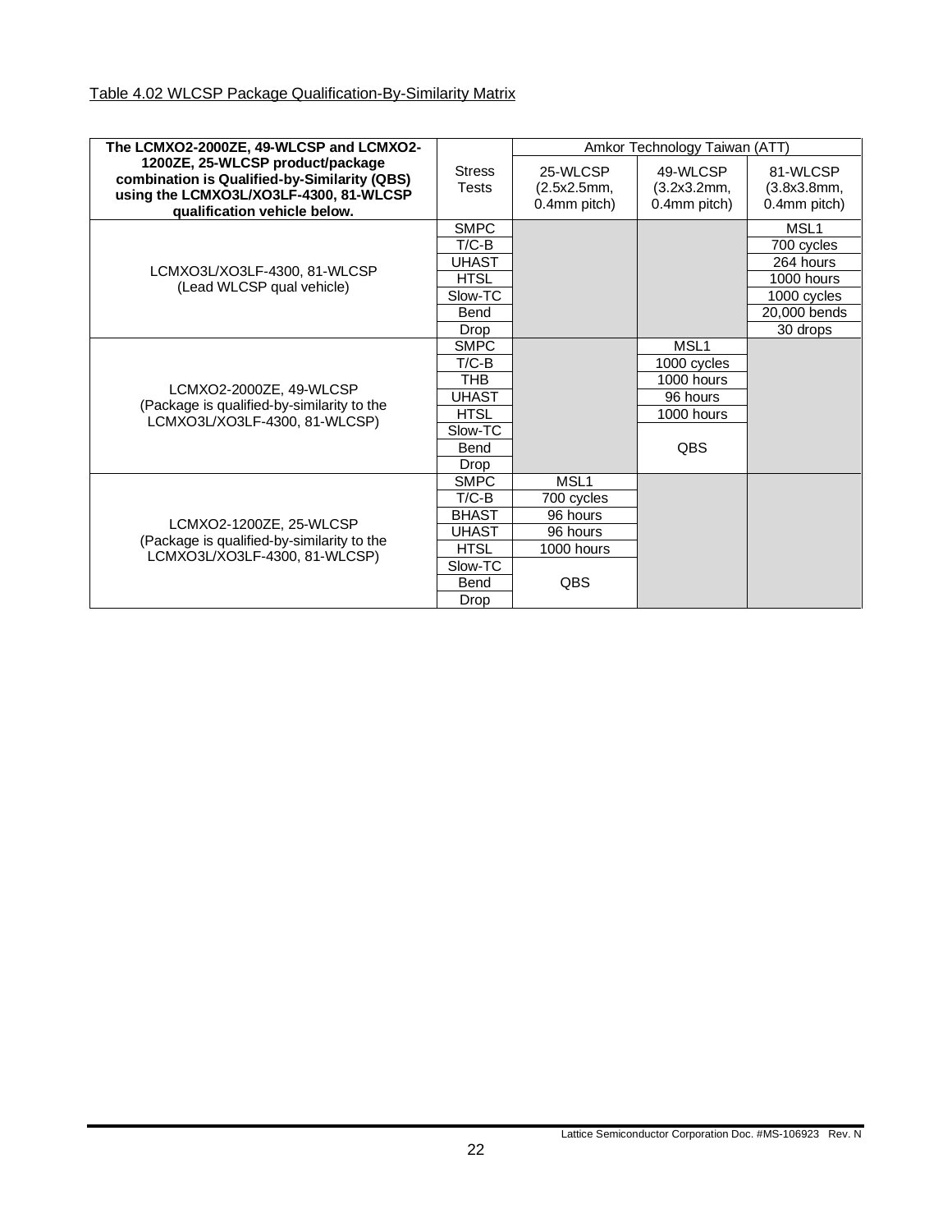Table 4.02 WLCSP Package Qualification-By-Similarity Matrix

| **The LCMXO2-2000ZE, 49-WLCSP and LCMXO2-1200ZE, 25-WLCSP product/package combination is Qualified-by-Similarity (QBS) using the LCMXO3L/XO3LF-4300, 81-WLCSP qualification vehicle below.** | Stress Tests | Amkor Technology Taiwan (ATT) | | |
|---|---|---|---|---|
| | | 25-WLCSP (2.5x2.5mm, 0.4mm pitch) | 49-WLCSP (3.2x3.2mm, 0.4mm pitch) | 81-WLCSP (3.8x3.8mm, 0.4mm pitch) |
| LCMXO3L/XO3LF-4300, 81-WLCSP (Lead WLCSP qual vehicle) | SMPC | | | MSL1 |
| | T/C-B | | | 700 cycles |
| | UHAST | | | 264 hours |
| | HTSL | | | 1000 hours |
| | Slow-TC | | | 1000 cycles |
| | Bend | | | 20,000 bends |
| | Drop | | | 30 drops |
| LCMXO2-2000ZE, 49-WLCSP (Package is qualified-by-similarity to the LCMXO3L/XO3LF-4300, 81-WLCSP) | SMPC | | MSL1 | |
| | T/C-B | | 1000 cycles | |
| | THB | | 1000 hours | |
| | UHAST | | 96 hours | |
| | HTSL | | 1000 hours | |
| | Slow-TC | | QBS | |
| | Bend | | | |
| | Drop | | | |
| LCMXO2-1200ZE, 25-WLCSP (Package is qualified-by-similarity to the LCMXO3L/XO3LF-4300, 81-WLCSP) | SMPC | MSL1 | | |
| | T/C-B | 700 cycles | | |
| | BHAST | 96 hours | | |
| | UHAST | 96 hours | | |
| | HTSL | 1000 hours | | |
| | Slow-TC | QBS | | |
| | Bend | | | |
| | Drop | | | |

Lattice Semiconductor Corporation Doc. #MS-106923 Rev. N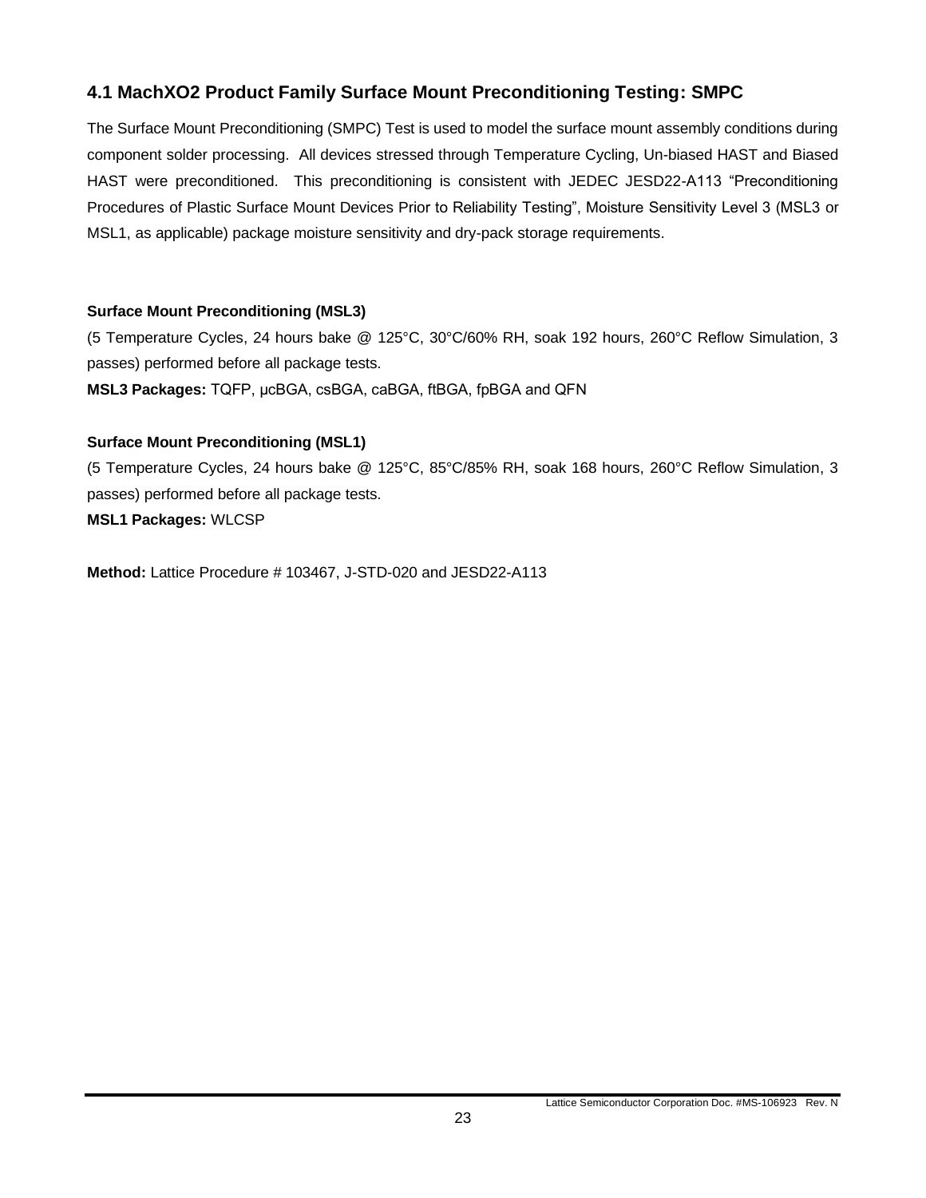## 4.1 MachXO2 Product Family Surface Mount Preconditioning Testing: SMPC

The Surface Mount Preconditioning (SMPC) Test is used to model the surface mount assembly conditions during component solder processing. All devices stressed through Temperature Cycling, Un-biased HAST and Biased HAST were preconditioned. This preconditioning is consistent with JEDEC JESD22-A113 "Preconditioning Procedures of Plastic Surface Mount Devices Prior to Reliability Testing", Moisture Sensitivity Level 3 (MSL3 or MSL1, as applicable) package moisture sensitivity and dry-pack storage requirements.

**Surface Mount Preconditioning (MSL3)**

(5 Temperature Cycles, 24 hours bake @ 125°C, 30°C/60% RH, soak 192 hours, 260°C Reflow Simulation, 3 passes) performed before all package tests.

**MSL3 Packages:** TQFP, µcBGA, csBGA, caBGA, ftBGA, fpBGA and QFN

**Surface Mount Preconditioning (MSL1)**

(5 Temperature Cycles, 24 hours bake @ 125°C, 85°C/85% RH, soak 168 hours, 260°C Reflow Simulation, 3 passes) performed before all package tests.

**MSL1 Packages:** WLCSP

**Method:** Lattice Procedure # 103467, J-STD-020 and JESD22-A113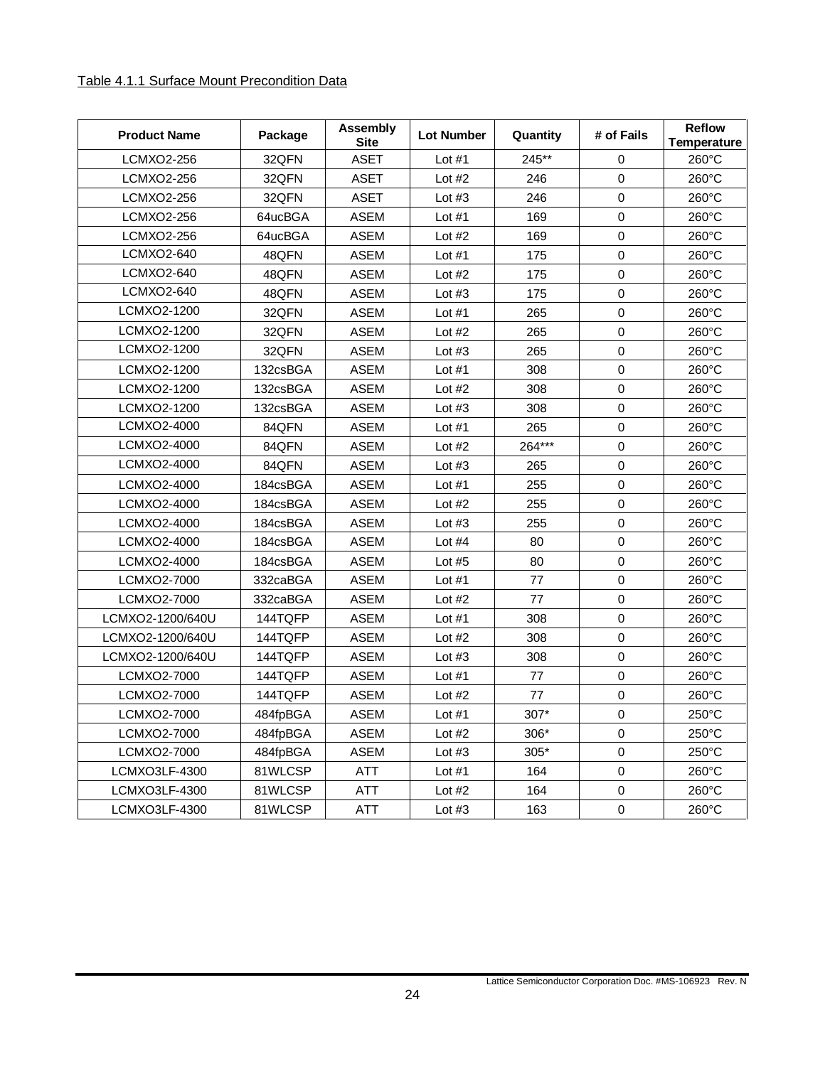Table 4.1.1 Surface Mount Precondition Data

| Product Name | Package | Assembly Site | Lot Number | Quantity | # of Fails | Reflow Temperature |
|---|---|---|---|---|---|---|
| LCMXO2-256 | 32QFN | ASET | Lot #1 | 245** | 0 | 260°C |
| LCMXO2-256 | 32QFN | ASET | Lot #2 | 246 | 0 | 260°C |
| LCMXO2-256 | 32QFN | ASET | Lot #3 | 246 | 0 | 260°C |
| LCMXO2-256 | 64ucBGA | ASEM | Lot #1 | 169 | 0 | 260°C |
| LCMXO2-256 | 64ucBGA | ASEM | Lot #2 | 169 | 0 | 260°C |
| LCMXO2-640 | 48QFN | ASEM | Lot #1 | 175 | 0 | 260°C |
| LCMXO2-640 | 48QFN | ASEM | Lot #2 | 175 | 0 | 260°C |
| LCMXO2-640 | 48QFN | ASEM | Lot #3 | 175 | 0 | 260°C |
| LCMXO2-1200 | 32QFN | ASEM | Lot #1 | 265 | 0 | 260°C |
| LCMXO2-1200 | 32QFN | ASEM | Lot #2 | 265 | 0 | 260°C |
| LCMXO2-1200 | 32QFN | ASEM | Lot #3 | 265 | 0 | 260°C |
| LCMXO2-1200 | 132csBGA | ASEM | Lot #1 | 308 | 0 | 260°C |
| LCMXO2-1200 | 132csBGA | ASEM | Lot #2 | 308 | 0 | 260°C |
| LCMXO2-1200 | 132csBGA | ASEM | Lot #3 | 308 | 0 | 260°C |
| LCMXO2-4000 | 84QFN | ASEM | Lot #1 | 265 | 0 | 260°C |
| LCMXO2-4000 | 84QFN | ASEM | Lot #2 | 264*** | 0 | 260°C |
| LCMXO2-4000 | 84QFN | ASEM | Lot #3 | 265 | 0 | 260°C |
| LCMXO2-4000 | 184csBGA | ASEM | Lot #1 | 255 | 0 | 260°C |
| LCMXO2-4000 | 184csBGA | ASEM | Lot #2 | 255 | 0 | 260°C |
| LCMXO2-4000 | 184csBGA | ASEM | Lot #3 | 255 | 0 | 260°C |
| LCMXO2-4000 | 184csBGA | ASEM | Lot #4 | 80 | 0 | 260°C |
| LCMXO2-4000 | 184csBGA | ASEM | Lot #5 | 80 | 0 | 260°C |
| LCMXO2-7000 | 332caBGA | ASEM | Lot #1 | 77 | 0 | 260°C |
| LCMXO2-7000 | 332caBGA | ASEM | Lot #2 | 77 | 0 | 260°C |
| LCMXO2-1200/640U | 144TQFP | ASEM | Lot #1 | 308 | 0 | 260°C |
| LCMXO2-1200/640U | 144TQFP | ASEM | Lot #2 | 308 | 0 | 260°C |
| LCMXO2-1200/640U | 144TQFP | ASEM | Lot #3 | 308 | 0 | 260°C |
| LCMXO2-7000 | 144TQFP | ASEM | Lot #1 | 77 | 0 | 260°C |
| LCMXO2-7000 | 144TQFP | ASEM | Lot #2 | 77 | 0 | 260°C |
| LCMXO2-7000 | 484fpBGA | ASEM | Lot #1 | 307* | 0 | 250°C |
| LCMXO2-7000 | 484fpBGA | ASEM | Lot #2 | 306* | 0 | 250°C |
| LCMXO2-7000 | 484fpBGA | ASEM | Lot #3 | 305* | 0 | 250°C |
| LCMXO3LF-4300 | 81WLCSP | ATT | Lot #1 | 164 | 0 | 260°C |
| LCMXO3LF-4300 | 81WLCSP | ATT | Lot #2 | 164 | 0 | 260°C |
| LCMXO3LF-4300 | 81WLCSP | ATT | Lot #3 | 163 | 0 | 260°C |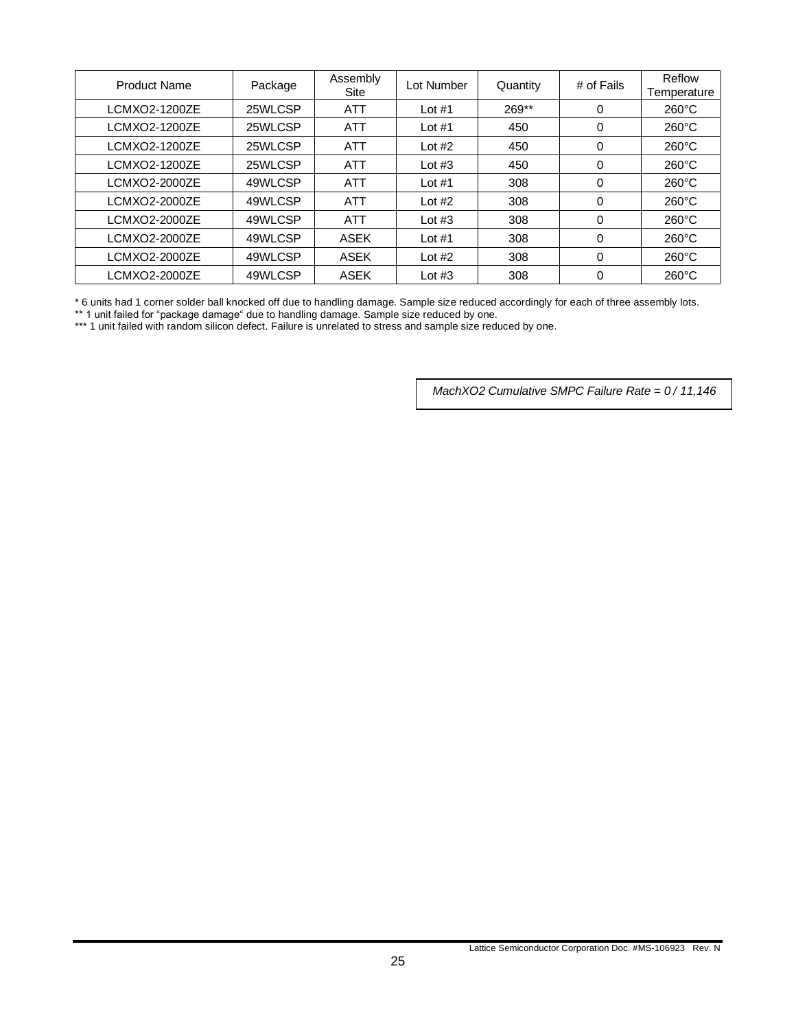| Product Name | Package | Assembly Site | Lot Number | Quantity | # of Fails | Reflow Temperature |
|---|---|---|---|---|---|---|
| LCMXO2-1200ZE | 25WLCSP | ATT | Lot #1 | 269** | 0 | 260°C |
| LCMXO2-1200ZE | 25WLCSP | ATT | Lot #1 | 450 | 0 | 260°C |
| LCMXO2-1200ZE | 25WLCSP | ATT | Lot #2 | 450 | 0 | 260°C |
| LCMXO2-1200ZE | 25WLCSP | ATT | Lot #3 | 450 | 0 | 260°C |
| LCMXO2-2000ZE | 49WLCSP | ATT | Lot #1 | 308 | 0 | 260°C |
| LCMXO2-2000ZE | 49WLCSP | ATT | Lot #2 | 308 | 0 | 260°C |
| LCMXO2-2000ZE | 49WLCSP | ATT | Lot #3 | 308 | 0 | 260°C |
| LCMXO2-2000ZE | 49WLCSP | ASEK | Lot #1 | 308 | 0 | 260°C |
| LCMXO2-2000ZE | 49WLCSP | ASEK | Lot #2 | 308 | 0 | 260°C |
| LCMXO2-2000ZE | 49WLCSP | ASEK | Lot #3 | 308 | 0 | 260°C |

* 6 units had 1 corner solder ball knocked off due to handling damage. Sample size reduced accordingly for each of three assembly lots.
** 1 unit failed for "package damage" due to handling damage. Sample size reduced by one.
*** 1 unit failed with random silicon defect. Failure is unrelated to stress and sample size reduced by one.

*MachXO2 Cumulative SMPC Failure Rate = 0 / 11,146*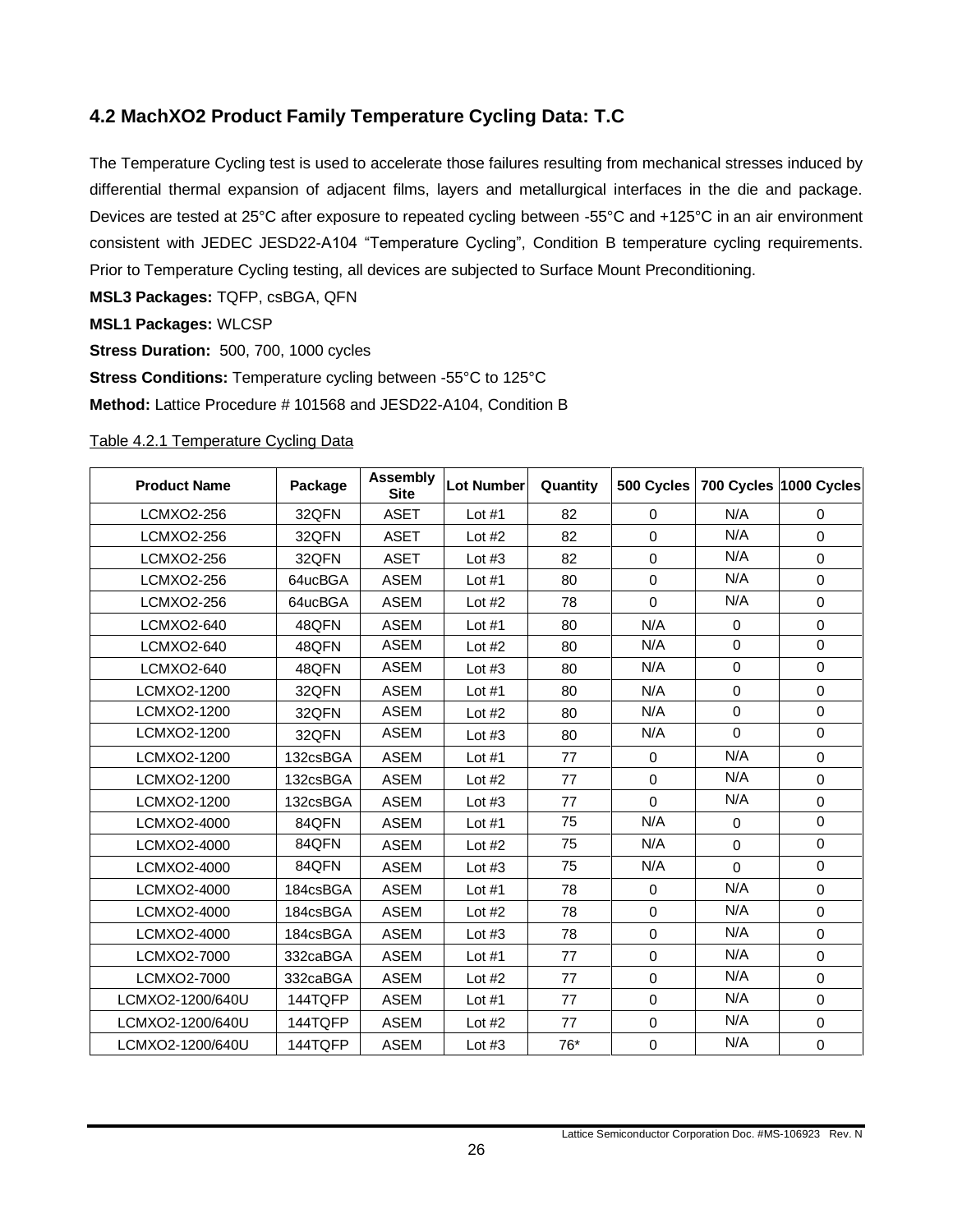## 4.2 MachXO2 Product Family Temperature Cycling Data: T.C

The Temperature Cycling test is used to accelerate those failures resulting from mechanical stresses induced by differential thermal expansion of adjacent films, layers and metallurgical interfaces in the die and package. Devices are tested at 25°C after exposure to repeated cycling between -55°C and +125°C in an air environment consistent with JEDEC JESD22-A104 "Temperature Cycling", Condition B temperature cycling requirements. Prior to Temperature Cycling testing, all devices are subjected to Surface Mount Preconditioning.

**MSL3 Packages:** TQFP, csBGA, QFN

**MSL1 Packages:** WLCSP

**Stress Duration:** 500, 700, 1000 cycles

**Stress Conditions:** Temperature cycling between -55°C to 125°C

**Method:** Lattice Procedure # 101568 and JESD22-A104, Condition B

Table 4.2.1 Temperature Cycling Data

| Product Name | Package | Assembly Site | Lot Number | Quantity | 500 Cycles | 700 Cycles | 1000 Cycles |
|---|---|---|---|---|---|---|---|
| LCMXO2-256 | 32QFN | ASET | Lot #1 | 82 | 0 | N/A | 0 |
| LCMXO2-256 | 32QFN | ASET | Lot #2 | 82 | 0 | N/A | 0 |
| LCMXO2-256 | 32QFN | ASET | Lot #3 | 82 | 0 | N/A | 0 |
| LCMXO2-256 | 64ucBGA | ASEM | Lot #1 | 80 | 0 | N/A | 0 |
| LCMXO2-256 | 64ucBGA | ASEM | Lot #2 | 78 | 0 | N/A | 0 |
| LCMXO2-640 | 48QFN | ASEM | Lot #1 | 80 | N/A | 0 | 0 |
| LCMXO2-640 | 48QFN | ASEM | Lot #2 | 80 | N/A | 0 | 0 |
| LCMXO2-640 | 48QFN | ASEM | Lot #3 | 80 | N/A | 0 | 0 |
| LCMXO2-1200 | 32QFN | ASEM | Lot #1 | 80 | N/A | 0 | 0 |
| LCMXO2-1200 | 32QFN | ASEM | Lot #2 | 80 | N/A | 0 | 0 |
| LCMXO2-1200 | 32QFN | ASEM | Lot #3 | 80 | N/A | 0 | 0 |
| LCMXO2-1200 | 132csBGA | ASEM | Lot #1 | 77 | 0 | N/A | 0 |
| LCMXO2-1200 | 132csBGA | ASEM | Lot #2 | 77 | 0 | N/A | 0 |
| LCMXO2-1200 | 132csBGA | ASEM | Lot #3 | 77 | 0 | N/A | 0 |
| LCMXO2-4000 | 84QFN | ASEM | Lot #1 | 75 | N/A | 0 | 0 |
| LCMXO2-4000 | 84QFN | ASEM | Lot #2 | 75 | N/A | 0 | 0 |
| LCMXO2-4000 | 84QFN | ASEM | Lot #3 | 75 | N/A | 0 | 0 |
| LCMXO2-4000 | 184csBGA | ASEM | Lot #1 | 78 | 0 | N/A | 0 |
| LCMXO2-4000 | 184csBGA | ASEM | Lot #2 | 78 | 0 | N/A | 0 |
| LCMXO2-4000 | 184csBGA | ASEM | Lot #3 | 78 | 0 | N/A | 0 |
| LCMXO2-7000 | 332caBGA | ASEM | Lot #1 | 77 | 0 | N/A | 0 |
| LCMXO2-7000 | 332caBGA | ASEM | Lot #2 | 77 | 0 | N/A | 0 |
| LCMXO2-1200/640U | 144TQFP | ASEM | Lot #1 | 77 | 0 | N/A | 0 |
| LCMXO2-1200/640U | 144TQFP | ASEM | Lot #2 | 77 | 0 | N/A | 0 |
| LCMXO2-1200/640U | 144TQFP | ASEM | Lot #3 | 76* | 0 | N/A | 0 |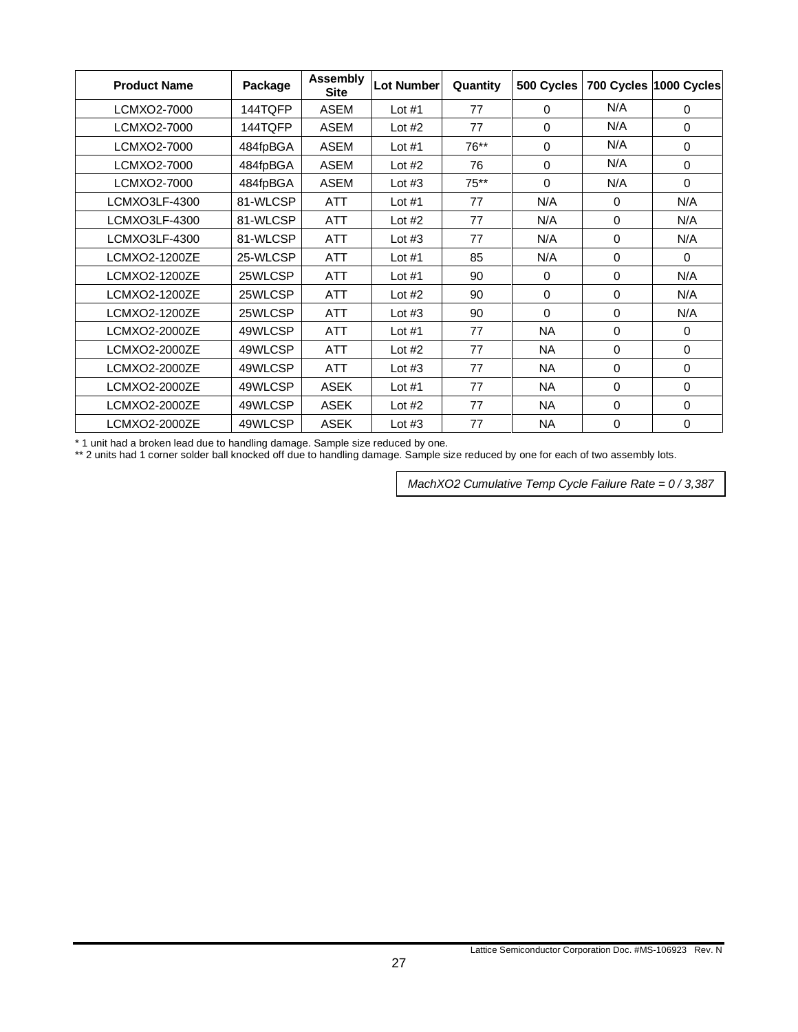| Product Name | Package | Assembly Site | Lot Number | Quantity | 500 Cycles | 700 Cycles | 1000 Cycles |
|---|---|---|---|---|---|---|---|
| LCMXO2-7000 | 144TQFP | ASEM | Lot #1 | 77 | 0 | N/A | 0 |
| LCMXO2-7000 | 144TQFP | ASEM | Lot #2 | 77 | 0 | N/A | 0 |
| LCMXO2-7000 | 484fpBGA | ASEM | Lot #1 | 76** | 0 | N/A | 0 |
| LCMXO2-7000 | 484fpBGA | ASEM | Lot #2 | 76 | 0 | N/A | 0 |
| LCMXO2-7000 | 484fpBGA | ASEM | Lot #3 | 75** | 0 | N/A | 0 |
| LCMXO3LF-4300 | 81-WLCSP | ATT | Lot #1 | 77 | N/A | 0 | N/A |
| LCMXO3LF-4300 | 81-WLCSP | ATT | Lot #2 | 77 | N/A | 0 | N/A |
| LCMXO3LF-4300 | 81-WLCSP | ATT | Lot #3 | 77 | N/A | 0 | N/A |
| LCMXO2-1200ZE | 25-WLCSP | ATT | Lot #1 | 85 | N/A | 0 | 0 |
| LCMXO2-1200ZE | 25WLCSP | ATT | Lot #1 | 90 | 0 | 0 | N/A |
| LCMXO2-1200ZE | 25WLCSP | ATT | Lot #2 | 90 | 0 | 0 | N/A |
| LCMXO2-1200ZE | 25WLCSP | ATT | Lot #3 | 90 | 0 | 0 | N/A |
| LCMXO2-2000ZE | 49WLCSP | ATT | Lot #1 | 77 | NA | 0 | 0 |
| LCMXO2-2000ZE | 49WLCSP | ATT | Lot #2 | 77 | NA | 0 | 0 |
| LCMXO2-2000ZE | 49WLCSP | ATT | Lot #3 | 77 | NA | 0 | 0 |
| LCMXO2-2000ZE | 49WLCSP | ASEK | Lot #1 | 77 | NA | 0 | 0 |
| LCMXO2-2000ZE | 49WLCSP | ASEK | Lot #2 | 77 | NA | 0 | 0 |
| LCMXO2-2000ZE | 49WLCSP | ASEK | Lot #3 | 77 | NA | 0 | 0 |

* 1 unit had a broken lead due to handling damage. Sample size reduced by one.

** 2 units had 1 corner solder ball knocked off due to handling damage. Sample size reduced by one for each of two assembly lots.

*MachXO2 Cumulative Temp Cycle Failure Rate = 0 / 3,387*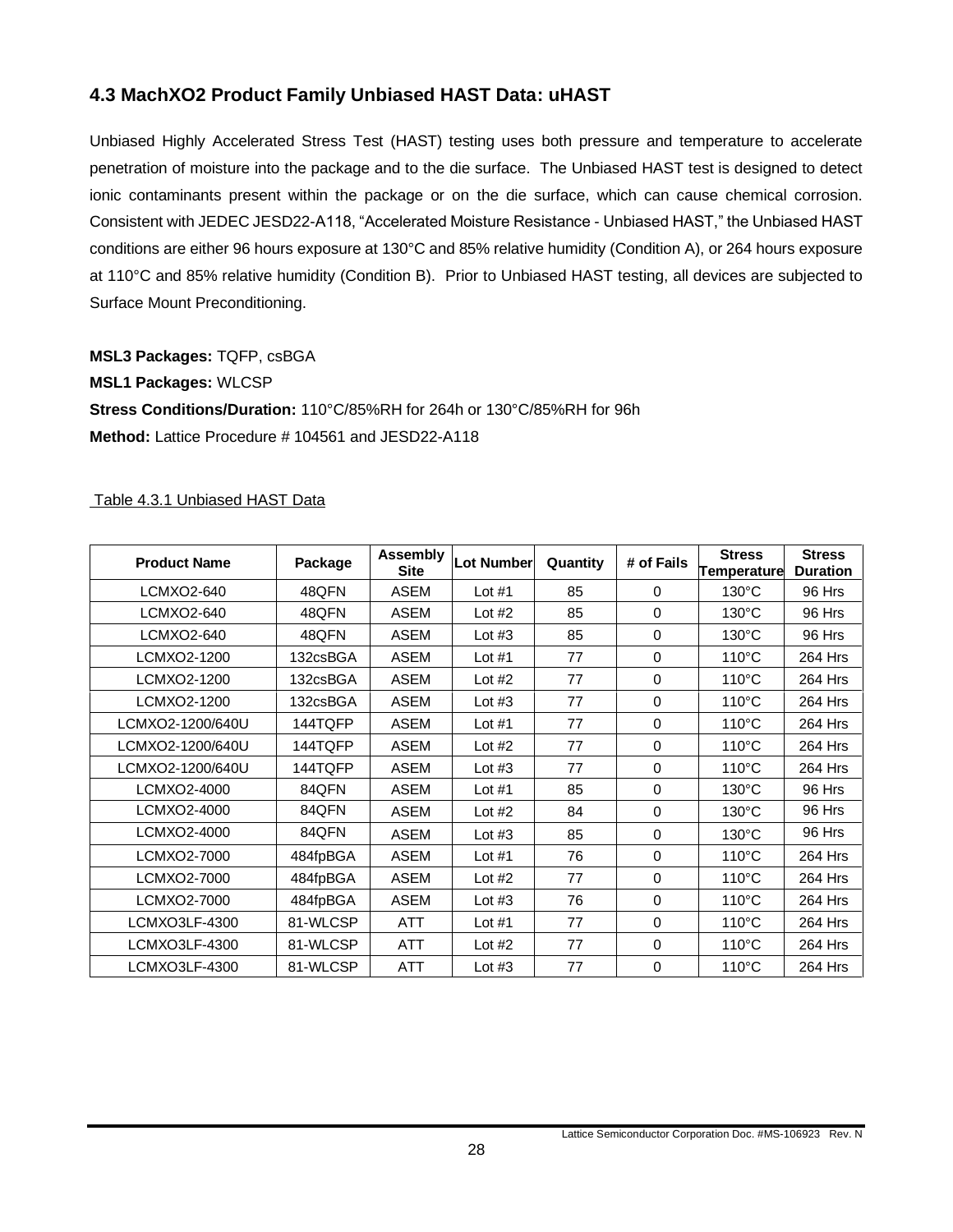## 4.3 MachXO2 Product Family Unbiased HAST Data: uHAST

Unbiased Highly Accelerated Stress Test (HAST) testing uses both pressure and temperature to accelerate penetration of moisture into the package and to the die surface. The Unbiased HAST test is designed to detect ionic contaminants present within the package or on the die surface, which can cause chemical corrosion. Consistent with JEDEC JESD22-A118, "Accelerated Moisture Resistance - Unbiased HAST," the Unbiased HAST conditions are either 96 hours exposure at 130°C and 85% relative humidity (Condition A), or 264 hours exposure at 110°C and 85% relative humidity (Condition B). Prior to Unbiased HAST testing, all devices are subjected to Surface Mount Preconditioning.

**MSL3 Packages:** TQFP, csBGA

**MSL1 Packages:** WLCSP

**Stress Conditions/Duration:** 110°C/85%RH for 264h or 130°C/85%RH for 96h

**Method:** Lattice Procedure # 104561 and JESD22-A118

Table 4.3.1 Unbiased HAST Data

| Product Name | Package | Assembly Site | Lot Number | Quantity | # of Fails | Stress Temperature | Stress Duration |
|---|---|---|---|---|---|---|---|
| LCMXO2-640 | 48QFN | ASEM | Lot #1 | 85 | 0 | 130°C | 96 Hrs |
| LCMXO2-640 | 48QFN | ASEM | Lot #2 | 85 | 0 | 130°C | 96 Hrs |
| LCMXO2-640 | 48QFN | ASEM | Lot #3 | 85 | 0 | 130°C | 96 Hrs |
| LCMXO2-1200 | 132csBGA | ASEM | Lot #1 | 77 | 0 | 110°C | 264 Hrs |
| LCMXO2-1200 | 132csBGA | ASEM | Lot #2 | 77 | 0 | 110°C | 264 Hrs |
| LCMXO2-1200 | 132csBGA | ASEM | Lot #3 | 77 | 0 | 110°C | 264 Hrs |
| LCMXO2-1200/640U | 144TQFP | ASEM | Lot #1 | 77 | 0 | 110°C | 264 Hrs |
| LCMXO2-1200/640U | 144TQFP | ASEM | Lot #2 | 77 | 0 | 110°C | 264 Hrs |
| LCMXO2-1200/640U | 144TQFP | ASEM | Lot #3 | 77 | 0 | 110°C | 264 Hrs |
| LCMXO2-4000 | 84QFN | ASEM | Lot #1 | 85 | 0 | 130°C | 96 Hrs |
| LCMXO2-4000 | 84QFN | ASEM | Lot #2 | 84 | 0 | 130°C | 96 Hrs |
| LCMXO2-4000 | 84QFN | ASEM | Lot #3 | 85 | 0 | 130°C | 96 Hrs |
| LCMXO2-7000 | 484fpBGA | ASEM | Lot #1 | 76 | 0 | 110°C | 264 Hrs |
| LCMXO2-7000 | 484fpBGA | ASEM | Lot #2 | 77 | 0 | 110°C | 264 Hrs |
| LCMXO2-7000 | 484fpBGA | ASEM | Lot #3 | 76 | 0 | 110°C | 264 Hrs |
| LCMXO3LF-4300 | 81-WLCSP | ATT | Lot #1 | 77 | 0 | 110°C | 264 Hrs |
| LCMXO3LF-4300 | 81-WLCSP | ATT | Lot #2 | 77 | 0 | 110°C | 264 Hrs |
| LCMXO3LF-4300 | 81-WLCSP | ATT | Lot #3 | 77 | 0 | 110°C | 264 Hrs |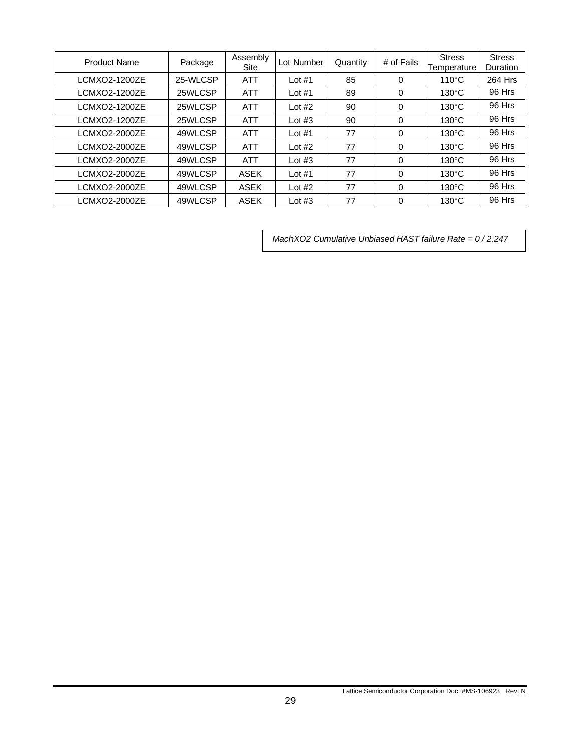| Product Name | Package | Assembly Site | Lot Number | Quantity | # of Fails | Stress Temperature | Stress Duration |
|---|---|---|---|---|---|---|---|
| LCMXO2-1200ZE | 25-WLCSP | ATT | Lot #1 | 85 | 0 | 110°C | 264 Hrs |
| LCMXO2-1200ZE | 25WLCSP | ATT | Lot #1 | 89 | 0 | 130°C | 96 Hrs |
| LCMXO2-1200ZE | 25WLCSP | ATT | Lot #2 | 90 | 0 | 130°C | 96 Hrs |
| LCMXO2-1200ZE | 25WLCSP | ATT | Lot #3 | 90 | 0 | 130°C | 96 Hrs |
| LCMXO2-2000ZE | 49WLCSP | ATT | Lot #1 | 77 | 0 | 130°C | 96 Hrs |
| LCMXO2-2000ZE | 49WLCSP | ATT | Lot #2 | 77 | 0 | 130°C | 96 Hrs |
| LCMXO2-2000ZE | 49WLCSP | ATT | Lot #3 | 77 | 0 | 130°C | 96 Hrs |
| LCMXO2-2000ZE | 49WLCSP | ASEK | Lot #1 | 77 | 0 | 130°C | 96 Hrs |
| LCMXO2-2000ZE | 49WLCSP | ASEK | Lot #2 | 77 | 0 | 130°C | 96 Hrs |
| LCMXO2-2000ZE | 49WLCSP | ASEK | Lot #3 | 77 | 0 | 130°C | 96 Hrs |

*MachXO2 Cumulative Unbiased HAST failure Rate = 0 / 2,247*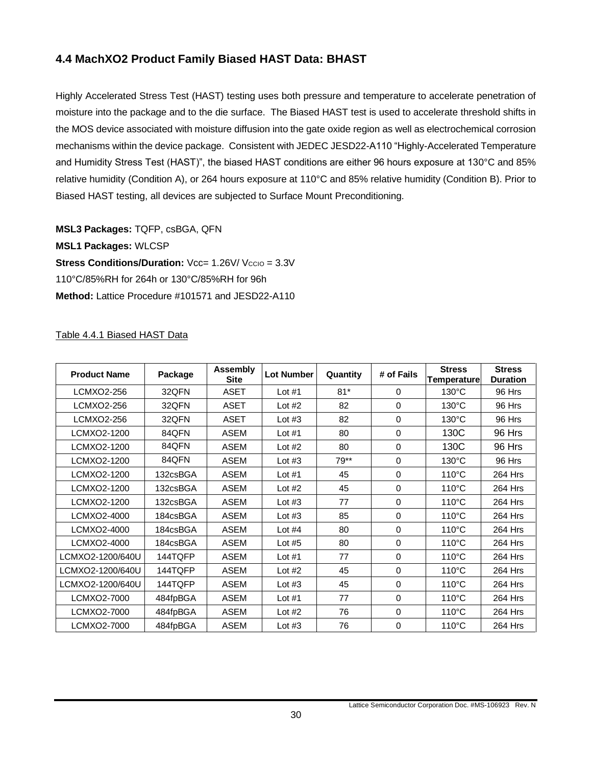## 4.4 MachXO2 Product Family Biased HAST Data: BHAST

Highly Accelerated Stress Test (HAST) testing uses both pressure and temperature to accelerate penetration of moisture into the package and to the die surface. The Biased HAST test is used to accelerate threshold shifts in the MOS device associated with moisture diffusion into the gate oxide region as well as electrochemical corrosion mechanisms within the device package. Consistent with JEDEC JESD22-A110 "Highly-Accelerated Temperature and Humidity Stress Test (HAST)", the biased HAST conditions are either 96 hours exposure at 130°C and 85% relative humidity (Condition A), or 264 hours exposure at 110°C and 85% relative humidity (Condition B). Prior to Biased HAST testing, all devices are subjected to Surface Mount Preconditioning.

**MSL3 Packages:** TQFP, csBGA, QFN

**MSL1 Packages:** WLCSP

**Stress Conditions/Duration:** Vcc= 1.26V/ $V_{CCIO}$ = 3.3V

110°C/85%RH for 264h or 130°C/85%RH for 96h

**Method:** Lattice Procedure #101571 and JESD22-A110

Table 4.4.1 Biased HAST Data

| Product Name | Package | Assembly Site | Lot Number | Quantity | # of Fails | Stress Temperature | Stress Duration |
|---|---|---|---|---|---|---|---|
| LCMXO2-256 | 32QFN | ASET | Lot #1 | 81* | 0 | 130°C | 96 Hrs |
| LCMXO2-256 | 32QFN | ASET | Lot #2 | 82 | 0 | 130°C | 96 Hrs |
| LCMXO2-256 | 32QFN | ASET | Lot #3 | 82 | 0 | 130°C | 96 Hrs |
| LCMXO2-1200 | 84QFN | ASEM | Lot #1 | 80 | 0 | 130C | 96 Hrs |
| LCMXO2-1200 | 84QFN | ASEM | Lot #2 | 80 | 0 | 130C | 96 Hrs |
| LCMXO2-1200 | 84QFN | ASEM | Lot #3 | 79** | 0 | 130°C | 96 Hrs |
| LCMXO2-1200 | 132csBGA | ASEM | Lot #1 | 45 | 0 | 110°C | 264 Hrs |
| LCMXO2-1200 | 132csBGA | ASEM | Lot #2 | 45 | 0 | 110°C | 264 Hrs |
| LCMXO2-1200 | 132csBGA | ASEM | Lot #3 | 77 | 0 | 110°C | 264 Hrs |
| LCMXO2-4000 | 184csBGA | ASEM | Lot #3 | 85 | 0 | 110°C | 264 Hrs |
| LCMXO2-4000 | 184csBGA | ASEM | Lot #4 | 80 | 0 | 110°C | 264 Hrs |
| LCMXO2-4000 | 184csBGA | ASEM | Lot #5 | 80 | 0 | 110°C | 264 Hrs |
| LCMXO2-1200/640U | 144TQFP | ASEM | Lot #1 | 77 | 0 | 110°C | 264 Hrs |
| LCMXO2-1200/640U | 144TQFP | ASEM | Lot #2 | 45 | 0 | 110°C | 264 Hrs |
| LCMXO2-1200/640U | 144TQFP | ASEM | Lot #3 | 45 | 0 | 110°C | 264 Hrs |
| LCMXO2-7000 | 484fpBGA | ASEM | Lot #1 | 77 | 0 | 110°C | 264 Hrs |
| LCMXO2-7000 | 484fpBGA | ASEM | Lot #2 | 76 | 0 | 110°C | 264 Hrs |
| LCMXO2-7000 | 484fpBGA | ASEM | Lot #3 | 76 | 0 | 110°C | 264 Hrs |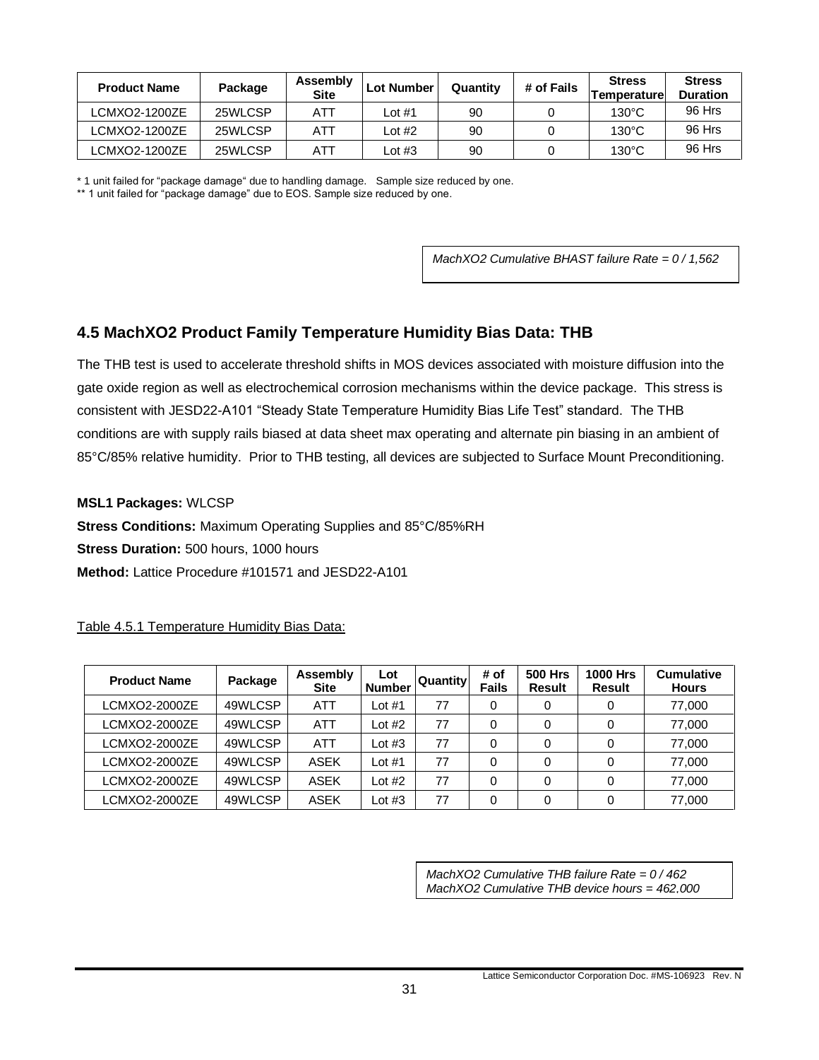| Product Name | Package | Assembly Site | Lot Number | Quantity | # of Fails | Stress Temperature | Stress Duration |
|---|---|---|---|---|---|---|---|
| LCMXO2-1200ZE | 25WLCSP | ATT | Lot #1 | 90 | 0 | 130°C | 96 Hrs |
| LCMXO2-1200ZE | 25WLCSP | ATT | Lot #2 | 90 | 0 | 130°C | 96 Hrs |
| LCMXO2-1200ZE | 25WLCSP | ATT | Lot #3 | 90 | 0 | 130°C | 96 Hrs |

* 1 unit failed for "package damage" due to handling damage. Sample size reduced by one.
** 1 unit failed for "package damage" due to EOS. Sample size reduced by one.

*MachXO2 Cumulative BHAST failure Rate = 0 / 1,562*

## 4.5 MachXO2 Product Family Temperature Humidity Bias Data: THB

The THB test is used to accelerate threshold shifts in MOS devices associated with moisture diffusion into the gate oxide region as well as electrochemical corrosion mechanisms within the device package. This stress is consistent with JESD22-A101 "Steady State Temperature Humidity Bias Life Test" standard. The THB conditions are with supply rails biased at data sheet max operating and alternate pin biasing in an ambient of 85°C/85% relative humidity. Prior to THB testing, all devices are subjected to Surface Mount Preconditioning.

**MSL1 Packages:** WLCSP
**Stress Conditions:** Maximum Operating Supplies and 85°C/85%RH
**Stress Duration:** 500 hours, 1000 hours
**Method:** Lattice Procedure #101571 and JESD22-A101

Table 4.5.1 Temperature Humidity Bias Data:

| Product Name | Package | Assembly Site | Lot Number | Quantity | # of Fails | 500 Hrs Result | 1000 Hrs Result | Cumulative Hours |
|---|---|---|---|---|---|---|---|---|
| LCMXO2-2000ZE | 49WLCSP | ATT | Lot #1 | 77 | 0 | 0 | 0 | 77,000 |
| LCMXO2-2000ZE | 49WLCSP | ATT | Lot #2 | 77 | 0 | 0 | 0 | 77,000 |
| LCMXO2-2000ZE | 49WLCSP | ATT | Lot #3 | 77 | 0 | 0 | 0 | 77,000 |
| LCMXO2-2000ZE | 49WLCSP | ASEK | Lot #1 | 77 | 0 | 0 | 0 | 77,000 |
| LCMXO2-2000ZE | 49WLCSP | ASEK | Lot #2 | 77 | 0 | 0 | 0 | 77,000 |
| LCMXO2-2000ZE | 49WLCSP | ASEK | Lot #3 | 77 | 0 | 0 | 0 | 77,000 |

*MachXO2 Cumulative THB failure Rate = 0 / 462*
*MachXO2 Cumulative THB device hours = 462,000*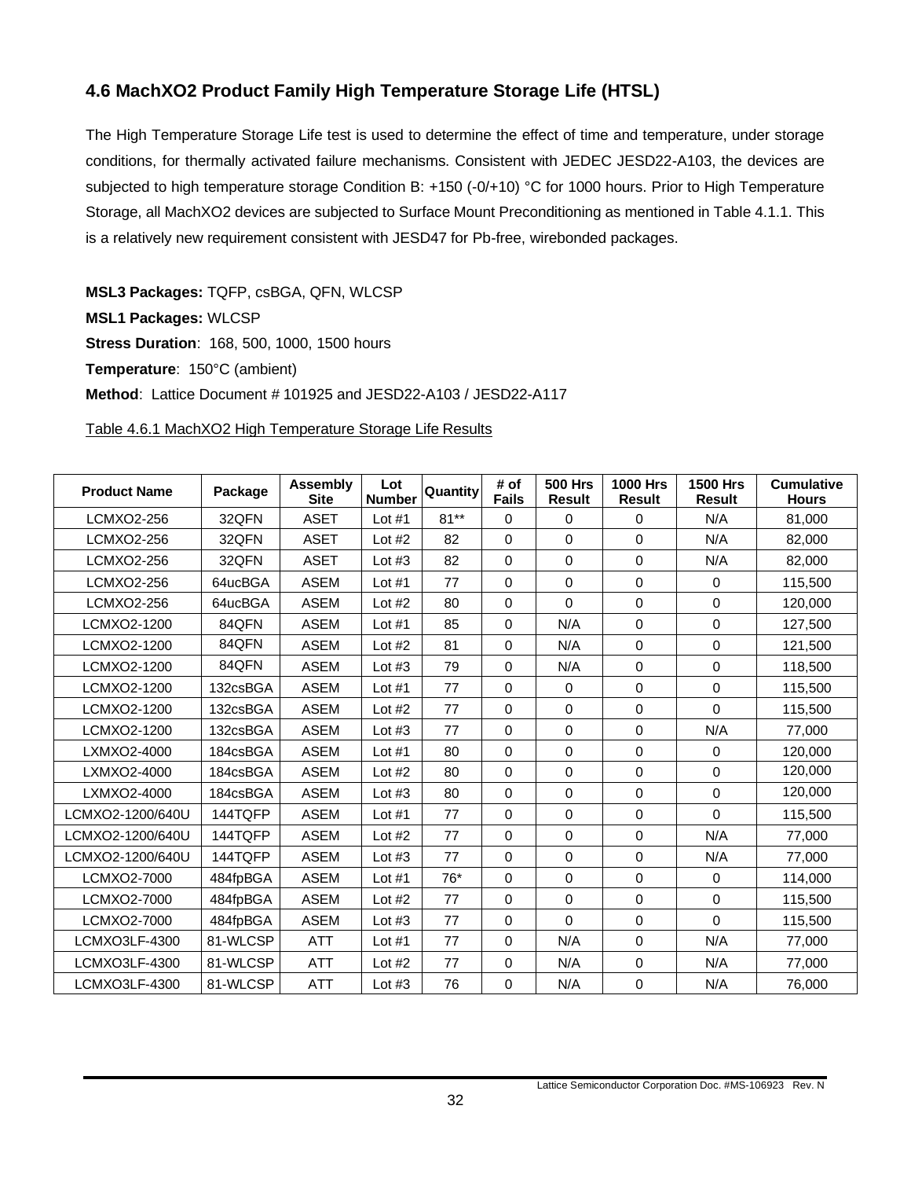## 4.6 MachXO2 Product Family High Temperature Storage Life (HTSL)

The High Temperature Storage Life test is used to determine the effect of time and temperature, under storage conditions, for thermally activated failure mechanisms. Consistent with JEDEC JESD22-A103, the devices are subjected to high temperature storage Condition B: +150 (-0/+10) °C for 1000 hours. Prior to High Temperature Storage, all MachXO2 devices are subjected to Surface Mount Preconditioning as mentioned in Table 4.1.1. This is a relatively new requirement consistent with JESD47 for Pb-free, wirebonded packages.

**MSL3 Packages:** TQFP, csBGA, QFN, WLCSP

**MSL1 Packages:** WLCSP

**Stress Duration**: 168, 500, 1000, 1500 hours

**Temperature**: 150°C (ambient)

**Method**: Lattice Document # 101925 and JESD22-A103 / JESD22-A117

Table 4.6.1 MachXO2 High Temperature Storage Life Results

| Product Name | Package | Assembly Site | Lot Number | Quantity | # of Fails | 500 Hrs Result | 1000 Hrs Result | 1500 Hrs Result | Cumulative Hours |
|---|---|---|---|---|---|---|---|---|---|
| LCMXO2-256 | 32QFN | ASET | Lot #1 | 81** | 0 | 0 | 0 | N/A | 81,000 |
| LCMXO2-256 | 32QFN | ASET | Lot #2 | 82 | 0 | 0 | 0 | N/A | 82,000 |
| LCMXO2-256 | 32QFN | ASET | Lot #3 | 82 | 0 | 0 | 0 | N/A | 82,000 |
| LCMXO2-256 | 64ucBGA | ASEM | Lot #1 | 77 | 0 | 0 | 0 | 0 | 115,500 |
| LCMXO2-256 | 64ucBGA | ASEM | Lot #2 | 80 | 0 | 0 | 0 | 0 | 120,000 |
| LCMXO2-1200 | 84QFN | ASEM | Lot #1 | 85 | 0 | N/A | 0 | 0 | 127,500 |
| LCMXO2-1200 | 84QFN | ASEM | Lot #2 | 81 | 0 | N/A | 0 | 0 | 121,500 |
| LCMXO2-1200 | 84QFN | ASEM | Lot #3 | 79 | 0 | N/A | 0 | 0 | 118,500 |
| LCMXO2-1200 | 132csBGA | ASEM | Lot #1 | 77 | 0 | 0 | 0 | 0 | 115,500 |
| LCMXO2-1200 | 132csBGA | ASEM | Lot #2 | 77 | 0 | 0 | 0 | 0 | 115,500 |
| LCMXO2-1200 | 132csBGA | ASEM | Lot #3 | 77 | 0 | 0 | 0 | N/A | 77,000 |
| LXMXO2-4000 | 184csBGA | ASEM | Lot #1 | 80 | 0 | 0 | 0 | 0 | 120,000 |
| LXMXO2-4000 | 184csBGA | ASEM | Lot #2 | 80 | 0 | 0 | 0 | 0 | 120,000 |
| LXMXO2-4000 | 184csBGA | ASEM | Lot #3 | 80 | 0 | 0 | 0 | 0 | 120,000 |
| LCMXO2-1200/640U | 144TQFP | ASEM | Lot #1 | 77 | 0 | 0 | 0 | 0 | 115,500 |
| LCMXO2-1200/640U | 144TQFP | ASEM | Lot #2 | 77 | 0 | 0 | 0 | N/A | 77,000 |
| LCMXO2-1200/640U | 144TQFP | ASEM | Lot #3 | 77 | 0 | 0 | 0 | N/A | 77,000 |
| LCMXO2-7000 | 484fpBGA | ASEM | Lot #1 | 76* | 0 | 0 | 0 | 0 | 114,000 |
| LCMXO2-7000 | 484fpBGA | ASEM | Lot #2 | 77 | 0 | 0 | 0 | 0 | 115,500 |
| LCMXO2-7000 | 484fpBGA | ASEM | Lot #3 | 77 | 0 | 0 | 0 | 0 | 115,500 |
| LCMXO3LF-4300 | 81-WLCSP | ATT | Lot #1 | 77 | 0 | N/A | 0 | N/A | 77,000 |
| LCMXO3LF-4300 | 81-WLCSP | ATT | Lot #2 | 77 | 0 | N/A | 0 | N/A | 77,000 |
| LCMXO3LF-4300 | 81-WLCSP | ATT | Lot #3 | 76 | 0 | N/A | 0 | N/A | 76,000 |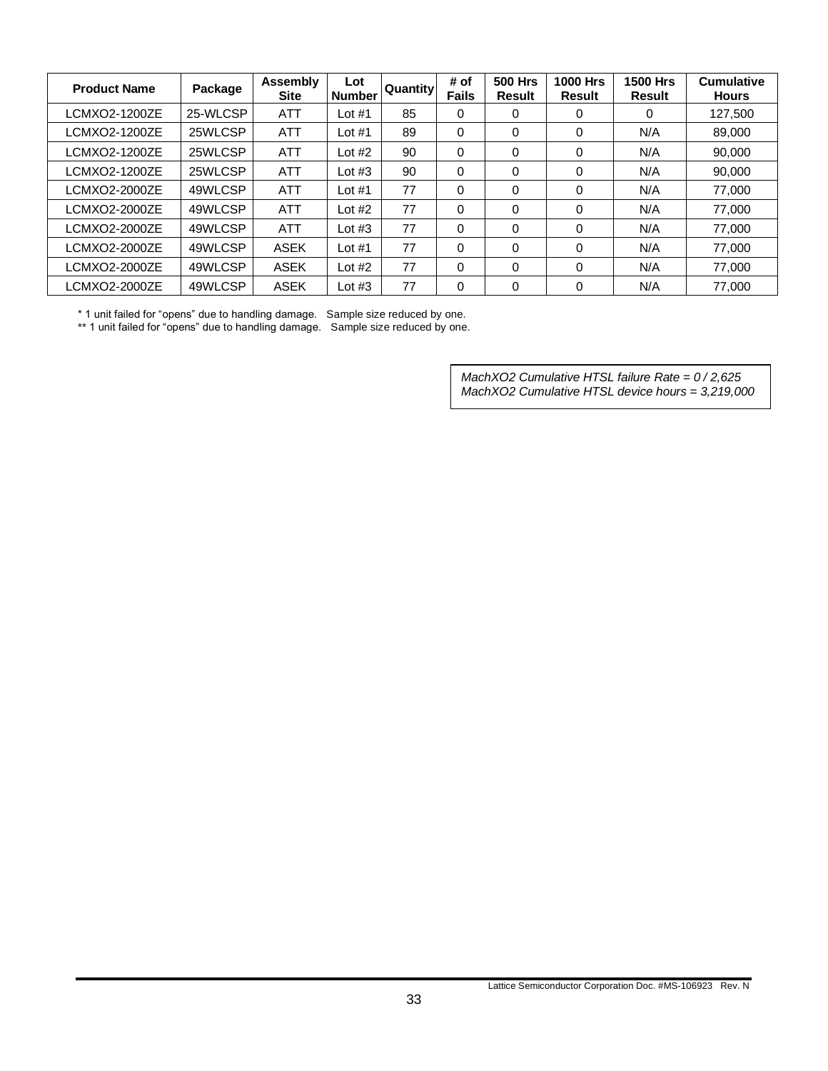| Product Name | Package | Assembly Site | Lot Number | Quantity | # of Fails | 500 Hrs Result | 1000 Hrs Result | 1500 Hrs Result | Cumulative Hours |
|---|---|---|---|---|---|---|---|---|---|
| LCMXO2-1200ZE | 25-WLCSP | ATT | Lot #1 | 85 | 0 | 0 | 0 | 0 | 127,500 |
| LCMXO2-1200ZE | 25WLCSP | ATT | Lot #1 | 89 | 0 | 0 | 0 | N/A | 89,000 |
| LCMXO2-1200ZE | 25WLCSP | ATT | Lot #2 | 90 | 0 | 0 | 0 | N/A | 90,000 |
| LCMXO2-1200ZE | 25WLCSP | ATT | Lot #3 | 90 | 0 | 0 | 0 | N/A | 90,000 |
| LCMXO2-2000ZE | 49WLCSP | ATT | Lot #1 | 77 | 0 | 0 | 0 | N/A | 77,000 |
| LCMXO2-2000ZE | 49WLCSP | ATT | Lot #2 | 77 | 0 | 0 | 0 | N/A | 77,000 |
| LCMXO2-2000ZE | 49WLCSP | ATT | Lot #3 | 77 | 0 | 0 | 0 | N/A | 77,000 |
| LCMXO2-2000ZE | 49WLCSP | ASEK | Lot #1 | 77 | 0 | 0 | 0 | N/A | 77,000 |
| LCMXO2-2000ZE | 49WLCSP | ASEK | Lot #2 | 77 | 0 | 0 | 0 | N/A | 77,000 |
| LCMXO2-2000ZE | 49WLCSP | ASEK | Lot #3 | 77 | 0 | 0 | 0 | N/A | 77,000 |

\* 1 unit failed for "opens" due to handling damage. Sample size reduced by one.

\*\* 1 unit failed for "opens" due to handling damage. Sample size reduced by one.

*MachXO2 Cumulative HTSL failure Rate = 0 / 2,625*
*MachXO2 Cumulative HTSL device hours = 3,219,000*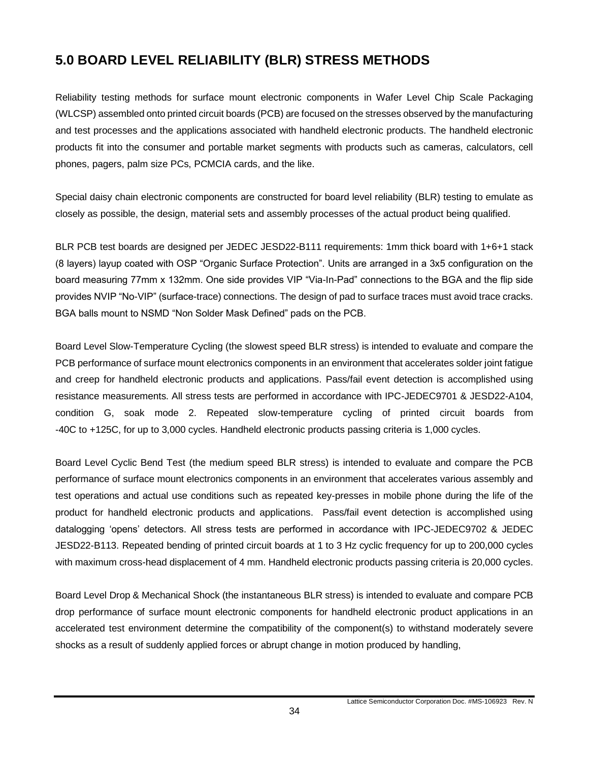## 5.0 BOARD LEVEL RELIABILITY (BLR) STRESS METHODS

Reliability testing methods for surface mount electronic components in Wafer Level Chip Scale Packaging (WLCSP) assembled onto printed circuit boards (PCB) are focused on the stresses observed by the manufacturing and test processes and the applications associated with handheld electronic products. The handheld electronic products fit into the consumer and portable market segments with products such as cameras, calculators, cell phones, pagers, palm size PCs, PCMCIA cards, and the like.

Special daisy chain electronic components are constructed for board level reliability (BLR) testing to emulate as closely as possible, the design, material sets and assembly processes of the actual product being qualified.

BLR PCB test boards are designed per JEDEC JESD22-B111 requirements: 1mm thick board with 1+6+1 stack (8 layers) layup coated with OSP "Organic Surface Protection". Units are arranged in a 3x5 configuration on the board measuring 77mm x 132mm. One side provides VIP "Via-In-Pad" connections to the BGA and the flip side provides NVIP "No-VIP" (surface-trace) connections. The design of pad to surface traces must avoid trace cracks. BGA balls mount to NSMD "Non Solder Mask Defined" pads on the PCB.

Board Level Slow-Temperature Cycling (the slowest speed BLR stress) is intended to evaluate and compare the PCB performance of surface mount electronics components in an environment that accelerates solder joint fatigue and creep for handheld electronic products and applications. Pass/fail event detection is accomplished using resistance measurements. All stress tests are performed in accordance with IPC-JEDEC9701 & JESD22-A104, condition G, soak mode 2. Repeated slow-temperature cycling of printed circuit boards from -40C to +125C, for up to 3,000 cycles. Handheld electronic products passing criteria is 1,000 cycles.

Board Level Cyclic Bend Test (the medium speed BLR stress) is intended to evaluate and compare the PCB performance of surface mount electronics components in an environment that accelerates various assembly and test operations and actual use conditions such as repeated key-presses in mobile phone during the life of the product for handheld electronic products and applications. Pass/fail event detection is accomplished using datalogging 'opens' detectors. All stress tests are performed in accordance with IPC-JEDEC9702 & JEDEC JESD22-B113. Repeated bending of printed circuit boards at 1 to 3 Hz cyclic frequency for up to 200,000 cycles with maximum cross-head displacement of 4 mm. Handheld electronic products passing criteria is 20,000 cycles.

Board Level Drop & Mechanical Shock (the instantaneous BLR stress) is intended to evaluate and compare PCB drop performance of surface mount electronic components for handheld electronic product applications in an accelerated test environment determine the compatibility of the component(s) to withstand moderately severe shocks as a result of suddenly applied forces or abrupt change in motion produced by handling,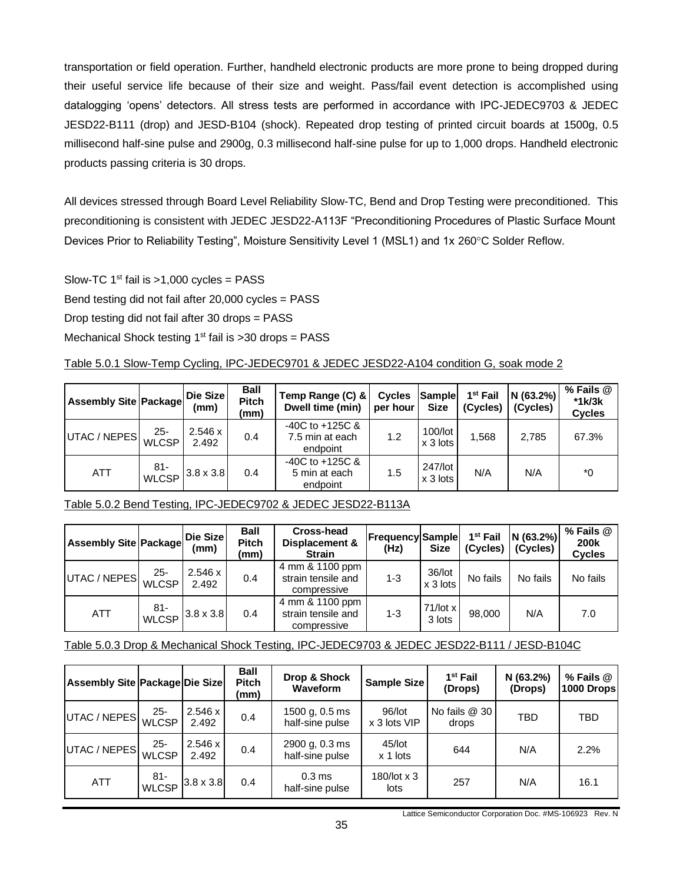transportation or field operation. Further, handheld electronic products are more prone to being dropped during their useful service life because of their size and weight. Pass/fail event detection is accomplished using datalogging 'opens' detectors. All stress tests are performed in accordance with IPC-JEDEC9703 & JEDEC JESD22-B111 (drop) and JESD-B104 (shock). Repeated drop testing of printed circuit boards at 1500g, 0.5 millisecond half-sine pulse and 2900g, 0.3 millisecond half-sine pulse for up to 1,000 drops. Handheld electronic products passing criteria is 30 drops.

All devices stressed through Board Level Reliability Slow-TC, Bend and Drop Testing were preconditioned. This preconditioning is consistent with JEDEC JESD22-A113F "Preconditioning Procedures of Plastic Surface Mount Devices Prior to Reliability Testing", Moisture Sensitivity Level 1 (MSL1) and 1x 260°C Solder Reflow.

Slow-TC 1st fail is >1,000 cycles = PASS
Bend testing did not fail after 20,000 cycles = PASS
Drop testing did not fail after 30 drops = PASS
Mechanical Shock testing 1st fail is >30 drops = PASS

Table 5.0.1 Slow-Temp Cycling, IPC-JEDEC9701 & JEDEC JESD22-A104 condition G, soak mode 2

| Assembly Site | Package | Die Size (mm) | Ball Pitch (mm) | Temp Range (C) & Dwell time (min) | Cycles per hour | Sample Size | 1st Fail (Cycles) | N (63.2%) (Cycles) | % Fails @ *1k/3k Cycles |
|---|---|---|---|---|---|---|---|---|---|
| UTAC / NEPES | 25-WLCSP | 2.546 x 2.492 | 0.4 | -40C to +125C & 7.5 min at each endpoint | 1.2 | 100/lot x 3 lots | 1,568 | 2,785 | 67.3% |
| ATT | 81-WLCSP | 3.8 x 3.8 | 0.4 | -40C to +125C & 5 min at each endpoint | 1.5 | 247/lot x 3 lots | N/A | N/A | *0 |

Table 5.0.2 Bend Testing, IPC-JEDEC9702 & JEDEC JESD22-B113A

| Assembly Site | Package | Die Size (mm) | Ball Pitch (mm) | Cross-head Displacement & Strain | Frequency (Hz) | Sample Size | 1st Fail (Cycles) | N (63.2%) (Cycles) | % Fails @ 200k Cycles |
|---|---|---|---|---|---|---|---|---|---|
| UTAC / NEPES | 25-WLCSP | 2.546 x 2.492 | 0.4 | 4 mm & 1100 ppm strain tensile and compressive | 1-3 | 36/lot x 3 lots | No fails | No fails | No fails |
| ATT | 81-WLCSP | 3.8 x 3.8 | 0.4 | 4 mm & 1100 ppm strain tensile and compressive | 1-3 | 71/lot x 3 lots | 98,000 | N/A | 7.0 |

Table 5.0.3 Drop & Mechanical Shock Testing, IPC-JEDEC9703 & JEDEC JESD22-B111 / JESD-B104C

| Assembly Site | Package | Die Size | Ball Pitch (mm) | Drop & Shock Waveform | Sample Size | 1st Fail (Drops) | N (63.2%) (Drops) | % Fails @ 1000 Drops |
|---|---|---|---|---|---|---|---|---|
| UTAC / NEPES | 25-WLCSP | 2.546 x 2.492 | 0.4 | 1500 g, 0.5 ms half-sine pulse | 96/lot x 3 lots VIP | No fails @ 30 drops | TBD | TBD |
| UTAC / NEPES | 25-WLCSP | 2.546 x 2.492 | 0.4 | 2900 g, 0.3 ms half-sine pulse | 45/lot x 1 lots | 644 | N/A | 2.2% |
| ATT | 81-WLCSP | 3.8 x 3.8 | 0.4 | 0.3 ms half-sine pulse | 180/lot x 3 lots | 257 | N/A | 16.1 |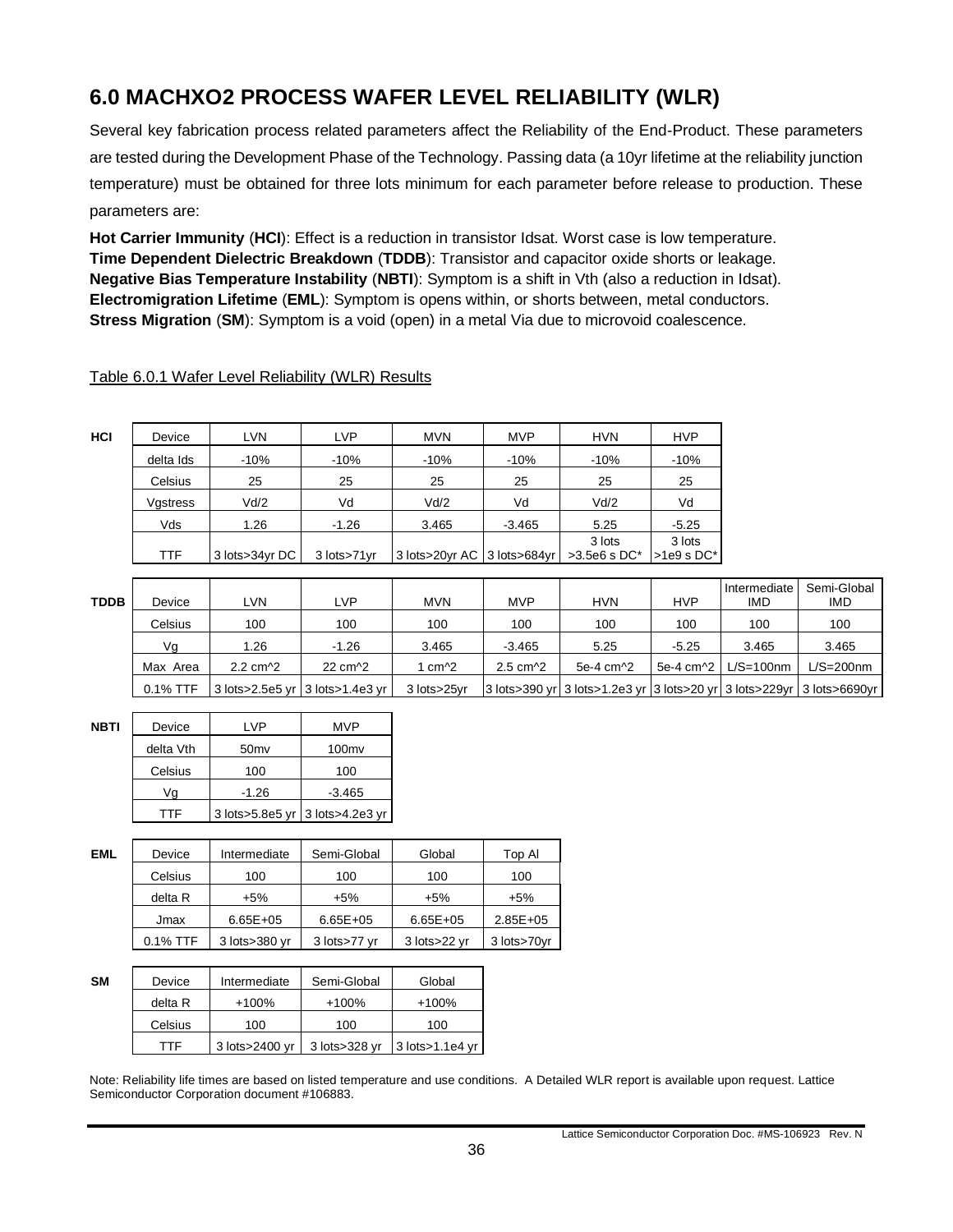# 6.0 MACHXO2 PROCESS WAFER LEVEL RELIABILITY (WLR)

Several key fabrication process related parameters affect the Reliability of the End-Product. These parameters are tested during the Development Phase of the Technology. Passing data (a 10yr lifetime at the reliability junction temperature) must be obtained for three lots minimum for each parameter before release to production. These parameters are:

**Hot Carrier Immunity** (**HCI**): Effect is a reduction in transistor Idsat. Worst case is low temperature.
**Time Dependent Dielectric Breakdown** (**TDDB**): Transistor and capacitor oxide shorts or leakage.
**Negative Bias Temperature Instability** (**NBTI**): Symptom is a shift in Vth (also a reduction in Idsat).
**Electromigration Lifetime** (**EML**): Symptom is opens within, or shorts between, metal conductors.
**Stress Migration** (**SM**): Symptom is a void (open) in a metal Via due to microvoid coalescence.

Table 6.0.1 Wafer Level Reliability (WLR) Results

**HCI**

| Device | LVN | LVP | MVN | MVP | HVN | HVP |
|---|---|---|---|---|---|---|
| delta Ids | -10% | -10% | -10% | -10% | -10% | -10% |
| Celsius | 25 | 25 | 25 | 25 | 25 | 25 |
| Vgstress | Vd/2 | Vd | Vd/2 | Vd | Vd/2 | Vd |
| Vds | 1.26 | -1.26 | 3.465 | -3.465 | 5.25 | -5.25 |
| TTF | 3 lots>34yr DC | 3 lots>71yr | 3 lots>20yr AC | 3 lots>684yr | 3 lots >3.5e6 s DC* | 3 lots >1e9 s DC* |

**TDDB**

| Device | LVN | LVP | MVN | MVP | HVN | HVP | Intermediate IMD | Semi-Global IMD |
|---|---|---|---|---|---|---|---|---|
| Celsius | 100 | 100 | 100 | 100 | 100 | 100 | 100 | 100 |
| Vg | 1.26 | -1.26 | 3.465 | -3.465 | 5.25 | -5.25 | 3.465 | 3.465 |
| Max Area | 2.2 cm^2 | 22 cm^2 | 1 cm^2 | 2.5 cm^2 | 5e-4 cm^2 | 5e-4 cm^2 | L/S=100nm | L/S=200nm |
| 0.1% TTF | 3 lots>2.5e5 yr | 3 lots>1.4e3 yr | 3 lots>25yr | 3 lots>390 yr | 3 lots>1.2e3 yr | 3 lots>20 yr | 3 lots>229yr | 3 lots>6690yr |

**NBTI**

| Device | LVP | MVP |
|---|---|---|
| delta Vth | 50mv | 100mv |
| Celsius | 100 | 100 |
| Vg | -1.26 | -3.465 |
| TTF | 3 lots>5.8e5 yr | 3 lots>4.2e3 yr |

**EML**

| Device | Intermediate | Semi-Global | Global | Top Al |
|---|---|---|---|---|
| Celsius | 100 | 100 | 100 | 100 |
| delta R | +5% | +5% | +5% | +5% |
| Jmax | 6.65E+05 | 6.65E+05 | 6.65E+05 | 2.85E+05 |
| 0.1% TTF | 3 lots>380 yr | 3 lots>77 yr | 3 lots>22 yr | 3 lots>70yr |

**SM**

| Device | Intermediate | Semi-Global | Global |
|---|---|---|---|
| delta R | +100% | +100% | +100% |
| Celsius | 100 | 100 | 100 |
| TTF | 3 lots>2400 yr | 3 lots>328 yr | 3 lots>1.1e4 yr |

Note: Reliability life times are based on listed temperature and use conditions. A Detailed WLR report is available upon request. Lattice Semiconductor Corporation document #106883.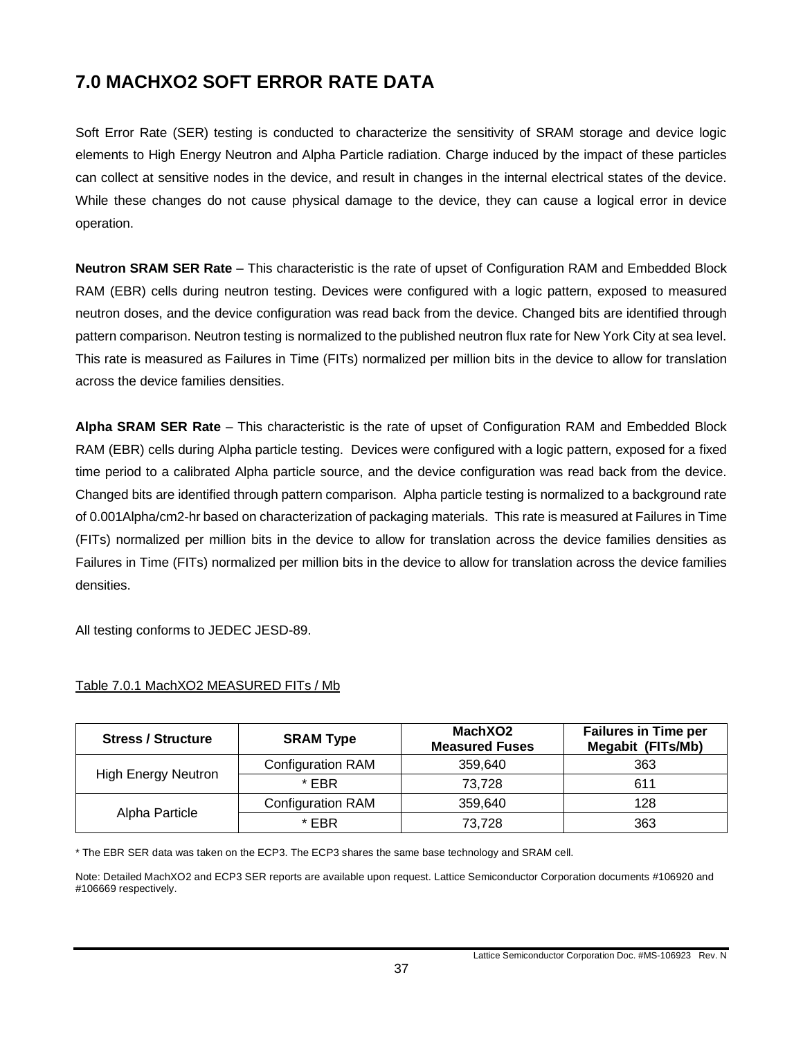# 7.0 MACHXO2 SOFT ERROR RATE DATA

Soft Error Rate (SER) testing is conducted to characterize the sensitivity of SRAM storage and device logic elements to High Energy Neutron and Alpha Particle radiation. Charge induced by the impact of these particles can collect at sensitive nodes in the device, and result in changes in the internal electrical states of the device. While these changes do not cause physical damage to the device, they can cause a logical error in device operation.

**Neutron SRAM SER Rate** – This characteristic is the rate of upset of Configuration RAM and Embedded Block RAM (EBR) cells during neutron testing. Devices were configured with a logic pattern, exposed to measured neutron doses, and the device configuration was read back from the device. Changed bits are identified through pattern comparison. Neutron testing is normalized to the published neutron flux rate for New York City at sea level. This rate is measured as Failures in Time (FITs) normalized per million bits in the device to allow for translation across the device families densities.

**Alpha SRAM SER Rate** – This characteristic is the rate of upset of Configuration RAM and Embedded Block RAM (EBR) cells during Alpha particle testing. Devices were configured with a logic pattern, exposed for a fixed time period to a calibrated Alpha particle source, and the device configuration was read back from the device. Changed bits are identified through pattern comparison. Alpha particle testing is normalized to a background rate of 0.001Alpha/cm2-hr based on characterization of packaging materials. This rate is measured at Failures in Time (FITs) normalized per million bits in the device to allow for translation across the device families densities as Failures in Time (FITs) normalized per million bits in the device to allow for translation across the device families densities.

All testing conforms to JEDEC JESD-89.

Table 7.0.1 MachXO2 MEASURED FITs / Mb

| Stress / Structure | SRAM Type | MachXO2 Measured Fuses | Failures in Time per Megabit (FITs/Mb) |
|---|---|---|---|
| High Energy Neutron | Configuration RAM | 359,640 | 363 |
| | * EBR | 73,728 | 611 |
| Alpha Particle | Configuration RAM | 359,640 | 128 |
| | * EBR | 73,728 | 363 |

* The EBR SER data was taken on the ECP3. The ECP3 shares the same base technology and SRAM cell.

Note: Detailed MachXO2 and ECP3 SER reports are available upon request. Lattice Semiconductor Corporation documents #106920 and #106669 respectively.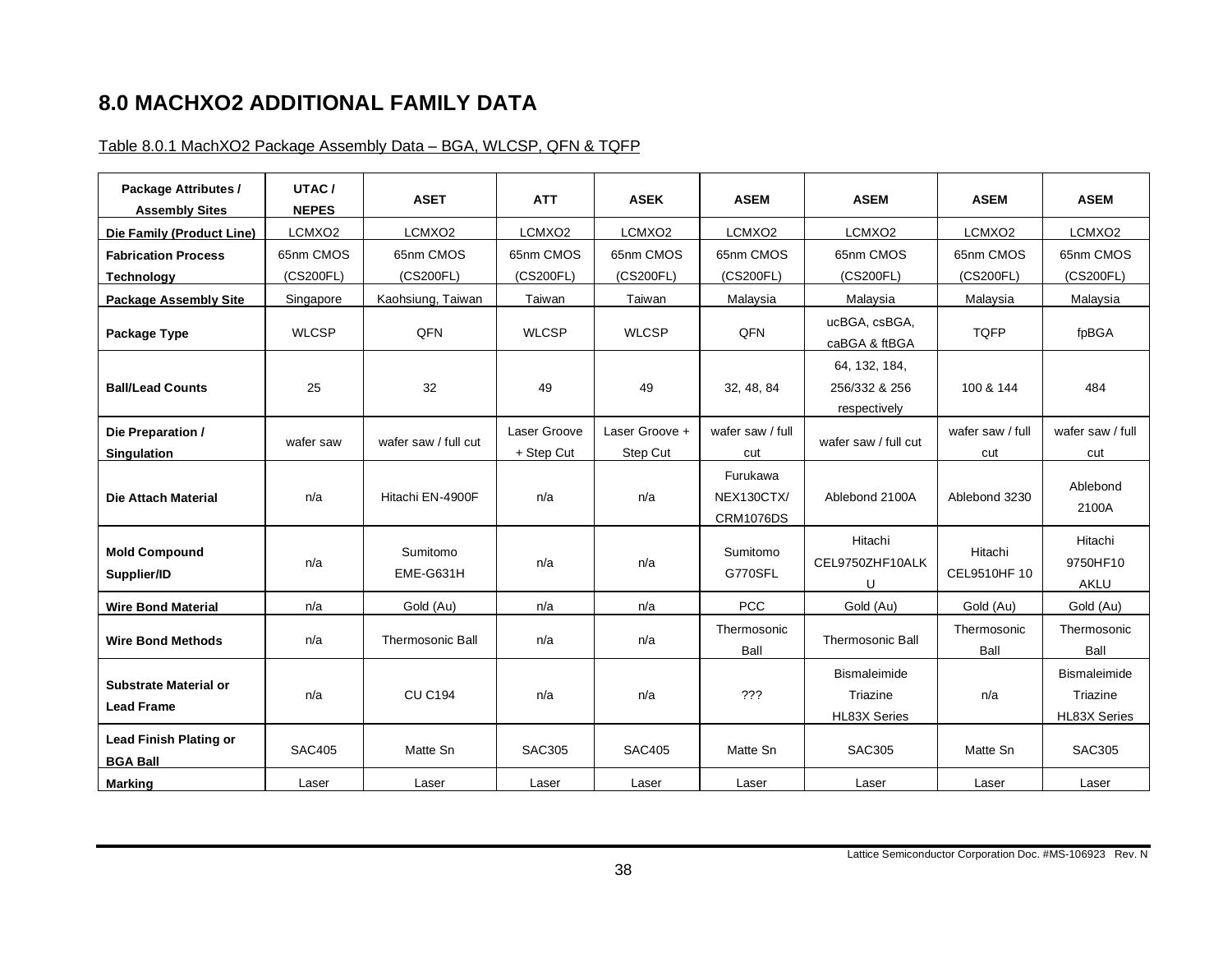# 8.0 MACHXO2 ADDITIONAL FAMILY DATA

Table 8.0.1 MachXO2 Package Assembly Data – BGA, WLCSP, QFN & TQFP

| Package Attributes / Assembly Sites | UTAC / NEPES | ASET | ATT | ASEK | ASEM | ASEM | ASEM | ASEM |
|---|---|---|---|---|---|---|---|---|
| Die Family (Product Line) | LCMXO2 | LCMXO2 | LCMXO2 | LCMXO2 | LCMXO2 | LCMXO2 | LCMXO2 | LCMXO2 |
| Fabrication Process Technology | 65nm CMOS (CS200FL) | 65nm CMOS (CS200FL) | 65nm CMOS (CS200FL) | 65nm CMOS (CS200FL) | 65nm CMOS (CS200FL) | 65nm CMOS (CS200FL) | 65nm CMOS (CS200FL) | 65nm CMOS (CS200FL) |
| Package Assembly Site | Singapore | Kaohsiung, Taiwan | Taiwan | Taiwan | Malaysia | Malaysia | Malaysia | Malaysia |
| Package Type | WLCSP | QFN | WLCSP | WLCSP | QFN | ucBGA, csBGA, caBGA & ftBGA | TQFP | fpBGA |
| Ball/Lead Counts | 25 | 32 | 49 | 49 | 32, 48, 84 | 64, 132, 184, 256/332 & 256 respectively | 100 & 144 | 484 |
| Die Preparation / Singulation | wafer saw | wafer saw / full cut | Laser Groove + Step Cut | Laser Groove + Step Cut | wafer saw / full cut | wafer saw / full cut | wafer saw / full cut | wafer saw / full cut |
| Die Attach Material | n/a | Hitachi EN-4900F | n/a | n/a | Furukawa NEX130CTX/ CRM1076DS | Ablebond 2100A | Ablebond 3230 | Ablebond 2100A |
| Mold Compound Supplier/ID | n/a | Sumitomo EME-G631H | n/a | n/a | Sumitomo G770SFL | Hitachi CEL9750ZHF10ALKU | Hitachi CEL9510HF 10 | Hitachi 9750HF10 AKLU |
| Wire Bond Material | n/a | Gold (Au) | n/a | n/a | PCC | Gold (Au) | Gold (Au) | Gold (Au) |
| Wire Bond Methods | n/a | Thermosonic Ball | n/a | n/a | Thermosonic Ball | Thermosonic Ball | Thermosonic Ball | Thermosonic Ball |
| Substrate Material or Lead Frame | n/a | CU C194 | n/a | n/a | ??? | Bismaleimide Triazine HL83X Series | n/a | Bismaleimide Triazine HL83X Series |
| Lead Finish Plating or BGA Ball | SAC405 | Matte Sn | SAC305 | SAC405 | Matte Sn | SAC305 | Matte Sn | SAC305 |
| Marking | Laser | Laser | Laser | Laser | Laser | Laser | Laser | Laser |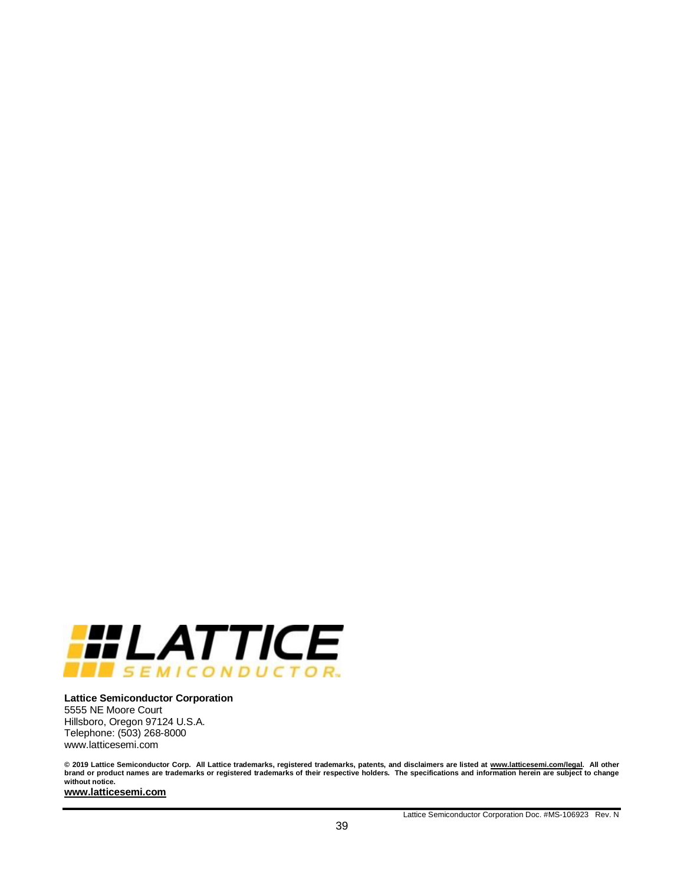**Lattice Semiconductor Corporation**
5555 NE Moore Court
Hillsboro, Oregon 97124 U.S.A.
Telephone: (503) 268-8000
www.latticesemi.com

**© 2019 Lattice Semiconductor Corp. All Lattice trademarks, registered trademarks, patents, and disclaimers are listed at www.latticesemi.com/legal. All other brand or product names are trademarks or registered trademarks of their respective holders. The specifications and information herein are subject to change without notice.**

**www.latticesemi.com**

Lattice Semiconductor Corporation Doc. #MS-106923 Rev. N